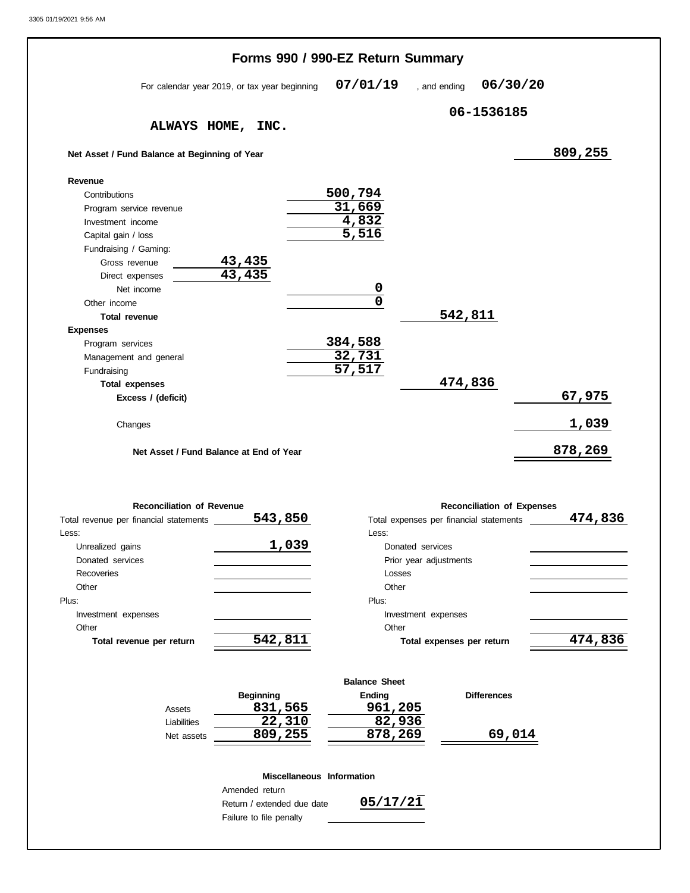3305 01/19/2021 9:56 AM

# Forms 990 / 990-EZ Return Summary

For calendar year 2019, or tax year beginning **07/01/19** , and ending **06/30/20**

**ALWAYS HOME, INC.**

**06-1536185**

| | | | | |
|---|---|---|---|---|
| **Net Asset / Fund Balance at Beginning of Year** | | | | 809,255 |
| **Revenue** | | | | |
| Contributions | | 500,794 | | |
| Program service revenue | | 31,669 | | |
| Investment income | | 4,832 | | |
| Capital gain / loss | | 5,516 | | |
| Fundraising / Gaming: | | | | |
| Gross revenue | 43,435 | | | |
| Direct expenses | 43,435 | | | |
| Net income | | 0 | | |
| Other income | | 0 | | |
| **Total revenue** | | | 542,811 | |
| **Expenses** | | | | |
| Program services | | 384,588 | | |
| Management and general | | 32,731 | | |
| Fundraising | | 57,517 | | |
| **Total expenses** | | | 474,836 | |
| **Excess / (deficit)** | | | | 67,975 |
| Changes | | | | 1,039 |
| **Net Asset / Fund Balance at End of Year** | | | | 878,269 |

**Reconciliation of Revenue**

| | |
|---|---|
| Total revenue per financial statements | 543,850 |
| Less: | |
| Unrealized gains | 1,039 |
| Donated services | |
| Recoveries | |
| Other | |
| Plus: | |
| Investment expenses | |
| Other | |
| **Total revenue per return** | 542,811 |

**Reconciliation of Expenses**

| | |
|---|---|
| Total expenses per financial statements | 474,836 |
| Less: | |
| Donated services | |
| Prior year adjustments | |
| Losses | |
| Other | |
| Plus: | |
| Investment expenses | |
| Other | |
| **Total expenses per return** | 474,836 |

**Balance Sheet**

| | Beginning | Ending | Differences |
|---|---|---|---|
| Assets | 831,565 | 961,205 | |
| Liabilities | 22,310 | 82,936 | |
| Net assets | 809,255 | 878,269 | 69,014 |

**Miscellaneous Information**

| | |
|---|---|
| Amended return | |
| Return / extended due date | 05/17/21 |
| Failure to file penalty | |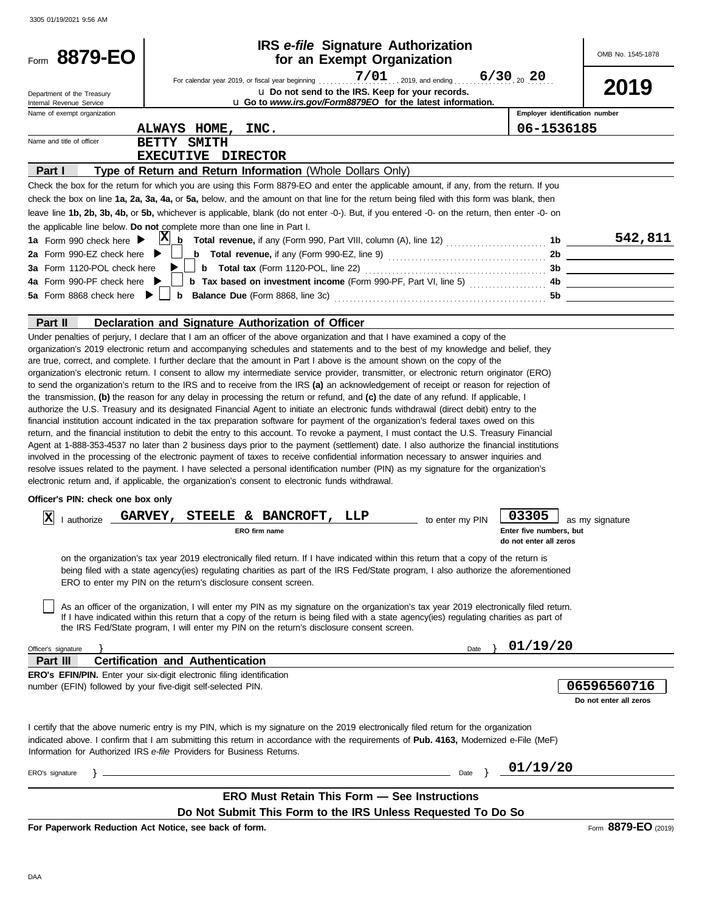Form **8879-EO**

Department of the Treasury
Internal Revenue Service

# IRS *e-file* Signature Authorization for an Exempt Organization

For calendar year 2019, or fiscal year beginning 7/01, 2019, and ending 6/30, 20 20

u Do not send to the IRS. Keep for your records.

u Go to *www.irs.gov/Form8879EO* for the latest information.

OMB No. 1545-1878

**2019**

Name of exempt organization: ALWAYS HOME, INC.

Employer identification number: 06-1536185

Name and title of officer: BETTY SMITH
EXECUTIVE DIRECTOR

## Part I — Type of Return and Return Information (Whole Dollars Only)

Check the box for the return for which you are using this Form 8879-EO and enter the applicable amount, if any, from the return. If you check the box on line **1a, 2a, 3a, 4a,** or **5a,** below, and the amount on that line for the return being filed with this form was blank, then leave line **1b, 2b, 3b, 4b,** or **5b,** whichever is applicable, blank (do not enter -0-). But, if you entered -0- on the return, then enter -0- on the applicable line below. **Do not** complete more than one line in Part I.

| | | | |
|---|---|---|---|
| **1a** Form 990 check here ▶ [X] | **b** **Total revenue,** if any (Form 990, Part VIII, column (A), line 12) | **1b** | 542,811 |
| **2a** Form 990-EZ check here ▶ [ ] | **b** **Total revenue,** if any (Form 990-EZ, line 9) | **2b** | |
| **3a** Form 1120-POL check here ▶ [ ] | **b** **Total tax** (Form 1120-POL, line 22) | **3b** | |
| **4a** Form 990-PF check here ▶ [ ] | **b** **Tax based on investment income** (Form 990-PF, Part VI, line 5) | **4b** | |
| **5a** Form 8868 check here ▶ [ ] | **b** **Balance Due** (Form 8868, line 3c) | **5b** | |

## Part II — Declaration and Signature Authorization of Officer

Under penalties of perjury, I declare that I am an officer of the above organization and that I have examined a copy of the organization's 2019 electronic return and accompanying schedules and statements and to the best of my knowledge and belief, they are true, correct, and complete. I further declare that the amount in Part I above is the amount shown on the copy of the organization's electronic return. I consent to allow my intermediate service provider, transmitter, or electronic return originator (ERO) to send the organization's return to the IRS and to receive from the IRS **(a)** an acknowledgement of receipt or reason for rejection of the transmission, **(b)** the reason for any delay in processing the return or refund, and **(c)** the date of any refund. If applicable, I authorize the U.S. Treasury and its designated Financial Agent to initiate an electronic funds withdrawal (direct debit) entry to the financial institution account indicated in the tax preparation software for payment of the organization's federal taxes owed on this return, and the financial institution to debit the entry to this account. To revoke a payment, I must contact the U.S. Treasury Financial Agent at 1-888-353-4537 no later than 2 business days prior to the payment (settlement) date. I also authorize the financial institutions involved in the processing of the electronic payment of taxes to receive confidential information necessary to answer inquiries and resolve issues related to the payment. I have selected a personal identification number (PIN) as my signature for the organization's electronic return and, if applicable, the organization's consent to electronic funds withdrawal.

**Officer's PIN: check one box only**

[X] I authorize GARVEY, STEELE & BANCROFT, LLP (ERO firm name) to enter my PIN 03305 (Enter five numbers, but do not enter all zeros) as my signature on the organization's tax year 2019 electronically filed return. If I have indicated within this return that a copy of the return is being filed with a state agency(ies) regulating charities as part of the IRS Fed/State program, I also authorize the aforementioned ERO to enter my PIN on the return's disclosure consent screen.

[ ] As an officer of the organization, I will enter my PIN as my signature on the organization's tax year 2019 electronically filed return. If I have indicated within this return that a copy of the return is being filed with a state agency(ies) regulating charities as part of the IRS Fed/State program, I will enter my PIN on the return's disclosure consent screen.

Officer's signature } _______________ Date } 01/19/20

## Part III — Certification and Authentication

**ERO's EFIN/PIN.** Enter your six-digit electronic filing identification number (EFIN) followed by your five-digit self-selected PIN.

06596560716
Do not enter all zeros

I certify that the above numeric entry is my PIN, which is my signature on the 2019 electronically filed return for the organization indicated above. I confirm that I am submitting this return in accordance with the requirements of **Pub. 4163,** Modernized e-File (MeF) Information for Authorized IRS *e-file* Providers for Business Returns.

ERO's signature } _______________ Date } 01/19/20

**ERO Must Retain This Form — See Instructions**

**Do Not Submit This Form to the IRS Unless Requested To Do So**

**For Paperwork Reduction Act Notice, see back of form.** Form **8879-EO** (2019)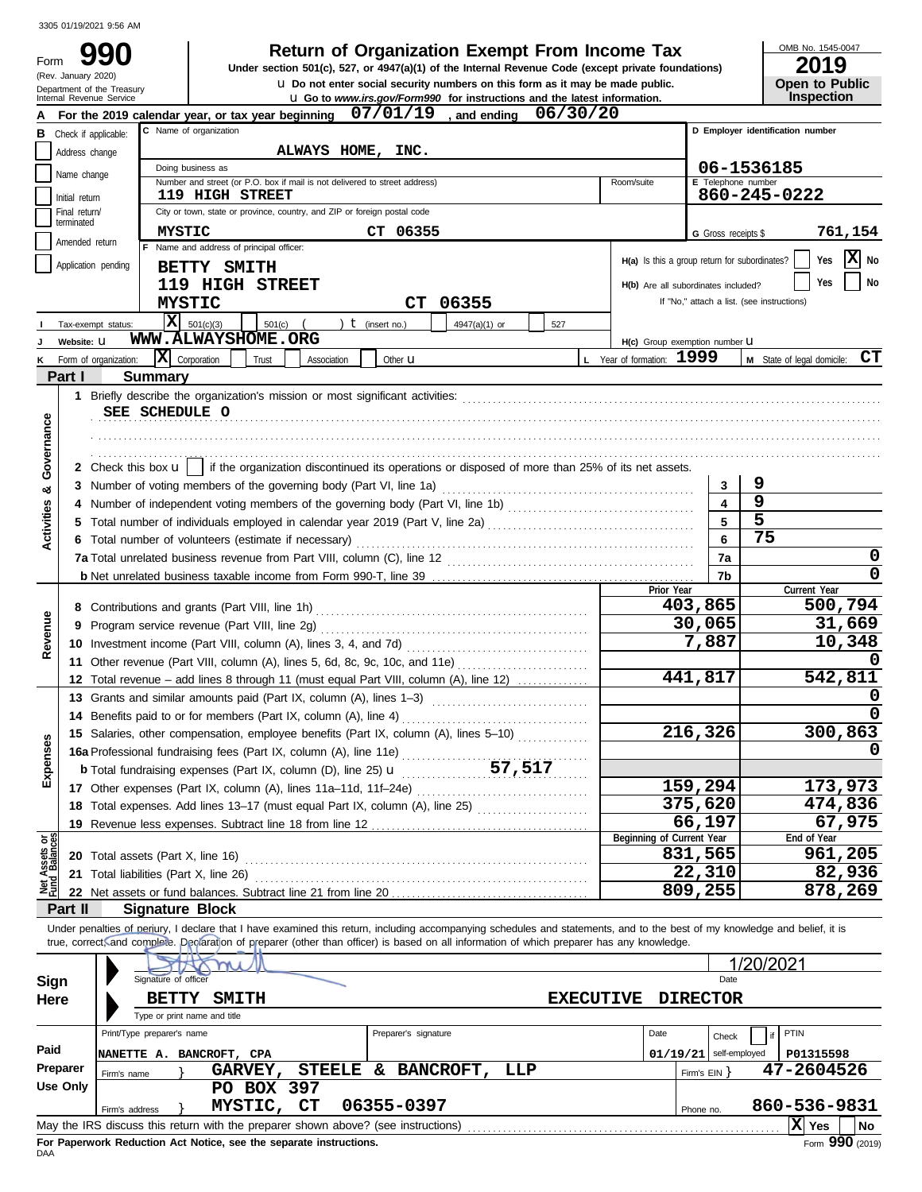3305 01/19/2021 9:56 AM

# Form 990 — Return of Organization Exempt From Income Tax

(Rev. January 2020)
Department of the Treasury
Internal Revenue Service

Under section 501(c), 527, or 4947(a)(1) of the Internal Revenue Code (except private foundations)

u Do not enter social security numbers on this form as it may be made public.

u Go to *www.irs.gov/Form990* for instructions and the latest information.

OMB No. 1545-0047

**2019**

**Open to Public Inspection**

**A** For the 2019 calendar year, or tax year beginning 07/01/19, and ending 06/30/20

**B** Check if applicable:
- Address change
- Name change
- Initial return
- Final return/terminated
- Amended return
- Application pending

**C** Name of organization: ALWAYS HOME, INC.

Doing business as

Number and street (or P.O. box if mail is not delivered to street address): 119 HIGH STREET — Room/suite

City or town, state or province, country, and ZIP or foreign postal code: MYSTIC CT 06355

**D** Employer identification number: 06-1536185

**E** Telephone number: 860-245-0222

**G** Gross receipts $ 761,154

**F** Name and address of principal officer:
BETTY SMITH
119 HIGH STREET
MYSTIC CT 06355

H(a) Is this a group return for subordinates? Yes [ ] No [X]

H(b) Are all subordinates included? Yes [ ] No [ ]
If "No," attach a list. (see instructions)

**I** Tax-exempt status: [X] 501(c)(3) [ ] 501(c) ( ) t (insert no.) [ ] 4947(a)(1) or [ ] 527

**J** Website: u WWW.ALWAYSHOME.ORG

H(c) Group exemption number u

**K** Form of organization: [X] Corporation [ ] Trust [ ] Association [ ] Other u

**L** Year of formation: 1999

**M** State of legal domicile: CT

## Part I — Summary

**Activities & Governance**

1 Briefly describe the organization's mission or most significant activities:
SEE SCHEDULE O

2 Check this box u [ ] if the organization discontinued its operations or disposed of more than 25% of its net assets.

| | | Line | |
|---|---|---|---|
| 3 | Number of voting members of the governing body (Part VI, line 1a) | 3 | 9 |
| 4 | Number of independent voting members of the governing body (Part VI, line 1b) | 4 | 9 |
| 5 | Total number of individuals employed in calendar year 2019 (Part V, line 2a) | 5 | 5 |
| 6 | Total number of volunteers (estimate if necessary) | 6 | 75 |
| 7a | Total unrelated business revenue from Part VIII, column (C), line 12 | 7a | 0 |
| b | Net unrelated business taxable income from Form 990-T, line 39 | 7b | 0 |

| | | Prior Year | Current Year |
|---|---|---|---|
| **Revenue** | | | |
| 8 | Contributions and grants (Part VIII, line 1h) | 403,865 | 500,794 |
| 9 | Program service revenue (Part VIII, line 2g) | 30,065 | 31,669 |
| 10 | Investment income (Part VIII, column (A), lines 3, 4, and 7d) | 7,887 | 10,348 |
| 11 | Other revenue (Part VIII, column (A), lines 5, 6d, 8c, 9c, 10c, and 11e) | | 0 |
| 12 | Total revenue – add lines 8 through 11 (must equal Part VIII, column (A), line 12) | 441,817 | 542,811 |
| **Expenses** | | | |
| 13 | Grants and similar amounts paid (Part IX, column (A), lines 1–3) | | 0 |
| 14 | Benefits paid to or for members (Part IX, column (A), line 4) | | 0 |
| 15 | Salaries, other compensation, employee benefits (Part IX, column (A), lines 5–10) | 216,326 | 300,863 |
| 16a | Professional fundraising fees (Part IX, column (A), line 11e) | | 0 |
| b | Total fundraising expenses (Part IX, column (D), line 25) u 57,517 | | |
| 17 | Other expenses (Part IX, column (A), lines 11a–11d, 11f–24e) | 159,294 | 173,973 |
| 18 | Total expenses. Add lines 13–17 (must equal Part IX, column (A), line 25) | 375,620 | 474,836 |
| 19 | Revenue less expenses. Subtract line 18 from line 12 | 66,197 | 67,975 |
| **Net Assets or Fund Balances** | | **Beginning of Current Year** | **End of Year** |
| 20 | Total assets (Part X, line 16) | 831,565 | 961,205 |
| 21 | Total liabilities (Part X, line 26) | 22,310 | 82,936 |
| 22 | Net assets or fund balances. Subtract line 21 from line 20 | 809,255 | 878,269 |

## Part II — Signature Block

Under penalties of perjury, I declare that I have examined this return, including accompanying schedules and statements, and to the best of my knowledge and belief, it is true, correct, and complete. Declaration of preparer (other than officer) is based on all information of which preparer has any knowledge.

**Sign Here**

Signature of officer — Date: 1/20/2021

BETTY SMITH EXECUTIVE DIRECTOR
Type or print name and title

**Paid Preparer Use Only**

| Print/Type preparer's name | Preparer's signature | Date | Check [ ] if self-employed | PTIN |
|---|---|---|---|---|
| NANETTE A. BANCROFT, CPA | | 01/19/21 | | P01315598 |

Firm's name } GARVEY, STEELE & BANCROFT, LLP — Firm's EIN } 47-2604526

Firm's address } PO BOX 397, MYSTIC, CT 06355-0397 — Phone no. 860-536-9831

May the IRS discuss this return with the preparer shown above? (see instructions) [X] Yes [ ] No

**For Paperwork Reduction Act Notice, see the separate instructions.**

DAA Form **990** (2019)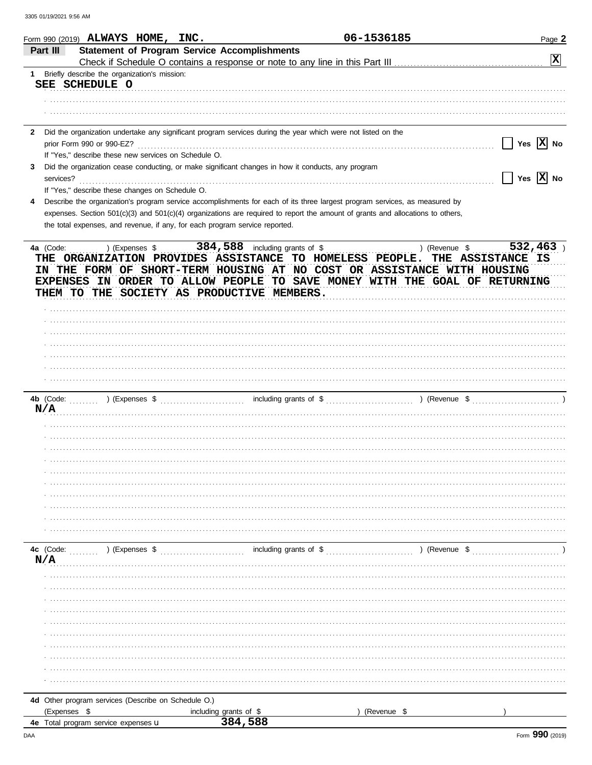Form 990 (2019) ALWAYS HOME, INC. 06-1536185 Page 2

## Part III Statement of Program Service Accomplishments

Check if Schedule O contains a response or note to any line in this Part III [X]

**1** Briefly describe the organization's mission:

SEE SCHEDULE O

**2** Did the organization undertake any significant program services during the year which were not listed on the prior Form 990 or 990-EZ? [ ] Yes [X] No

If "Yes," describe these new services on Schedule O.

**3** Did the organization cease conducting, or make significant changes in how it conducts, any program services? [ ] Yes [X] No

If "Yes," describe these changes on Schedule O.

**4** Describe the organization's program service accomplishments for each of its three largest program services, as measured by expenses. Section 501(c)(3) and 501(c)(4) organizations are required to report the amount of grants and allocations to others, the total expenses, and revenue, if any, for each program service reported.

**4a** (Code: ) (Expenses $ 384,588 including grants of $ ) (Revenue $ 532,463 )

THE ORGANIZATION PROVIDES ASSISTANCE TO HOMELESS PEOPLE. THE ASSISTANCE IS IN THE FORM OF SHORT-TERM HOUSING AT NO COST OR ASSISTANCE WITH HOUSING EXPENSES IN ORDER TO ALLOW PEOPLE TO SAVE MONEY WITH THE GOAL OF RETURNING THEM TO THE SOCIETY AS PRODUCTIVE MEMBERS.

**4b** (Code: ) (Expenses $ including grants of $ ) (Revenue $ )

N/A

**4c** (Code: ) (Expenses $ including grants of $ ) (Revenue $ )

N/A

**4d** Other program services (Describe on Schedule O.)

(Expenses $ including grants of $ ) (Revenue $ )

**4e** Total program service expenses 384,588

Form **990** (2019)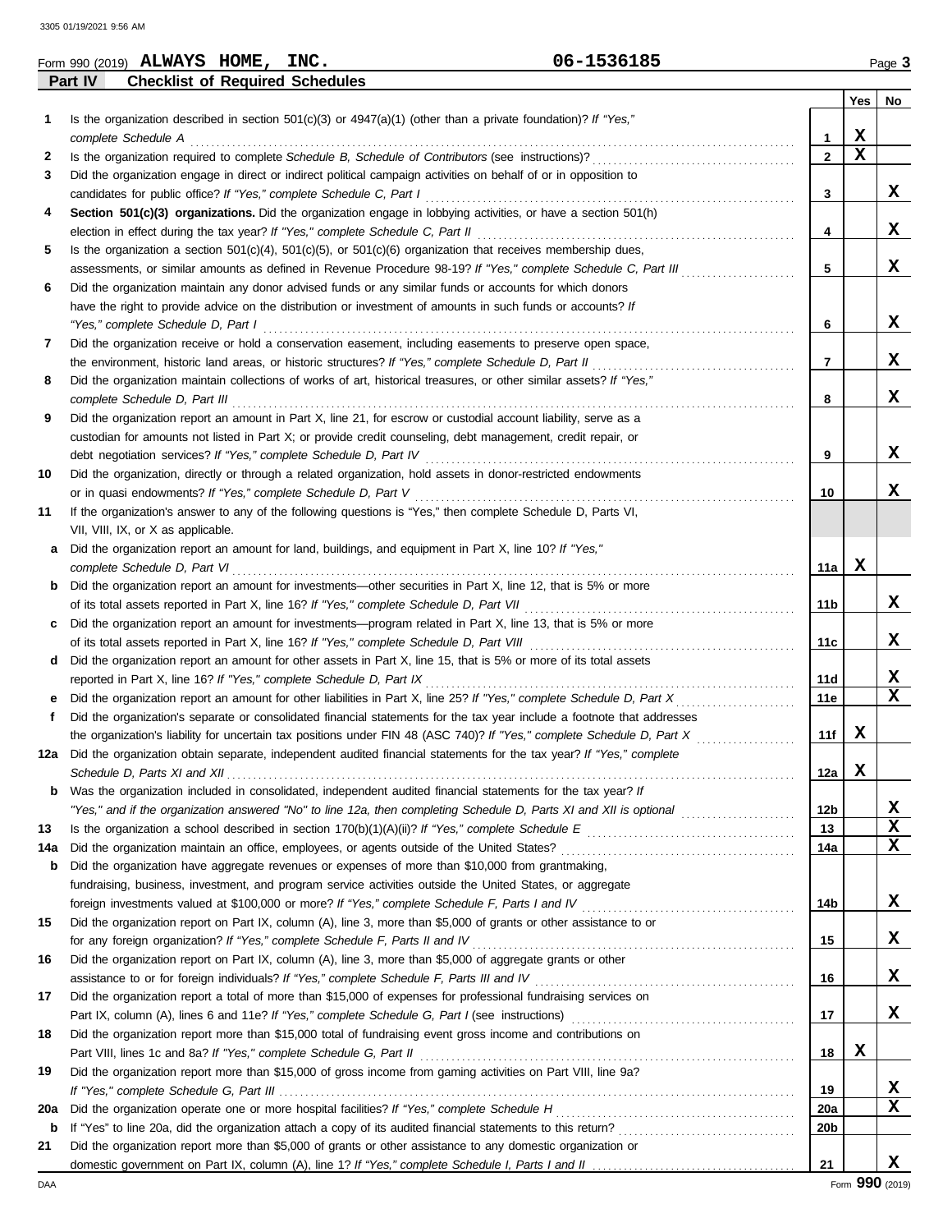Form 990 (2019) **ALWAYS HOME, INC.** **06-1536185** Page **3**

## Part IV — Checklist of Required Schedules

| | | | Yes | No |
|---|---|---|---|---|
| **1** | Is the organization described in section 501(c)(3) or 4947(a)(1) (other than a private foundation)? *If "Yes," complete Schedule A* | 1 | X | |
| **2** | Is the organization required to complete *Schedule B, Schedule of Contributors* (see instructions)? | 2 | X | |
| **3** | Did the organization engage in direct or indirect political campaign activities on behalf of or in opposition to candidates for public office? *If "Yes," complete Schedule C, Part I* | 3 | | X |
| **4** | **Section 501(c)(3) organizations.** Did the organization engage in lobbying activities, or have a section 501(h) election in effect during the tax year? *If "Yes," complete Schedule C, Part II* | 4 | | X |
| **5** | Is the organization a section 501(c)(4), 501(c)(5), or 501(c)(6) organization that receives membership dues, assessments, or similar amounts as defined in Revenue Procedure 98-19? *If "Yes," complete Schedule C, Part III* | 5 | | X |
| **6** | Did the organization maintain any donor advised funds or any similar funds or accounts for which donors have the right to provide advice on the distribution or investment of amounts in such funds or accounts? *If "Yes," complete Schedule D, Part I* | 6 | | X |
| **7** | Did the organization receive or hold a conservation easement, including easements to preserve open space, the environment, historic land areas, or historic structures? *If "Yes," complete Schedule D, Part II* | 7 | | X |
| **8** | Did the organization maintain collections of works of art, historical treasures, or other similar assets? *If "Yes," complete Schedule D, Part III* | 8 | | X |
| **9** | Did the organization report an amount in Part X, line 21, for escrow or custodial account liability, serve as a custodian for amounts not listed in Part X; or provide credit counseling, debt management, credit repair, or debt negotiation services? *If "Yes," complete Schedule D, Part IV* | 9 | | X |
| **10** | Did the organization, directly or through a related organization, hold assets in donor-restricted endowments or in quasi endowments? *If "Yes," complete Schedule D, Part V* | 10 | | X |
| **11** | If the organization's answer to any of the following questions is "Yes," then complete Schedule D, Parts VI, VII, VIII, IX, or X as applicable. | | | |
| **a** | Did the organization report an amount for land, buildings, and equipment in Part X, line 10? *If "Yes," complete Schedule D, Part VI* | 11a | X | |
| **b** | Did the organization report an amount for investments—other securities in Part X, line 12, that is 5% or more of its total assets reported in Part X, line 16? *If "Yes," complete Schedule D, Part VII* | 11b | | X |
| **c** | Did the organization report an amount for investments—program related in Part X, line 13, that is 5% or more of its total assets reported in Part X, line 16? *If "Yes," complete Schedule D, Part VIII* | 11c | | X |
| **d** | Did the organization report an amount for other assets in Part X, line 15, that is 5% or more of its total assets reported in Part X, line 16? *If "Yes," complete Schedule D, Part IX* | 11d | | X |
| **e** | Did the organization report an amount for other liabilities in Part X, line 25? *If "Yes," complete Schedule D, Part X* | 11e | | X |
| **f** | Did the organization's separate or consolidated financial statements for the tax year include a footnote that addresses the organization's liability for uncertain tax positions under FIN 48 (ASC 740)? *If "Yes," complete Schedule D, Part X* | 11f | X | |
| **12a** | Did the organization obtain separate, independent audited financial statements for the tax year? *If "Yes," complete Schedule D, Parts XI and XII* | 12a | X | |
| **b** | Was the organization included in consolidated, independent audited financial statements for the tax year? *If "Yes," and if the organization answered "No" to line 12a, then completing Schedule D, Parts XI and XII is optional* | 12b | | X |
| **13** | Is the organization a school described in section 170(b)(1)(A)(ii)? *If "Yes," complete Schedule E* | 13 | | X |
| **14a** | Did the organization maintain an office, employees, or agents outside of the United States? | 14a | | X |
| **b** | Did the organization have aggregate revenues or expenses of more than $10,000 from grantmaking, fundraising, business, investment, and program service activities outside the United States, or aggregate foreign investments valued at $100,000 or more? *If "Yes," complete Schedule F, Parts I and IV* | 14b | | X |
| **15** | Did the organization report on Part IX, column (A), line 3, more than $5,000 of grants or other assistance to or for any foreign organization? *If "Yes," complete Schedule F, Parts II and IV* | 15 | | X |
| **16** | Did the organization report on Part IX, column (A), line 3, more than $5,000 of aggregate grants or other assistance to or for foreign individuals? *If "Yes," complete Schedule F, Parts III and IV* | 16 | | X |
| **17** | Did the organization report a total of more than $15,000 of expenses for professional fundraising services on Part IX, column (A), lines 6 and 11e? *If "Yes," complete Schedule G, Part I* (see instructions) | 17 | | X |
| **18** | Did the organization report more than $15,000 total of fundraising event gross income and contributions on Part VIII, lines 1c and 8a? *If "Yes," complete Schedule G, Part II* | 18 | X | |
| **19** | Did the organization report more than $15,000 of gross income from gaming activities on Part VIII, line 9a? *If "Yes," complete Schedule G, Part III* | 19 | | X |
| **20a** | Did the organization operate one or more hospital facilities? *If "Yes," complete Schedule H* | 20a | | X |
| **b** | If "Yes" to line 20a, did the organization attach a copy of its audited financial statements to this return? | 20b | | |
| **21** | Did the organization report more than $5,000 of grants or other assistance to any domestic organization or domestic government on Part IX, column (A), line 1? *If "Yes," complete Schedule I, Parts I and II* | 21 | | X |

Form **990** (2019)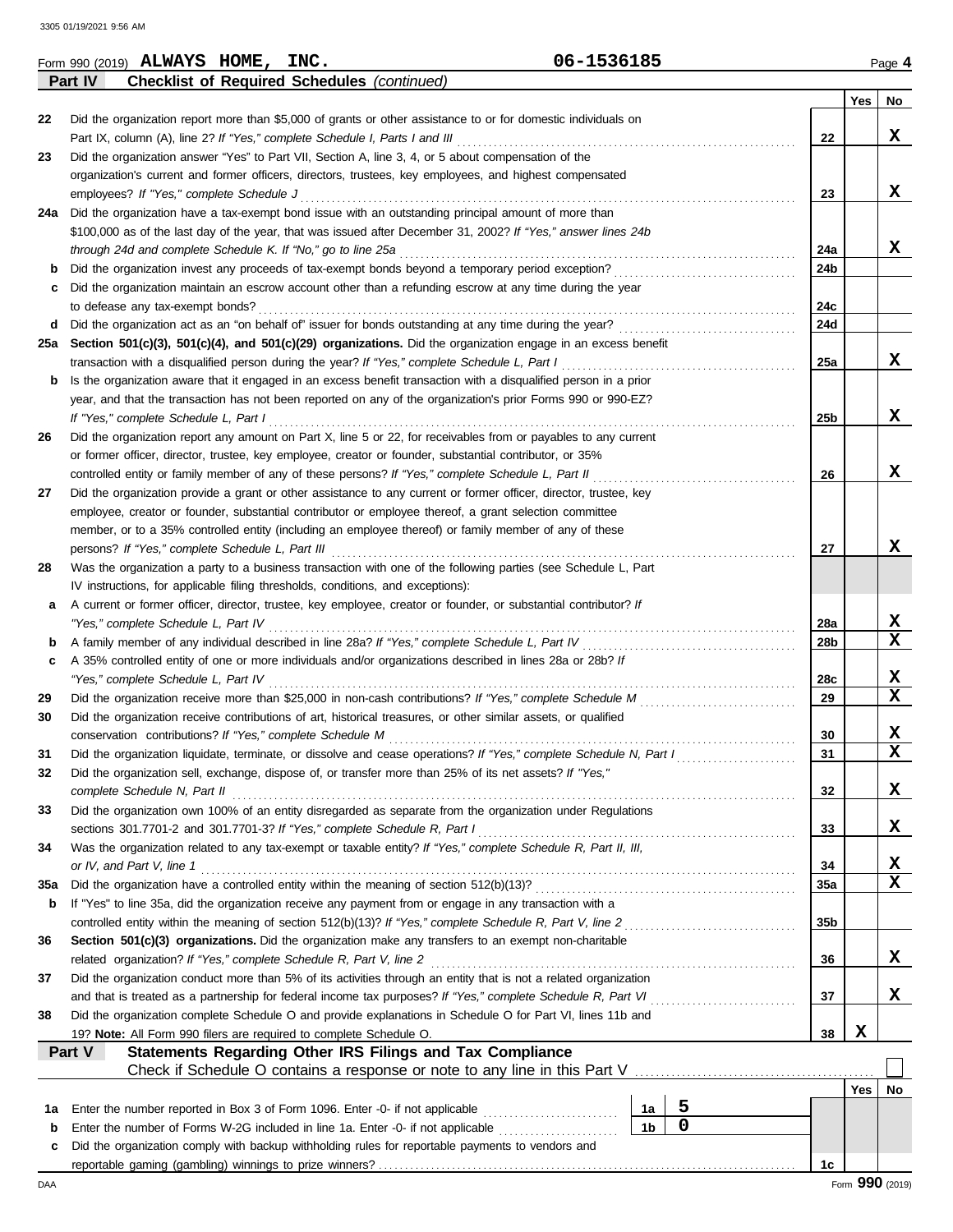Form 990 (2019) **ALWAYS HOME, INC.** **06-1536185** Page **4**

**Part IV** **Checklist of Required Schedules** *(continued)*

| | | | Yes | No |
|---|---|---|---|---|
| 22 | Did the organization report more than $5,000 of grants or other assistance to or for domestic individuals on Part IX, column (A), line 2? *If "Yes," complete Schedule I, Parts I and III* | 22 | | X |
| 23 | Did the organization answer "Yes" to Part VII, Section A, line 3, 4, or 5 about compensation of the organization's current and former officers, directors, trustees, key employees, and highest compensated employees? *If "Yes," complete Schedule J* | 23 | | X |
| 24a | Did the organization have a tax-exempt bond issue with an outstanding principal amount of more than $100,000 as of the last day of the year, that was issued after December 31, 2002? *If "Yes," answer lines 24b through 24d and complete Schedule K. If "No," go to line 25a* | 24a | | X |
| b | Did the organization invest any proceeds of tax-exempt bonds beyond a temporary period exception? | 24b | | |
| c | Did the organization maintain an escrow account other than a refunding escrow at any time during the year to defease any tax-exempt bonds? | 24c | | |
| d | Did the organization act as an "on behalf of" issuer for bonds outstanding at any time during the year? | 24d | | |
| 25a | **Section 501(c)(3), 501(c)(4), and 501(c)(29) organizations.** Did the organization engage in an excess benefit transaction with a disqualified person during the year? *If "Yes," complete Schedule L, Part I* | 25a | | X |
| b | Is the organization aware that it engaged in an excess benefit transaction with a disqualified person in a prior year, and that the transaction has not been reported on any of the organization's prior Forms 990 or 990-EZ? *If "Yes," complete Schedule L, Part I* | 25b | | X |
| 26 | Did the organization report any amount on Part X, line 5 or 22, for receivables from or payables to any current or former officer, director, trustee, key employee, creator or founder, substantial contributor, or 35% controlled entity or family member of any of these persons? *If "Yes," complete Schedule L, Part II* | 26 | | X |
| 27 | Did the organization provide a grant or other assistance to any current or former officer, director, trustee, key employee, creator or founder, substantial contributor or employee thereof, a grant selection committee member, or to a 35% controlled entity (including an employee thereof) or family member of any of these persons? *If "Yes," complete Schedule L, Part III* | 27 | | X |
| 28 | Was the organization a party to a business transaction with one of the following parties (see Schedule L, Part IV instructions, for applicable filing thresholds, conditions, and exceptions): | | | |
| a | A current or former officer, director, trustee, key employee, creator or founder, or substantial contributor? *If "Yes," complete Schedule L, Part IV* | 28a | | X |
| b | A family member of any individual described in line 28a? *If "Yes," complete Schedule L, Part IV* | 28b | | X |
| c | A 35% controlled entity of one or more individuals and/or organizations described in lines 28a or 28b? *If "Yes," complete Schedule L, Part IV* | 28c | | X |
| 29 | Did the organization receive more than $25,000 in non-cash contributions? *If "Yes," complete Schedule M* | 29 | | X |
| 30 | Did the organization receive contributions of art, historical treasures, or other similar assets, or qualified conservation contributions? *If "Yes," complete Schedule M* | 30 | | X |
| 31 | Did the organization liquidate, terminate, or dissolve and cease operations? *If "Yes," complete Schedule N, Part I* | 31 | | X |
| 32 | Did the organization sell, exchange, dispose of, or transfer more than 25% of its net assets? *If "Yes," complete Schedule N, Part II* | 32 | | X |
| 33 | Did the organization own 100% of an entity disregarded as separate from the organization under Regulations sections 301.7701-2 and 301.7701-3? *If "Yes," complete Schedule R, Part I* | 33 | | X |
| 34 | Was the organization related to any tax-exempt or taxable entity? *If "Yes," complete Schedule R, Part II, III, or IV, and Part V, line 1* | 34 | | X |
| 35a | Did the organization have a controlled entity within the meaning of section 512(b)(13)? | 35a | | X |
| b | If "Yes" to line 35a, did the organization receive any payment from or engage in any transaction with a controlled entity within the meaning of section 512(b)(13)? *If "Yes," complete Schedule R, Part V, line 2* | 35b | | |
| 36 | **Section 501(c)(3) organizations.** Did the organization make any transfers to an exempt non-charitable related organization? *If "Yes," complete Schedule R, Part V, line 2* | 36 | | X |
| 37 | Did the organization conduct more than 5% of its activities through an entity that is not a related organization and that is treated as a partnership for federal income tax purposes? *If "Yes," complete Schedule R, Part VI* | 37 | | X |
| 38 | Did the organization complete Schedule O and provide explanations in Schedule O for Part VI, lines 11b and 19? **Note:** All Form 990 filers are required to complete Schedule O. | 38 | X | |

**Part V** **Statements Regarding Other IRS Filings and Tax Compliance**

Check if Schedule O contains a response or note to any line in this Part V ☐

| | | | | | Yes | No |
|---|---|---|---|---|---|---|
| 1a | Enter the number reported in Box 3 of Form 1096. Enter -0- if not applicable | 1a | 5 | | | |
| b | Enter the number of Forms W-2G included in line 1a. Enter -0- if not applicable | 1b | 0 | | | |
| c | Did the organization comply with backup withholding rules for reportable payments to vendors and reportable gaming (gambling) winnings to prize winners? | | | 1c | | |

Form **990** (2019)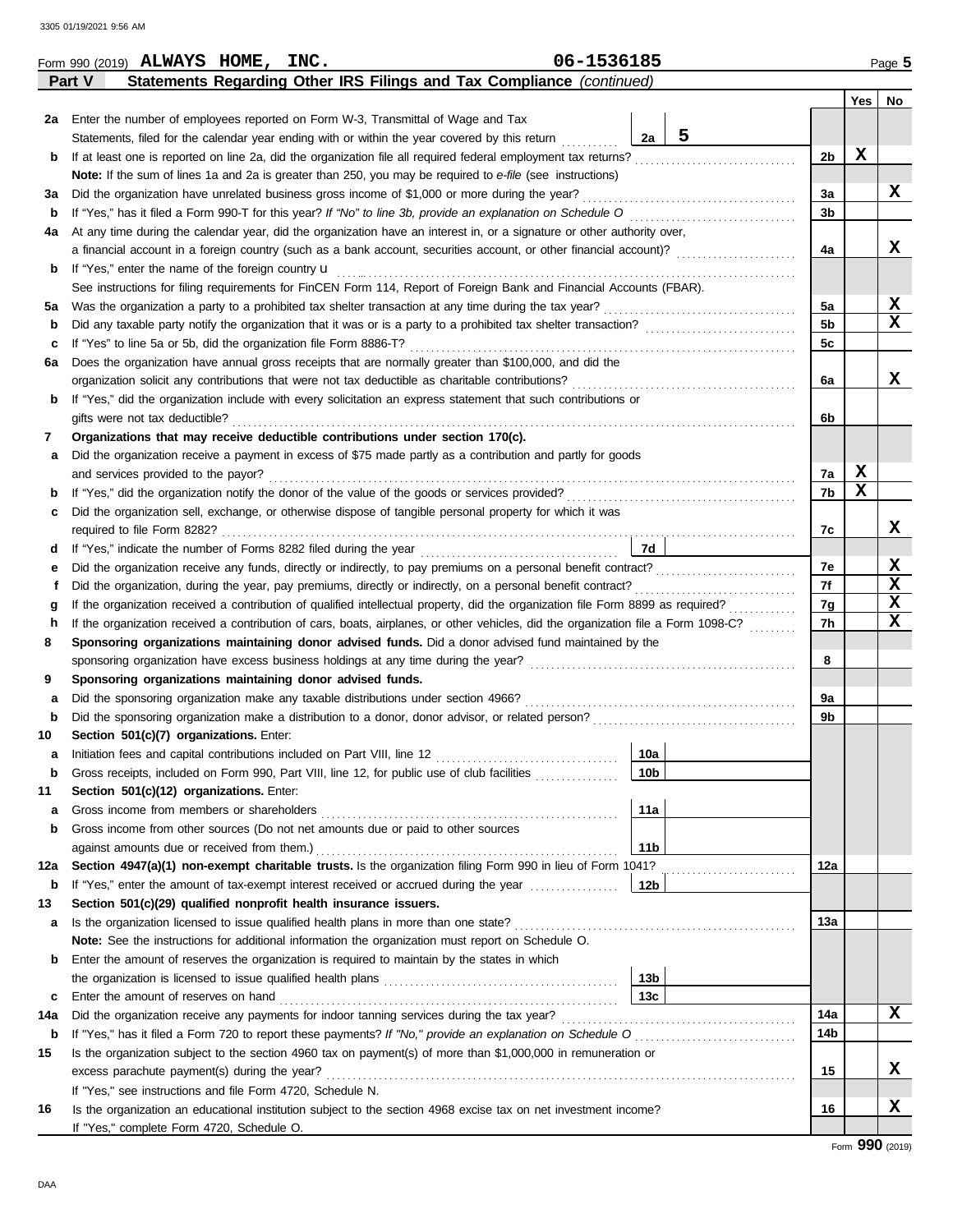Form 990 (2019) **ALWAYS HOME, INC.** **06-1536185** Page **5**

## Part V Statements Regarding Other IRS Filings and Tax Compliance *(continued)*

| | | | | Yes | No |
|---|---|---|---|---|---|
| **2a** | Enter the number of employees reported on Form W-3, Transmittal of Wage and Tax Statements, filed for the calendar year ending with or within the year covered by this return | **2a** 5 | | | |
| **b** | If at least one is reported on line 2a, did the organization file all required federal employment tax returns? | | **2b** | X | |
| | **Note:** If the sum of lines 1a and 2a is greater than 250, you may be required to *e-file* (see instructions) | | | | |
| **3a** | Did the organization have unrelated business gross income of $1,000 or more during the year? | | **3a** | | X |
| **b** | If "Yes," has it filed a Form 990-T for this year? *If "No" to line 3b, provide an explanation on Schedule O* | | **3b** | | |
| **4a** | At any time during the calendar year, did the organization have an interest in, or a signature or other authority over, a financial account in a foreign country (such as a bank account, securities account, or other financial account)? | | **4a** | | X |
| **b** | If "Yes," enter the name of the foreign country u | | | | |
| | See instructions for filing requirements for FinCEN Form 114, Report of Foreign Bank and Financial Accounts (FBAR). | | | | |
| **5a** | Was the organization a party to a prohibited tax shelter transaction at any time during the tax year? | | **5a** | | X |
| **b** | Did any taxable party notify the organization that it was or is a party to a prohibited tax shelter transaction? | | **5b** | | X |
| **c** | If "Yes" to line 5a or 5b, did the organization file Form 8886-T? | | **5c** | | |
| **6a** | Does the organization have annual gross receipts that are normally greater than $100,000, and did the organization solicit any contributions that were not tax deductible as charitable contributions? | | **6a** | | X |
| **b** | If "Yes," did the organization include with every solicitation an express statement that such contributions or gifts were not tax deductible? | | **6b** | | |
| **7** | **Organizations that may receive deductible contributions under section 170(c).** | | | | |
| **a** | Did the organization receive a payment in excess of $75 made partly as a contribution and partly for goods and services provided to the payor? | | **7a** | X | |
| **b** | If "Yes," did the organization notify the donor of the value of the goods or services provided? | | **7b** | X | |
| **c** | Did the organization sell, exchange, or otherwise dispose of tangible personal property for which it was required to file Form 8282? | | **7c** | | X |
| **d** | If "Yes," indicate the number of Forms 8282 filed during the year | **7d** | | | |
| **e** | Did the organization receive any funds, directly or indirectly, to pay premiums on a personal benefit contract? | | **7e** | | X |
| **f** | Did the organization, during the year, pay premiums, directly or indirectly, on a personal benefit contract? | | **7f** | | X |
| **g** | If the organization received a contribution of qualified intellectual property, did the organization file Form 8899 as required? | | **7g** | | X |
| **h** | If the organization received a contribution of cars, boats, airplanes, or other vehicles, did the organization file a Form 1098-C? | | **7h** | | X |
| **8** | **Sponsoring organizations maintaining donor advised funds.** Did a donor advised fund maintained by the sponsoring organization have excess business holdings at any time during the year? | | **8** | | |
| **9** | **Sponsoring organizations maintaining donor advised funds.** | | | | |
| **a** | Did the sponsoring organization make any taxable distributions under section 4966? | | **9a** | | |
| **b** | Did the sponsoring organization make a distribution to a donor, donor advisor, or related person? | | **9b** | | |
| **10** | **Section 501(c)(7) organizations.** Enter: | | | | |
| **a** | Initiation fees and capital contributions included on Part VIII, line 12 | **10a** | | | |
| **b** | Gross receipts, included on Form 990, Part VIII, line 12, for public use of club facilities | **10b** | | | |
| **11** | **Section 501(c)(12) organizations.** Enter: | | | | |
| **a** | Gross income from members or shareholders | **11a** | | | |
| **b** | Gross income from other sources (Do not net amounts due or paid to other sources against amounts due or received from them.) | **11b** | | | |
| **12a** | **Section 4947(a)(1) non-exempt charitable trusts.** Is the organization filing Form 990 in lieu of Form 1041? | | **12a** | | |
| **b** | If "Yes," enter the amount of tax-exempt interest received or accrued during the year | **12b** | | | |
| **13** | **Section 501(c)(29) qualified nonprofit health insurance issuers.** | | | | |
| **a** | Is the organization licensed to issue qualified health plans in more than one state? | | **13a** | | |
| | **Note:** See the instructions for additional information the organization must report on Schedule O. | | | | |
| **b** | Enter the amount of reserves the organization is required to maintain by the states in which the organization is licensed to issue qualified health plans | **13b** | | | |
| **c** | Enter the amount of reserves on hand | **13c** | | | |
| **14a** | Did the organization receive any payments for indoor tanning services during the tax year? | | **14a** | | X |
| **b** | If "Yes," has it filed a Form 720 to report these payments? *If "No," provide an explanation on Schedule O* | | **14b** | | |
| **15** | Is the organization subject to the section 4960 tax on payment(s) of more than $1,000,000 in remuneration or excess parachute payment(s) during the year? | | **15** | | X |
| | If "Yes," see instructions and file Form 4720, Schedule N. | | | | |
| **16** | Is the organization an educational institution subject to the section 4968 excise tax on net investment income? | | **16** | | X |
| | If "Yes," complete Form 4720, Schedule O. | | | | |

Form **990** (2019)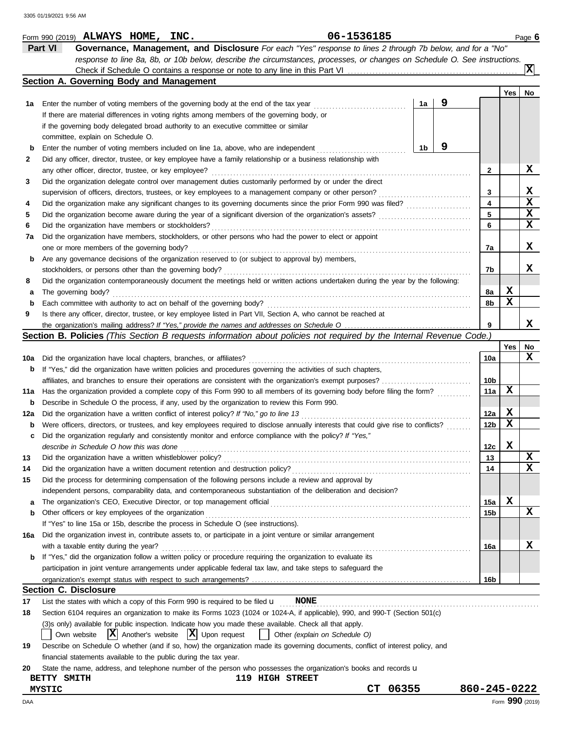Form 990 (2019) **ALWAYS HOME, INC.** **06-1536185** Page **6**

## Part VI Governance, Management, and Disclosure

*For each "Yes" response to lines 2 through 7b below, and for a "No" response to line 8a, 8b, or 10b below, describe the circumstances, processes, or changes on Schedule O. See instructions.*

Check if Schedule O contains a response or note to any line in this Part VI ..... **X**

### Section A. Governing Body and Management

| | | | | Yes | No |
|---|---|---|---|---|---|
| **1a** | Enter the number of voting members of the governing body at the end of the tax year ..... **1a** **9**. If there are material differences in voting rights among members of the governing body, or if the governing body delegated broad authority to an executive committee or similar committee, explain on Schedule O. | | | | |
| **b** | Enter the number of voting members included on line 1a, above, who are independent ..... **1b** **9** | | | | |
| **2** | Did any officer, director, trustee, or key employee have a family relationship or a business relationship with any other officer, director, trustee, or key employee? | | **2** | | **X** |
| **3** | Did the organization delegate control over management duties customarily performed by or under the direct supervision of officers, directors, trustees, or key employees to a management company or other person? | | **3** | | **X** |
| **4** | Did the organization make any significant changes to its governing documents since the prior Form 990 was filed? | | **4** | | **X** |
| **5** | Did the organization become aware during the year of a significant diversion of the organization's assets? | | **5** | | **X** |
| **6** | Did the organization have members or stockholders? | | **6** | | **X** |
| **7a** | Did the organization have members, stockholders, or other persons who had the power to elect or appoint one or more members of the governing body? | | **7a** | | **X** |
| **b** | Are any governance decisions of the organization reserved to (or subject to approval by) members, stockholders, or persons other than the governing body? | | **7b** | | **X** |
| **8** | Did the organization contemporaneously document the meetings held or written actions undertaken during the year by the following: | | | | |
| **a** | The governing body? | | **8a** | **X** | |
| **b** | Each committee with authority to act on behalf of the governing body? | | **8b** | **X** | |
| **9** | Is there any officer, director, trustee, or key employee listed in Part VII, Section A, who cannot be reached at the organization's mailing address? *If "Yes," provide the names and addresses on Schedule O* | | **9** | | **X** |

### Section B. Policies *(This Section B requests information about policies not required by the Internal Revenue Code.)*

| | | | Yes | No |
|---|---|---|---|---|
| **10a** | Did the organization have local chapters, branches, or affiliates? | **10a** | | **X** |
| **b** | If "Yes," did the organization have written policies and procedures governing the activities of such chapters, affiliates, and branches to ensure their operations are consistent with the organization's exempt purposes? | **10b** | | |
| **11a** | Has the organization provided a complete copy of this Form 990 to all members of its governing body before filing the form? | **11a** | **X** | |
| **b** | Describe in Schedule O the process, if any, used by the organization to review this Form 990. | | | |
| **12a** | Did the organization have a written conflict of interest policy? *If "No," go to line 13* | **12a** | **X** | |
| **b** | Were officers, directors, or trustees, and key employees required to disclose annually interests that could give rise to conflicts? | **12b** | **X** | |
| **c** | Did the organization regularly and consistently monitor and enforce compliance with the policy? *If "Yes," describe in Schedule O how this was done* | **12c** | **X** | |
| **13** | Did the organization have a written whistleblower policy? | **13** | | **X** |
| **14** | Did the organization have a written document retention and destruction policy? | **14** | | **X** |
| **15** | Did the process for determining compensation of the following persons include a review and approval by independent persons, comparability data, and contemporaneous substantiation of the deliberation and decision? | | | |
| **a** | The organization's CEO, Executive Director, or top management official | **15a** | **X** | |
| **b** | Other officers or key employees of the organization | **15b** | | **X** |
| | If "Yes" to line 15a or 15b, describe the process in Schedule O (see instructions). | | | |
| **16a** | Did the organization invest in, contribute assets to, or participate in a joint venture or similar arrangement with a taxable entity during the year? | **16a** | | **X** |
| **b** | If "Yes," did the organization follow a written policy or procedure requiring the organization to evaluate its participation in joint venture arrangements under applicable federal tax law, and take steps to safeguard the organization's exempt status with respect to such arrangements? | **16b** | | |

### Section C. Disclosure

**17** List the states with which a copy of this Form 990 is required to be filed **NONE**

**18** Section 6104 requires an organization to make its Forms 1023 (1024 or 1024-A, if applicable), 990, and 990-T (Section 501(c)(3)s only) available for public inspection. Indicate how you made these available. Check all that apply.

☐ Own website  ☒ Another's website  ☒ Upon request  ☐ Other *(explain on Schedule O)*

**19** Describe on Schedule O whether (and if so, how) the organization made its governing documents, conflict of interest policy, and financial statements available to the public during the tax year.

**20** State the name, address, and telephone number of the person who possesses the organization's books and records

**BETTY SMITH**  **119 HIGH STREET**
**MYSTIC**  **CT 06355**  **860-245-0222**

Form **990** (2019)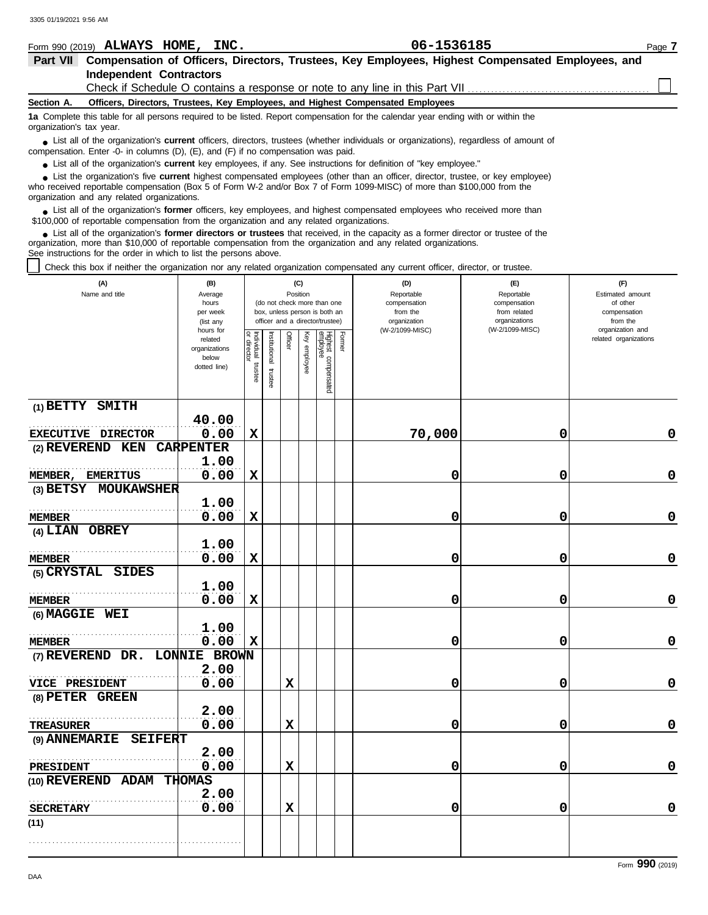Form 990 (2019) **ALWAYS HOME, INC.** **06-1536185** Page **7**

## Part VII Compensation of Officers, Directors, Trustees, Key Employees, Highest Compensated Employees, and Independent Contractors

Check if Schedule O contains a response or note to any line in this Part VII ☐

### Section A. Officers, Directors, Trustees, Key Employees, and Highest Compensated Employees

**1a** Complete this table for all persons required to be listed. Report compensation for the calendar year ending with or within the organization's tax year.

- List all of the organization's **current** officers, directors, trustees (whether individuals or organizations), regardless of amount of compensation. Enter -0- in columns (D), (E), and (F) if no compensation was paid.
- List all of the organization's **current** key employees, if any. See instructions for definition of "key employee."
- List the organization's five **current** highest compensated employees (other than an officer, director, trustee, or key employee) who received reportable compensation (Box 5 of Form W-2 and/or Box 7 of Form 1099-MISC) of more than $100,000 from the organization and any related organizations.
- List all of the organization's **former** officers, key employees, and highest compensated employees who received more than $100,000 of reportable compensation from the organization and any related organizations.
- List all of the organization's **former directors or trustees** that received, in the capacity as a former director or trustee of the organization, more than $10,000 of reportable compensation from the organization and any related organizations.

See instructions for the order in which to list the persons above.

☐ Check this box if neither the organization nor any related organization compensated any current officer, director, or trustee.

| (A) Name and title | (B) Average hours per week (list any hours for related organizations below dotted line) | (C) Position: Individual trustee or director | Institutional trustee | Officer | Key employee | Highest compensated employee | Former | (D) Reportable compensation from the organization (W-2/1099-MISC) | (E) Reportable compensation from related organizations (W-2/1099-MISC) | (F) Estimated amount of other compensation from the organization and related organizations |
|---|---|---|---|---|---|---|---|---|---|---|
| (1) BETTY SMITH<br>EXECUTIVE DIRECTOR | 40.00<br>0.00 | X | | | | | | 70,000 | 0 | 0 |
| (2) REVEREND KEN CARPENTER<br>MEMBER, EMERITUS | 1.00<br>0.00 | X | | | | | | 0 | 0 | 0 |
| (3) BETSY MOUKAWSHER<br>MEMBER | 1.00<br>0.00 | X | | | | | | 0 | 0 | 0 |
| (4) LIAN OBREY<br>MEMBER | 1.00<br>0.00 | X | | | | | | 0 | 0 | 0 |
| (5) CRYSTAL SIDES<br>MEMBER | 1.00<br>0.00 | X | | | | | | 0 | 0 | 0 |
| (6) MAGGIE WEI<br>MEMBER | 1.00<br>0.00 | X | | | | | | 0 | 0 | 0 |
| (7) REVEREND DR. LONNIE BROWN<br>VICE PRESIDENT | 2.00<br>0.00 | | | X | | | | 0 | 0 | 0 |
| (8) PETER GREEN<br>TREASURER | 2.00<br>0.00 | | | X | | | | 0 | 0 | 0 |
| (9) ANNEMARIE SEIFERT<br>PRESIDENT | 2.00<br>0.00 | | | X | | | | 0 | 0 | 0 |
| (10) REVEREND ADAM THOMAS<br>SECRETARY | 2.00<br>0.00 | | | X | | | | 0 | 0 | 0 |
| (11) | | | | | | | | | | |

Form **990** (2019)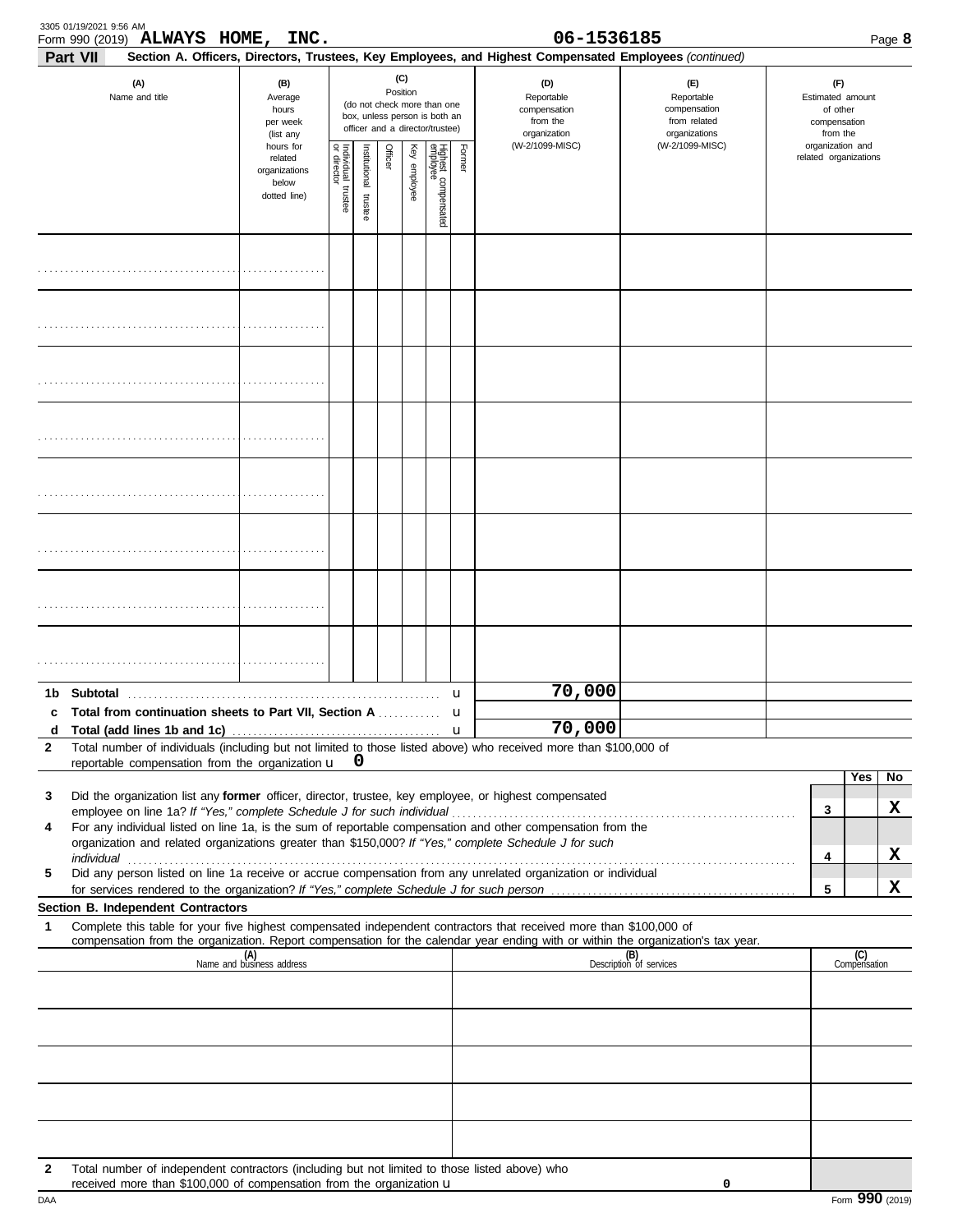Form 990 (2019) **ALWAYS HOME, INC.** **06-1536185** Page **8**

**Part VII** **Section A. Officers, Directors, Trustees, Key Employees, and Highest Compensated Employees** *(continued)*

| (A) Name and title | (B) Average hours per week (list any hours for related organizations below dotted line) | (C) Position (do not check more than one box, unless person is both an officer and a director/trustee) | | | | | | (D) Reportable compensation from the organization (W-2/1099-MISC) | (E) Reportable compensation from related organizations (W-2/1099-MISC) | (F) Estimated amount of other compensation from the organization and related organizations |
|---|---|---|---|---|---|---|---|---|---|---|
| | | Individual trustee or director | Institutional trustee | Officer | Key employee | Highest compensated employee | Former | | | |
| | | | | | | | | | | |
| | | | | | | | | | | |
| | | | | | | | | | | |
| | | | | | | | | | | |
| | | | | | | | | | | |
| | | | | | | | | | | |
| | | | | | | | | | | |
| | | | | | | | | | | |

| | | | D | E | F |
|---|---|---|---|---|---|
| **1b** | **Subtotal** | u | 70,000 | | |
| **c** | **Total from continuation sheets to Part VII, Section A** | u | | | |
| **d** | **Total (add lines 1b and 1c)** | u | 70,000 | | |

**2** Total number of individuals (including but not limited to those listed above) who received more than $100,000 of reportable compensation from the organization u **0**

| | | | Yes | No |
|---|---|---|---|---|
| **3** | Did the organization list any **former** officer, director, trustee, key employee, or highest compensated employee on line 1a? *If "Yes," complete Schedule J for such individual* | 3 | | X |
| **4** | For any individual listed on line 1a, is the sum of reportable compensation and other compensation from the organization and related organizations greater than $150,000? *If "Yes," complete Schedule J for such individual* | 4 | | X |
| **5** | Did any person listed on line 1a receive or accrue compensation from any unrelated organization or individual for services rendered to the organization? *If "Yes," complete Schedule J for such person* | 5 | | X |

**Section B. Independent Contractors**

**1** Complete this table for your five highest compensated independent contractors that received more than $100,000 of compensation from the organization. Report compensation for the calendar year ending with or within the organization's tax year.

| (A) Name and business address | (B) Description of services | (C) Compensation |
|---|---|---|
| | | |
| | | |
| | | |
| | | |
| | | |

**2** Total number of independent contractors (including but not limited to those listed above) who received more than $100,000 of compensation from the organization u 0

DAA Form **990** (2019)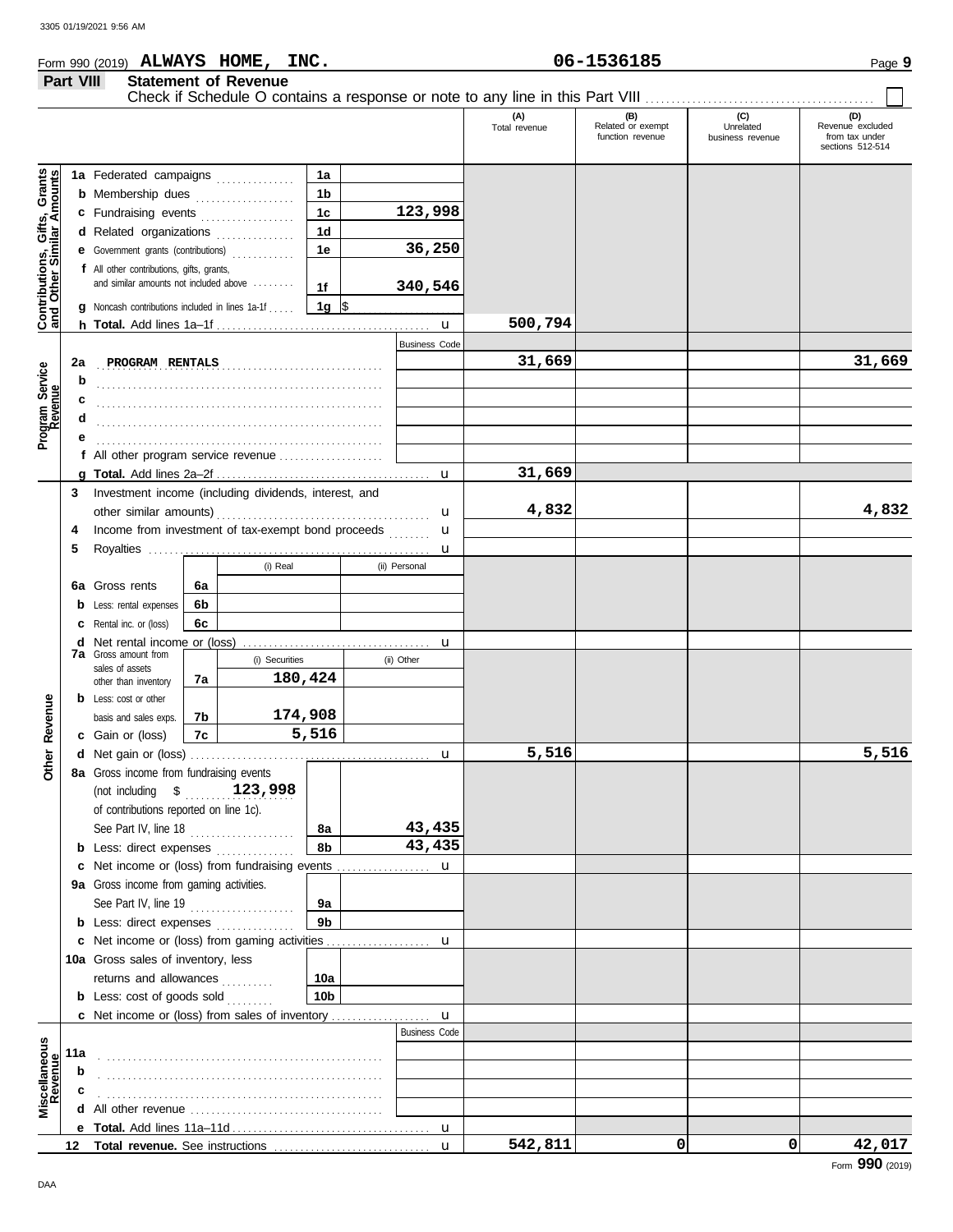Form 990 (2019) **ALWAYS HOME, INC.** **06-1536185**

## Part VIII Statement of Revenue

Check if Schedule O contains a response or note to any line in this Part VIII ☐

| | | | | (A) Total revenue | (B) Related or exempt function revenue | (C) Unrelated business revenue | (D) Revenue excluded from tax under sections 512-514 |
|---|---|---|---|---|---|---|---|
| **Contributions, Gifts, Grants and Other Similar Amounts** | 1a Federated campaigns | 1a | | | | | |
| | b Membership dues | 1b | | | | | |
| | c Fundraising events | 1c | 123,998 | | | | |
| | d Related organizations | 1d | | | | | |
| | e Government grants (contributions) | 1e | 36,250 | | | | |
| | f All other contributions, gifts, grants, and similar amounts not included above | 1f | 340,546 | | | | |
| | g Noncash contributions included in lines 1a-1f | 1g | $ | | | | |
| | h **Total.** Add lines 1a–1f | | | 500,794 | | | |
| **Program Service Revenue** | | | Business Code | | | | |
| | 2a PROGRAM RENTALS | | | 31,669 | | | 31,669 |
| | b | | | | | | |
| | c | | | | | | |
| | d | | | | | | |
| | e | | | | | | |
| | f All other program service revenue | | | | | | |
| | g **Total.** Add lines 2a–2f | | | 31,669 | | | |
| **Other Revenue** | 3 Investment income (including dividends, interest, and other similar amounts) | | | 4,832 | | | 4,832 |
| | 4 Income from investment of tax-exempt bond proceeds | | | | | | |
| | 5 Royalties | | | | | | |
| | | | (i) Real / (ii) Personal | | | | |
| | 6a Gross rents | 6a | | | | | |
| | b Less: rental expenses | 6b | | | | | |
| | c Rental inc. or (loss) | 6c | | | | | |
| | d Net rental income or (loss) | | | | | | |
| | 7a Gross amount from sales of assets other than inventory | 7a | (i) Securities: 180,424 / (ii) Other: | | | | |
| | b Less: cost or other basis and sales exps. | 7b | (i) Securities: 174,908 | | | | |
| | c Gain or (loss) | 7c | (i) Securities: 5,516 | | | | |
| | d Net gain or (loss) | | | 5,516 | | | 5,516 |
| | 8a Gross income from fundraising events (not including $ 123,998 of contributions reported on line 1c). See Part IV, line 18 | 8a | 43,435 | | | | |
| | b Less: direct expenses | 8b | 43,435 | | | | |
| | c Net income or (loss) from fundraising events | | | | | | |
| | 9a Gross income from gaming activities. See Part IV, line 19 | 9a | | | | | |
| | b Less: direct expenses | 9b | | | | | |
| | c Net income or (loss) from gaming activities | | | | | | |
| | 10a Gross sales of inventory, less returns and allowances | 10a | | | | | |
| | b Less: cost of goods sold | 10b | | | | | |
| | c Net income or (loss) from sales of inventory | | | | | | |
| **Miscellaneous Revenue** | | | Business Code | | | | |
| | 11a | | | | | | |
| | b | | | | | | |
| | c | | | | | | |
| | d All other revenue | | | | | | |
| | e **Total.** Add lines 11a–11d | | | | | | |
| | 12 **Total revenue.** See instructions | | | 542,811 | 0 | 0 | 42,017 |

Form **990** (2019)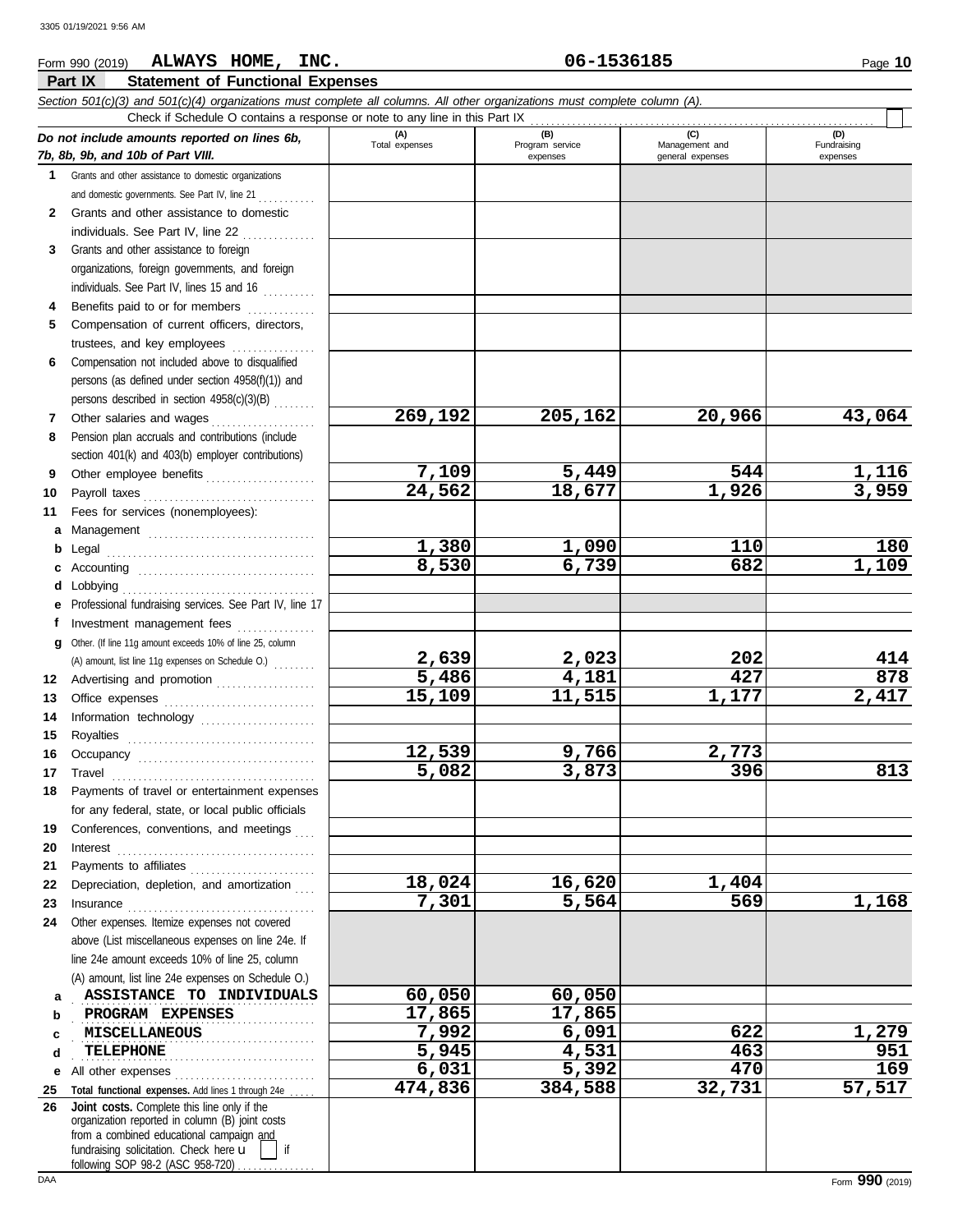Form 990 (2019) **ALWAYS HOME, INC.** **06-1536185** Page **10**

## Part IX Statement of Functional Expenses

*Section 501(c)(3) and 501(c)(4) organizations must complete all columns. All other organizations must complete column (A).*

Check if Schedule O contains a response or note to any line in this Part IX

| *Do not include amounts reported on lines 6b, 7b, 8b, 9b, and 10b of Part VIII.* | (A) Total expenses | (B) Program service expenses | (C) Management and general expenses | (D) Fundraising expenses |
|---|---|---|---|---|
| **1** Grants and other assistance to domestic organizations and domestic governments. See Part IV, line 21 | | | | |
| **2** Grants and other assistance to domestic individuals. See Part IV, line 22 | | | | |
| **3** Grants and other assistance to foreign organizations, foreign governments, and foreign individuals. See Part IV, lines 15 and 16 | | | | |
| **4** Benefits paid to or for members | | | | |
| **5** Compensation of current officers, directors, trustees, and key employees | | | | |
| **6** Compensation not included above to disqualified persons (as defined under section 4958(f)(1)) and persons described in section 4958(c)(3)(B) | | | | |
| **7** Other salaries and wages | **269,192** | **205,162** | **20,966** | **43,064** |
| **8** Pension plan accruals and contributions (include section 401(k) and 403(b) employer contributions) | | | | |
| **9** Other employee benefits | **7,109** | **5,449** | **544** | **1,116** |
| **10** Payroll taxes | **24,562** | **18,677** | **1,926** | **3,959** |
| **11** Fees for services (nonemployees): | | | | |
| **a** Management | | | | |
| **b** Legal | **1,380** | **1,090** | **110** | **180** |
| **c** Accounting | **8,530** | **6,739** | **682** | **1,109** |
| **d** Lobbying | | | | |
| **e** Professional fundraising services. See Part IV, line 17 | | | | |
| **f** Investment management fees | | | | |
| **g** Other. (If line 11g amount exceeds 10% of line 25, column (A) amount, list line 11g expenses on Schedule O.) | **2,639** | **2,023** | **202** | **414** |
| **12** Advertising and promotion | **5,486** | **4,181** | **427** | **878** |
| **13** Office expenses | **15,109** | **11,515** | **1,177** | **2,417** |
| **14** Information technology | | | | |
| **15** Royalties | | | | |
| **16** Occupancy | **12,539** | **9,766** | **2,773** | |
| **17** Travel | **5,082** | **3,873** | **396** | **813** |
| **18** Payments of travel or entertainment expenses for any federal, state, or local public officials | | | | |
| **19** Conferences, conventions, and meetings | | | | |
| **20** Interest | | | | |
| **21** Payments to affiliates | | | | |
| **22** Depreciation, depletion, and amortization | **18,024** | **16,620** | **1,404** | |
| **23** Insurance | **7,301** | **5,564** | **569** | **1,168** |
| **24** Other expenses. Itemize expenses not covered above (List miscellaneous expenses on line 24e. If line 24e amount exceeds 10% of line 25, column (A) amount, list line 24e expenses on Schedule O.) | | | | |
| **a** ASSISTANCE TO INDIVIDUALS | **60,050** | **60,050** | | |
| **b** PROGRAM EXPENSES | **17,865** | **17,865** | | |
| **c** MISCELLANEOUS | **7,992** | **6,091** | **622** | **1,279** |
| **d** TELEPHONE | **5,945** | **4,531** | **463** | **951** |
| **e** All other expenses | **6,031** | **5,392** | **470** | **169** |
| **25** **Total functional expenses.** Add lines 1 through 24e | **474,836** | **384,588** | **32,731** | **57,517** |
| **26** **Joint costs.** Complete this line only if the organization reported in column (B) joint costs from a combined educational campaign and fundraising solicitation. Check here ☐ if following SOP 98-2 (ASC 958-720) | | | | |

Form **990** (2019)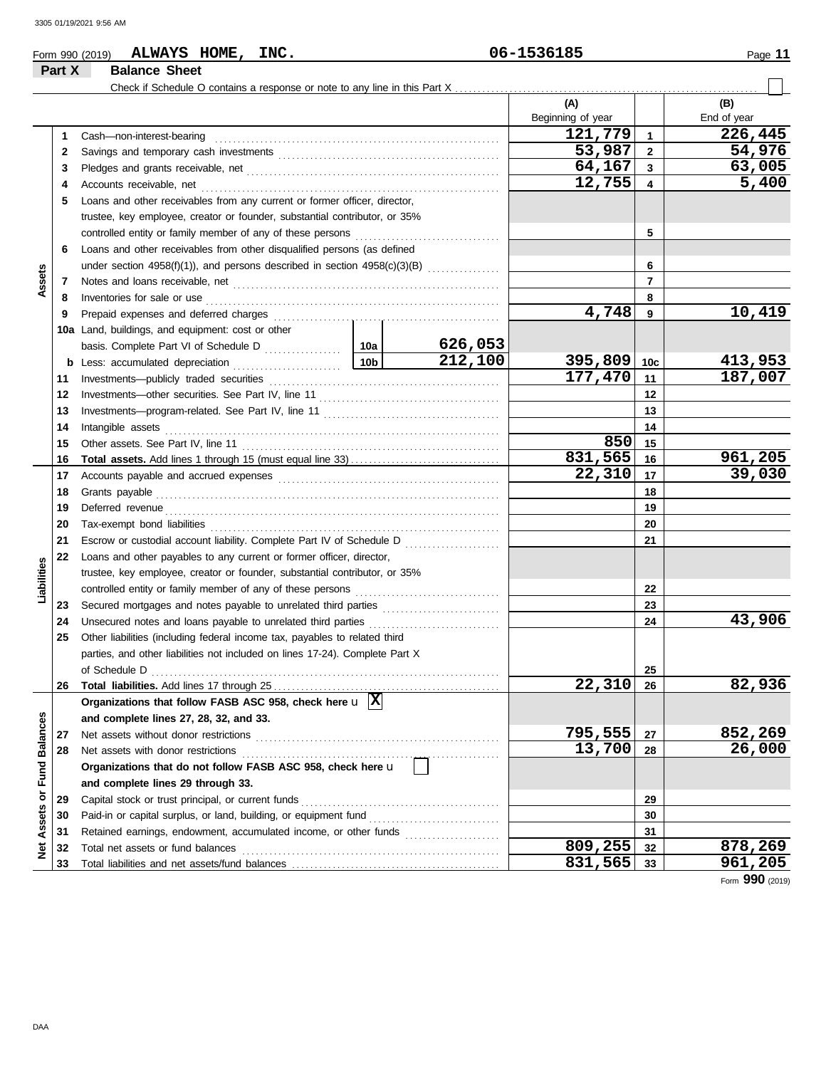Form 990 (2019) **ALWAYS HOME, INC.** 06-1536185 Page **11**

## Part X Balance Sheet

Check if Schedule O contains a response or note to any line in this Part X . . . . . . . ☐

| | | Description | | | (A) Beginning of year | | (B) End of year |
|---|---|---|---|---|---|---|---|
| **Assets** | 1 | Cash—non-interest-bearing | | | 121,779 | 1 | 226,445 |
| | 2 | Savings and temporary cash investments | | | 53,987 | 2 | 54,976 |
| | 3 | Pledges and grants receivable, net | | | 64,167 | 3 | 63,005 |
| | 4 | Accounts receivable, net | | | 12,755 | 4 | 5,400 |
| | 5 | Loans and other receivables from any current or former officer, director, trustee, key employee, creator or founder, substantial contributor, or 35% controlled entity or family member of any of these persons | | | | 5 | |
| | 6 | Loans and other receivables from other disqualified persons (as defined under section 4958(f)(1)), and persons described in section 4958(c)(3)(B) | | | | 6 | |
| | 7 | Notes and loans receivable, net | | | | 7 | |
| | 8 | Inventories for sale or use | | | | 8 | |
| | 9 | Prepaid expenses and deferred charges | | | 4,748 | 9 | 10,419 |
| | 10a | Land, buildings, and equipment: cost or other basis. Complete Part VI of Schedule D | 10a | 626,053 | | | |
| | b | Less: accumulated depreciation | 10b | 212,100 | 395,809 | 10c | 413,953 |
| | 11 | Investments—publicly traded securities | | | 177,470 | 11 | 187,007 |
| | 12 | Investments—other securities. See Part IV, line 11 | | | | 12 | |
| | 13 | Investments—program-related. See Part IV, line 11 | | | | 13 | |
| | 14 | Intangible assets | | | | 14 | |
| | 15 | Other assets. See Part IV, line 11 | | | 850 | 15 | |
| | 16 | **Total assets.** Add lines 1 through 15 (must equal line 33) | | | 831,565 | 16 | 961,205 |
| **Liabilities** | 17 | Accounts payable and accrued expenses | | | 22,310 | 17 | 39,030 |
| | 18 | Grants payable | | | | 18 | |
| | 19 | Deferred revenue | | | | 19 | |
| | 20 | Tax-exempt bond liabilities | | | | 20 | |
| | 21 | Escrow or custodial account liability. Complete Part IV of Schedule D | | | | 21 | |
| | 22 | Loans and other payables to any current or former officer, director, trustee, key employee, creator or founder, substantial contributor, or 35% controlled entity or family member of any of these persons | | | | 22 | |
| | 23 | Secured mortgages and notes payable to unrelated third parties | | | | 23 | |
| | 24 | Unsecured notes and loans payable to unrelated third parties | | | | 24 | 43,906 |
| | 25 | Other liabilities (including federal income tax, payables to related third parties, and other liabilities not included on lines 17-24). Complete Part X of Schedule D | | | | 25 | |
| | 26 | **Total liabilities.** Add lines 17 through 25 | | | 22,310 | 26 | 82,936 |
| **Net Assets or Fund Balances** | | **Organizations that follow FASB ASC 958, check here** ☒ **and complete lines 27, 28, 32, and 33.** | | | | | |
| | 27 | Net assets without donor restrictions | | | 795,555 | 27 | 852,269 |
| | 28 | Net assets with donor restrictions | | | 13,700 | 28 | 26,000 |
| | | **Organizations that do not follow FASB ASC 958, check here** ☐ **and complete lines 29 through 33.** | | | | | |
| | 29 | Capital stock or trust principal, or current funds | | | | 29 | |
| | 30 | Paid-in or capital surplus, or land, building, or equipment fund | | | | 30 | |
| | 31 | Retained earnings, endowment, accumulated income, or other funds | | | | 31 | |
| | 32 | Total net assets or fund balances | | | 809,255 | 32 | 878,269 |
| | 33 | Total liabilities and net assets/fund balances | | | 831,565 | 33 | 961,205 |

Form **990** (2019)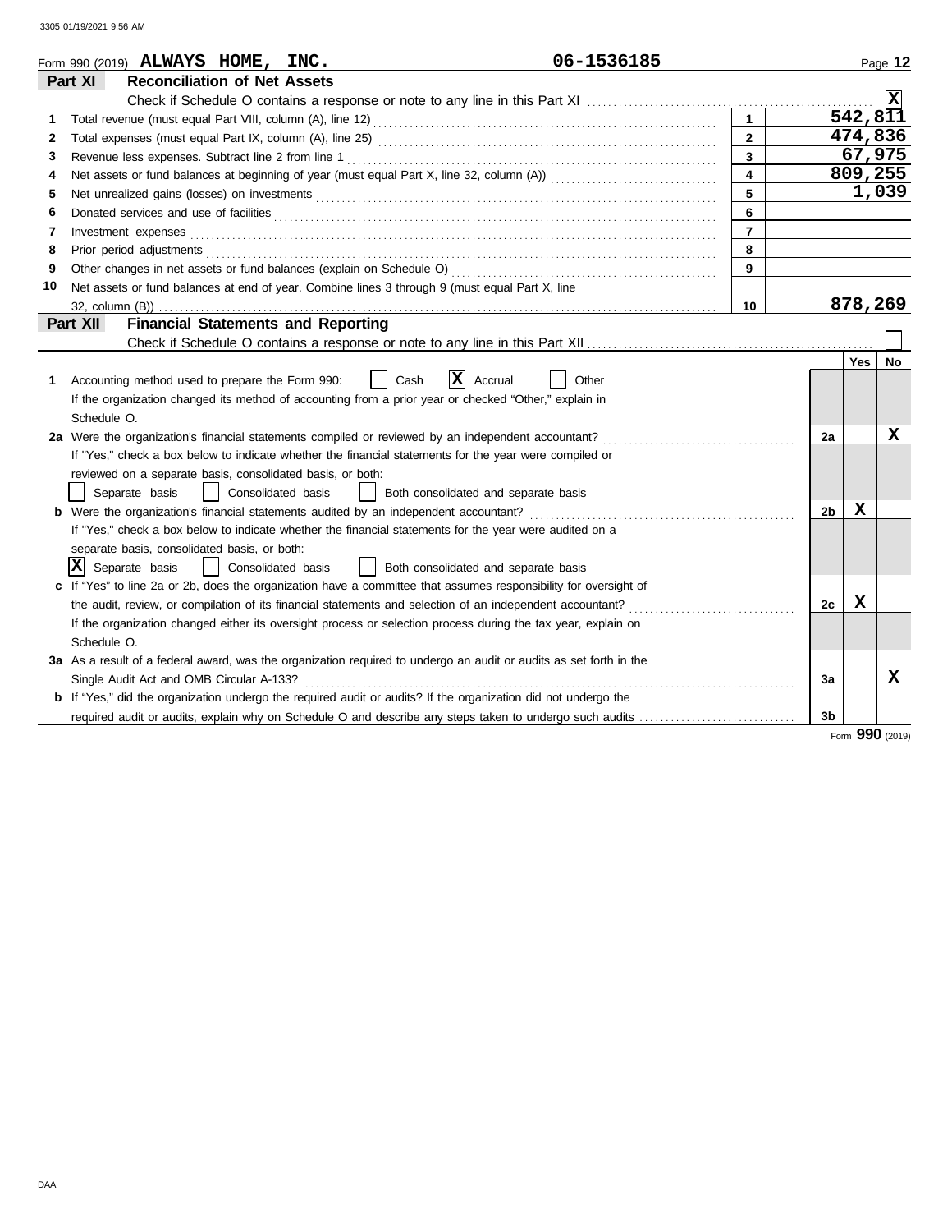Form 990 (2019) **ALWAYS HOME, INC.** **06-1536185**

## Part XI Reconciliation of Net Assets

Check if Schedule O contains a response or note to any line in this Part XI .......... [X]

| | | | |
|---|---|---|---|
| 1 | Total revenue (must equal Part VIII, column (A), line 12) | 1 | 542,811 |
| 2 | Total expenses (must equal Part IX, column (A), line 25) | 2 | 474,836 |
| 3 | Revenue less expenses. Subtract line 2 from line 1 | 3 | 67,975 |
| 4 | Net assets or fund balances at beginning of year (must equal Part X, line 32, column (A)) | 4 | 809,255 |
| 5 | Net unrealized gains (losses) on investments | 5 | 1,039 |
| 6 | Donated services and use of facilities | 6 | |
| 7 | Investment expenses | 7 | |
| 8 | Prior period adjustments | 8 | |
| 9 | Other changes in net assets or fund balances (explain on Schedule O) | 9 | |
| 10 | Net assets or fund balances at end of year. Combine lines 3 through 9 (must equal Part X, line 32, column (B)) | 10 | 878,269 |

## Part XII Financial Statements and Reporting

Check if Schedule O contains a response or note to any line in this Part XII .......... [ ]

| | | | Yes | No |
|---|---|---|---|---|
| 1 | Accounting method used to prepare the Form 990: [ ] Cash [X] Accrual [ ] Other<br>If the organization changed its method of accounting from a prior year or checked "Other," explain in Schedule O. | | | |
| 2a | Were the organization's financial statements compiled or reviewed by an independent accountant?<br>If "Yes," check a box below to indicate whether the financial statements for the year were compiled or reviewed on a separate basis, consolidated basis, or both:<br>[ ] Separate basis [ ] Consolidated basis [ ] Both consolidated and separate basis | 2a | | X |
| b | Were the organization's financial statements audited by an independent accountant?<br>If "Yes," check a box below to indicate whether the financial statements for the year were audited on a separate basis, consolidated basis, or both:<br>[X] Separate basis [ ] Consolidated basis [ ] Both consolidated and separate basis | 2b | X | |
| c | If "Yes" to line 2a or 2b, does the organization have a committee that assumes responsibility for oversight of the audit, review, or compilation of its financial statements and selection of an independent accountant?<br>If the organization changed either its oversight process or selection process during the tax year, explain on Schedule O. | 2c | X | |
| 3a | As a result of a federal award, was the organization required to undergo an audit or audits as set forth in the Single Audit Act and OMB Circular A-133? | 3a | | X |
| b | If "Yes," did the organization undergo the required audit or audits? If the organization did not undergo the required audit or audits, explain why on Schedule O and describe any steps taken to undergo such audits | 3b | | |

Form **990** (2019)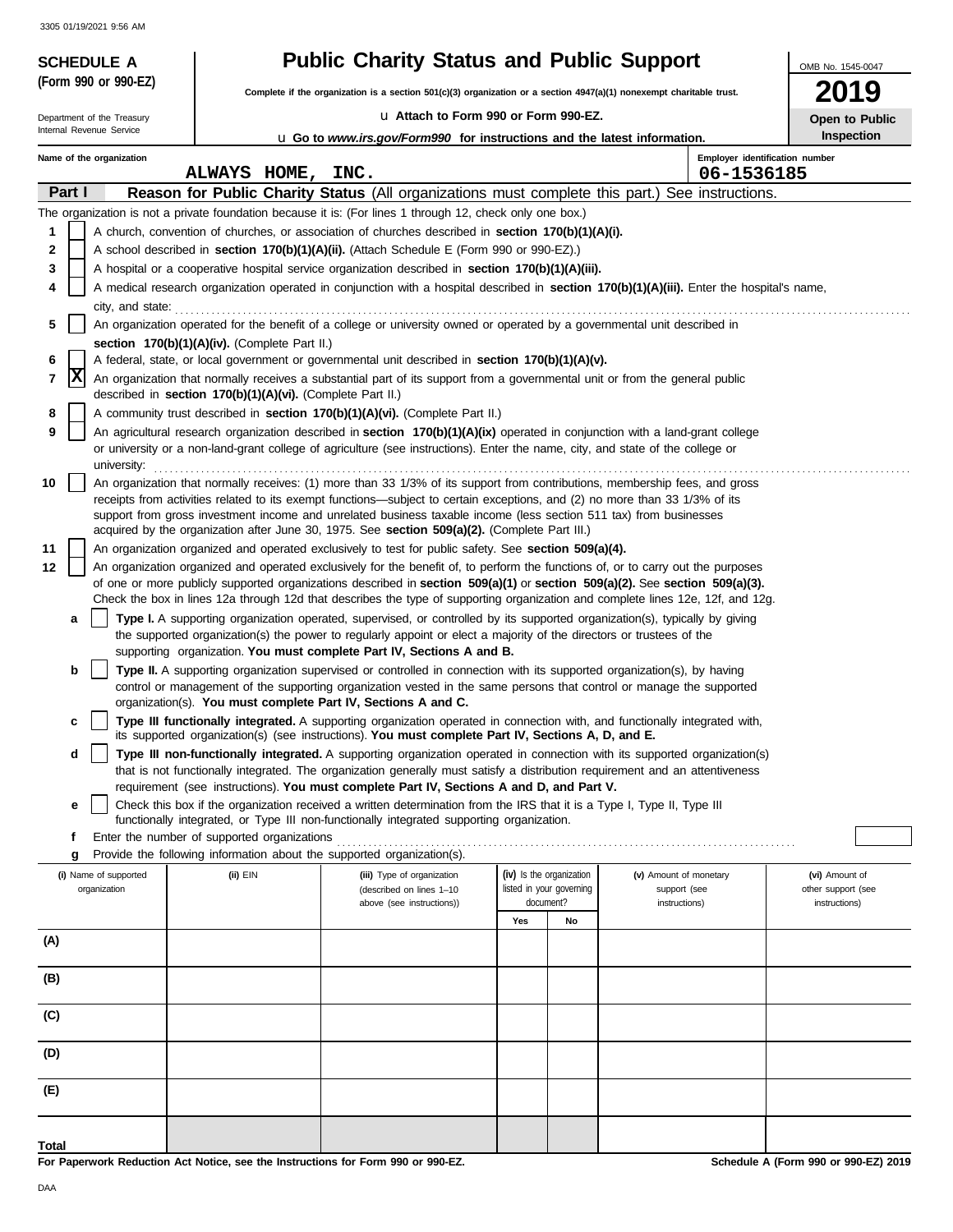**SCHEDULE A**
**(Form 990 or 990-EZ)**

Department of the Treasury
Internal Revenue Service

# Public Charity Status and Public Support

**Complete if the organization is a section 501(c)(3) organization or a section 4947(a)(1) nonexempt charitable trust.**

u **Attach to Form 990 or Form 990-EZ.**

u **Go to *www.irs.gov/Form990* for instructions and the latest information.**

OMB No. 1545-0047

**2019**

**Open to Public Inspection**

**Name of the organization**
ALWAYS HOME, INC.

**Employer identification number**
06-1536185

**Part I** **Reason for Public Charity Status** (All organizations must complete this part.) See instructions.

The organization is not a private foundation because it is: (For lines 1 through 12, check only one box.)

1 [ ] A church, convention of churches, or association of churches described in **section 170(b)(1)(A)(i).**

2 [ ] A school described in **section 170(b)(1)(A)(ii).** (Attach Schedule E (Form 990 or 990-EZ).)

3 [ ] A hospital or a cooperative hospital service organization described in **section 170(b)(1)(A)(iii).**

4 [ ] A medical research organization operated in conjunction with a hospital described in **section 170(b)(1)(A)(iii).** Enter the hospital's name, city, and state:

5 [ ] An organization operated for the benefit of a college or university owned or operated by a governmental unit described in **section 170(b)(1)(A)(iv).** (Complete Part II.)

6 [ ] A federal, state, or local government or governmental unit described in **section 170(b)(1)(A)(v).**

7 [X] An organization that normally receives a substantial part of its support from a governmental unit or from the general public described in **section 170(b)(1)(A)(vi).** (Complete Part II.)

8 [ ] A community trust described in **section 170(b)(1)(A)(vi).** (Complete Part II.)

9 [ ] An agricultural research organization described in **section 170(b)(1)(A)(ix)** operated in conjunction with a land-grant college or university or a non-land-grant college of agriculture (see instructions). Enter the name, city, and state of the college or university:

10 [ ] An organization that normally receives: (1) more than 33 1/3% of its support from contributions, membership fees, and gross receipts from activities related to its exempt functions—subject to certain exceptions, and (2) no more than 33 1/3% of its support from gross investment income and unrelated business taxable income (less section 511 tax) from businesses acquired by the organization after June 30, 1975. See **section 509(a)(2).** (Complete Part III.)

11 [ ] An organization organized and operated exclusively to test for public safety. See **section 509(a)(4).**

12 [ ] An organization organized and operated exclusively for the benefit of, to perform the functions of, or to carry out the purposes of one or more publicly supported organizations described in **section 509(a)(1)** or **section 509(a)(2).** See **section 509(a)(3).** Check the box in lines 12a through 12d that describes the type of supporting organization and complete lines 12e, 12f, and 12g.

a [ ] **Type I.** A supporting organization operated, supervised, or controlled by its supported organization(s), typically by giving the supported organization(s) the power to regularly appoint or elect a majority of the directors or trustees of the supporting organization. **You must complete Part IV, Sections A and B.**

b [ ] **Type II.** A supporting organization supervised or controlled in connection with its supported organization(s), by having control or management of the supporting organization vested in the same persons that control or manage the supported organization(s). **You must complete Part IV, Sections A and C.**

c [ ] **Type III functionally integrated.** A supporting organization operated in connection with, and functionally integrated with, its supported organization(s) (see instructions). **You must complete Part IV, Sections A, D, and E.**

d [ ] **Type III non-functionally integrated.** A supporting organization operated in connection with its supported organization(s) that is not functionally integrated. The organization generally must satisfy a distribution requirement and an attentiveness requirement (see instructions). **You must complete Part IV, Sections A and D, and Part V.**

e [ ] Check this box if the organization received a written determination from the IRS that it is a Type I, Type II, Type III functionally integrated, or Type III non-functionally integrated supporting organization.

f Enter the number of supported organizations

g Provide the following information about the supported organization(s).

| (i) Name of supported organization | (ii) EIN | (iii) Type of organization (described on lines 1–10 above (see instructions)) | (iv) Is the organization listed in your governing document? Yes | No | (v) Amount of monetary support (see instructions) | (vi) Amount of other support (see instructions) |
|---|---|---|---|---|---|---|
| (A) | | | | | | |
| (B) | | | | | | |
| (C) | | | | | | |
| (D) | | | | | | |
| (E) | | | | | | |
| **Total** | | | | | | |

**For Paperwork Reduction Act Notice, see the Instructions for Form 990 or 990-EZ.** **Schedule A (Form 990 or 990-EZ) 2019**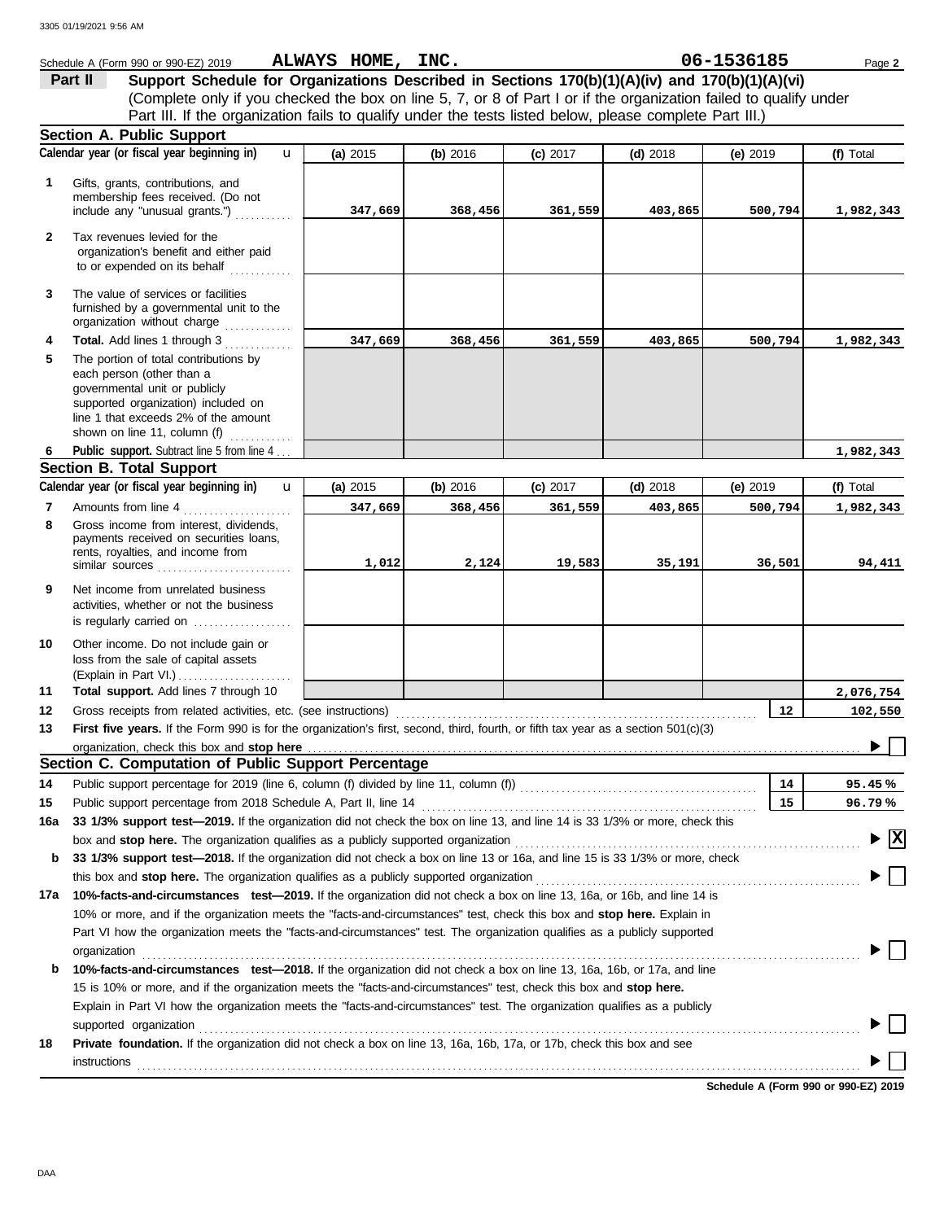Schedule A (Form 990 or 990-EZ) 2019 **ALWAYS HOME, INC.** **06-1536185** Page **2**

**Part II** **Support Schedule for Organizations Described in Sections 170(b)(1)(A)(iv) and 170(b)(1)(A)(vi)**
(Complete only if you checked the box on line 5, 7, or 8 of Part I or if the organization failed to qualify under Part III. If the organization fails to qualify under the tests listed below, please complete Part III.)

## Section A. Public Support

| | Calendar year (or fiscal year beginning in) | (a) 2015 | (b) 2016 | (c) 2017 | (d) 2018 | (e) 2019 | (f) Total |
|---|---|---|---|---|---|---|---|
| 1 | Gifts, grants, contributions, and membership fees received. (Do not include any "unusual grants.") | 347,669 | 368,456 | 361,559 | 403,865 | 500,794 | 1,982,343 |
| 2 | Tax revenues levied for the organization's benefit and either paid to or expended on its behalf | | | | | | |
| 3 | The value of services or facilities furnished by a governmental unit to the organization without charge | | | | | | |
| 4 | **Total.** Add lines 1 through 3 | 347,669 | 368,456 | 361,559 | 403,865 | 500,794 | 1,982,343 |
| 5 | The portion of total contributions by each person (other than a governmental unit or publicly supported organization) included on line 1 that exceeds 2% of the amount shown on line 11, column (f) | | | | | | |
| 6 | **Public support.** Subtract line 5 from line 4 | | | | | | 1,982,343 |

## Section B. Total Support

| | Calendar year (or fiscal year beginning in) | (a) 2015 | (b) 2016 | (c) 2017 | (d) 2018 | (e) 2019 | (f) Total |
|---|---|---|---|---|---|---|---|
| 7 | Amounts from line 4 | 347,669 | 368,456 | 361,559 | 403,865 | 500,794 | 1,982,343 |
| 8 | Gross income from interest, dividends, payments received on securities loans, rents, royalties, and income from similar sources | 1,012 | 2,124 | 19,583 | 35,191 | 36,501 | 94,411 |
| 9 | Net income from unrelated business activities, whether or not the business is regularly carried on | | | | | | |
| 10 | Other income. Do not include gain or loss from the sale of capital assets (Explain in Part VI.) | | | | | | |
| 11 | **Total support.** Add lines 7 through 10 | | | | | | 2,076,754 |

**12** Gross receipts from related activities, etc. (see instructions) — **12** — 102,550

**13** **First five years.** If the Form 990 is for the organization's first, second, third, fourth, or fifth tax year as a section 501(c)(3) organization, check this box and **stop here** ☐

## Section C. Computation of Public Support Percentage

**14** Public support percentage for 2019 (line 6, column (f) divided by line 11, column (f)) — **14** — 95.45 %

**15** Public support percentage from 2018 Schedule A, Part II, line 14 — **15** — 96.79 %

**16a** **33 1/3% support test—2019.** If the organization did not check the box on line 13, and line 14 is 33 1/3% or more, check this box and **stop here.** The organization qualifies as a publicly supported organization ☒

**b** **33 1/3% support test—2018.** If the organization did not check a box on line 13 or 16a, and line 15 is 33 1/3% or more, check this box and **stop here.** The organization qualifies as a publicly supported organization ☐

**17a** **10%-facts-and-circumstances test—2019.** If the organization did not check a box on line 13, 16a, or 16b, and line 14 is 10% or more, and if the organization meets the "facts-and-circumstances" test, check this box and **stop here.** Explain in Part VI how the organization meets the "facts-and-circumstances" test. The organization qualifies as a publicly supported organization ☐

**b** **10%-facts-and-circumstances test—2018.** If the organization did not check a box on line 13, 16a, 16b, or 17a, and line 15 is 10% or more, and if the organization meets the "facts-and-circumstances" test, check this box and **stop here.** Explain in Part VI how the organization meets the "facts-and-circumstances" test. The organization qualifies as a publicly supported organization ☐

**18** **Private foundation.** If the organization did not check a box on line 13, 16a, 16b, 17a, or 17b, check this box and see instructions ☐

**Schedule A (Form 990 or 990-EZ) 2019**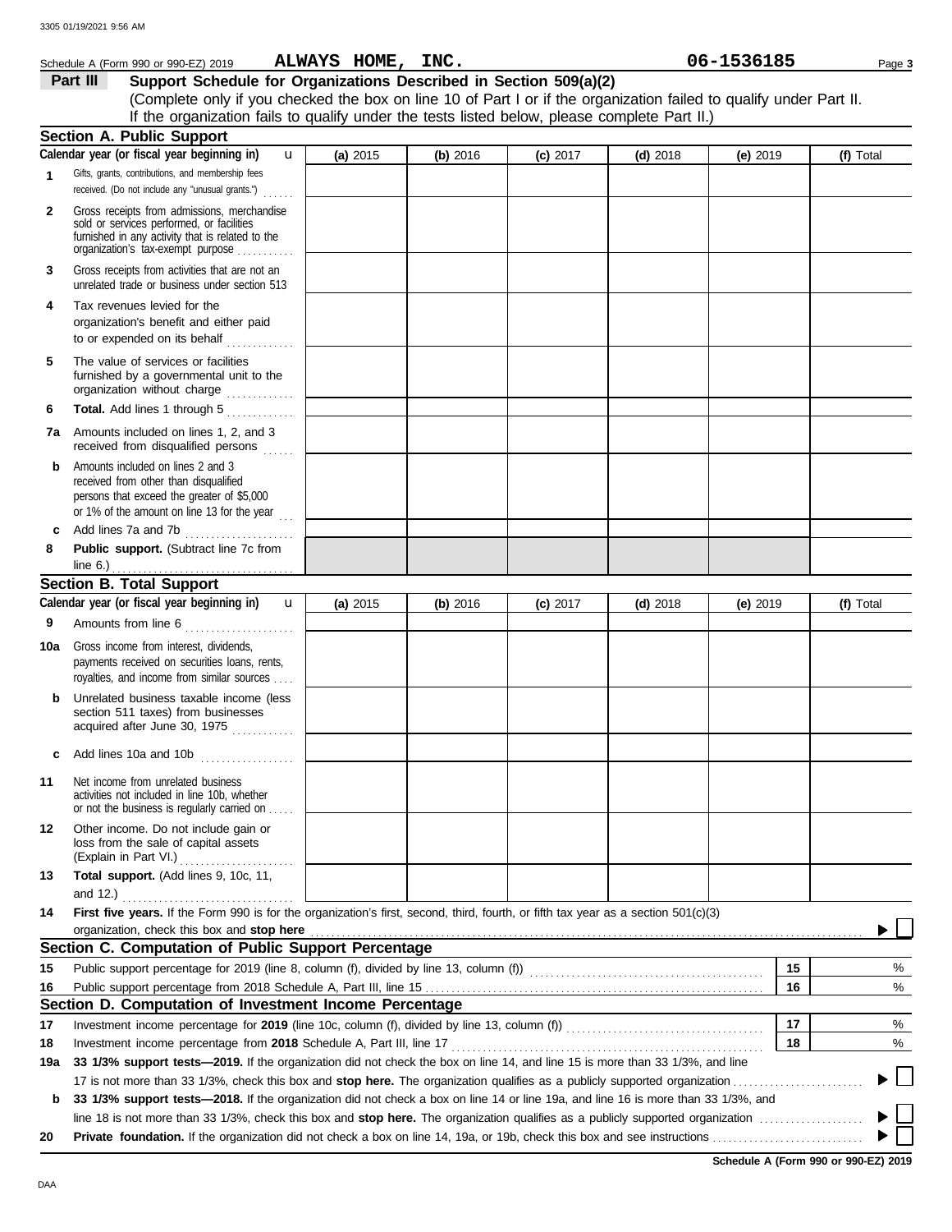Schedule A (Form 990 or 990-EZ) 2019 **ALWAYS HOME, INC.** **06-1536185**

## Part III Support Schedule for Organizations Described in Section 509(a)(2)

(Complete only if you checked the box on line 10 of Part I or if the organization failed to qualify under Part II. If the organization fails to qualify under the tests listed below, please complete Part II.)

### Section A. Public Support

| Calendar year (or fiscal year beginning in) | (a) 2015 | (b) 2016 | (c) 2017 | (d) 2018 | (e) 2019 | (f) Total |
|---|---|---|---|---|---|---|
| **1** Gifts, grants, contributions, and membership fees received. (Do not include any "unusual grants.") | | | | | | |
| **2** Gross receipts from admissions, merchandise sold or services performed, or facilities furnished in any activity that is related to the organization's tax-exempt purpose | | | | | | |
| **3** Gross receipts from activities that are not an unrelated trade or business under section 513 | | | | | | |
| **4** Tax revenues levied for the organization's benefit and either paid to or expended on its behalf | | | | | | |
| **5** The value of services or facilities furnished by a governmental unit to the organization without charge | | | | | | |
| **6** **Total.** Add lines 1 through 5 | | | | | | |
| **7a** Amounts included on lines 1, 2, and 3 received from disqualified persons | | | | | | |
| **b** Amounts included on lines 2 and 3 received from other than disqualified persons that exceed the greater of $5,000 or 1% of the amount on line 13 for the year | | | | | | |
| **c** Add lines 7a and 7b | | | | | | |
| **8** **Public support.** (Subtract line 7c from line 6.) | | | | | | |

### Section B. Total Support

| Calendar year (or fiscal year beginning in) | (a) 2015 | (b) 2016 | (c) 2017 | (d) 2018 | (e) 2019 | (f) Total |
|---|---|---|---|---|---|---|
| **9** Amounts from line 6 | | | | | | |
| **10a** Gross income from interest, dividends, payments received on securities loans, rents, royalties, and income from similar sources | | | | | | |
| **b** Unrelated business taxable income (less section 511 taxes) from businesses acquired after June 30, 1975 | | | | | | |
| **c** Add lines 10a and 10b | | | | | | |
| **11** Net income from unrelated business activities not included in line 10b, whether or not the business is regularly carried on | | | | | | |
| **12** Other income. Do not include gain or loss from the sale of capital assets (Explain in Part VI.) | | | | | | |
| **13** **Total support.** (Add lines 9, 10c, 11, and 12.) | | | | | | |

**14** **First five years.** If the Form 990 is for the organization's first, second, third, fourth, or fifth tax year as a section 501(c)(3) organization, check this box and **stop here** ☐

### Section C. Computation of Public Support Percentage

| | | | |
|---|---|---|---|
| **15** | Public support percentage for 2019 (line 8, column (f), divided by line 13, column (f)) | **15** | % |
| **16** | Public support percentage from 2018 Schedule A, Part III, line 15 | **16** | % |

### Section D. Computation of Investment Income Percentage

| | | | |
|---|---|---|---|
| **17** | Investment income percentage for **2019** (line 10c, column (f), divided by line 13, column (f)) | **17** | % |
| **18** | Investment income percentage from **2018** Schedule A, Part III, line 17 | **18** | % |

**19a** **33 1/3% support tests—2019.** If the organization did not check the box on line 14, and line 15 is more than 33 1/3%, and line 17 is not more than 33 1/3%, check this box and **stop here.** The organization qualifies as a publicly supported organization ☐

**b** **33 1/3% support tests—2018.** If the organization did not check a box on line 14 or line 19a, and line 16 is more than 33 1/3%, and line 18 is not more than 33 1/3%, check this box and **stop here.** The organization qualifies as a publicly supported organization ☐

**20** **Private foundation.** If the organization did not check a box on line 14, 19a, or 19b, check this box and see instructions ☐

**Schedule A (Form 990 or 990-EZ) 2019**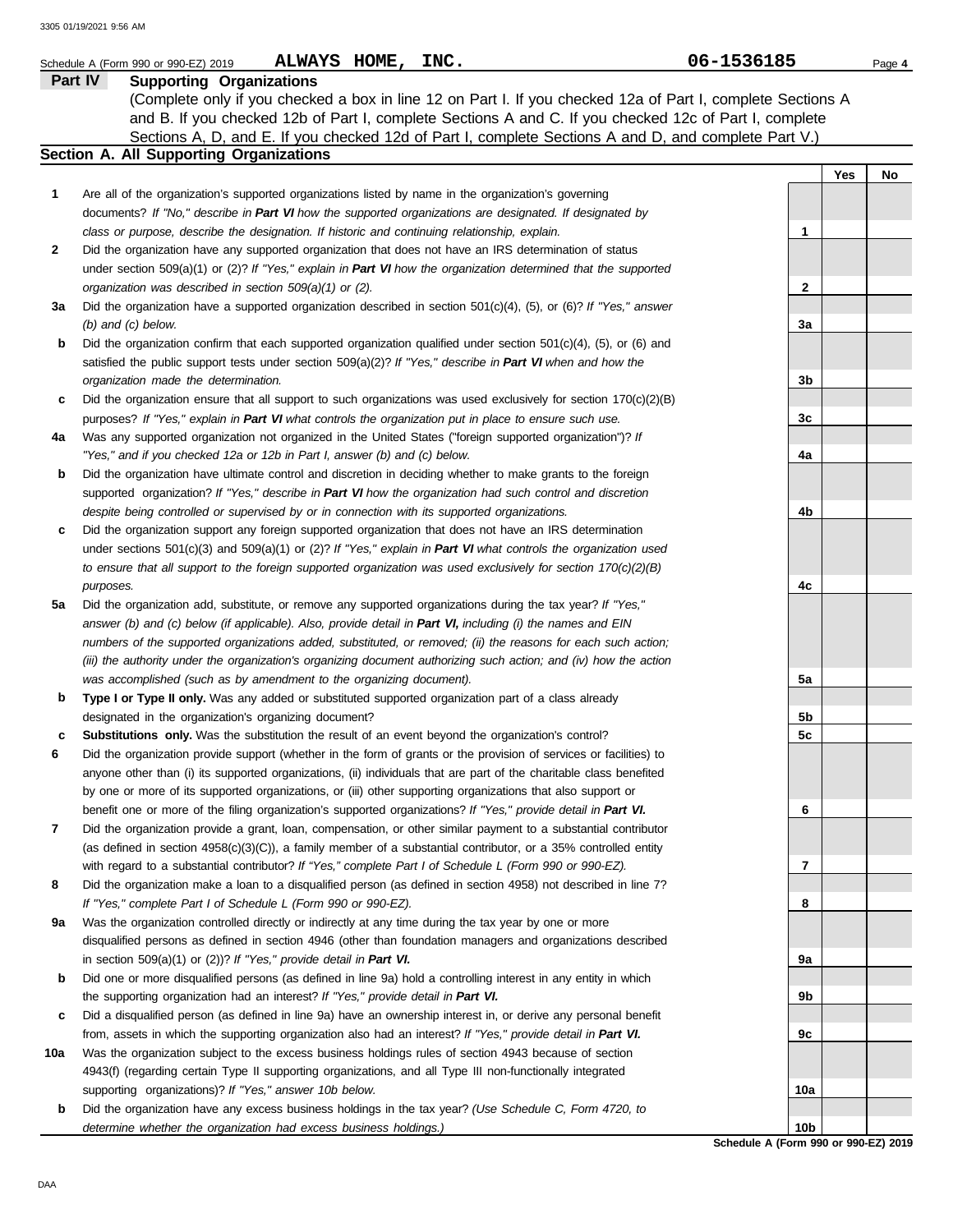Schedule A (Form 990 or 990-EZ) 2019 **ALWAYS HOME, INC.** **06-1536185** Page **4**

## Part IV Supporting Organizations

(Complete only if you checked a box in line 12 on Part I. If you checked 12a of Part I, complete Sections A and B. If you checked 12b of Part I, complete Sections A and C. If you checked 12c of Part I, complete Sections A, D, and E. If you checked 12d of Part I, complete Sections A and D, and complete Part V.)

### Section A. All Supporting Organizations

| | | | Yes | No |
|---|---|---|---|---|
| **1** | Are all of the organization's supported organizations listed by name in the organization's governing documents? *If "No," describe in **Part VI** how the supported organizations are designated. If designated by class or purpose, describe the designation. If historic and continuing relationship, explain.* | 1 | | |
| **2** | Did the organization have any supported organization that does not have an IRS determination of status under section 509(a)(1) or (2)? *If "Yes," explain in **Part VI** how the organization determined that the supported organization was described in section 509(a)(1) or (2).* | 2 | | |
| **3a** | Did the organization have a supported organization described in section 501(c)(4), (5), or (6)? *If "Yes," answer (b) and (c) below.* | 3a | | |
| **b** | Did the organization confirm that each supported organization qualified under section 501(c)(4), (5), or (6) and satisfied the public support tests under section 509(a)(2)? *If "Yes," describe in **Part VI** when and how the organization made the determination.* | 3b | | |
| **c** | Did the organization ensure that all support to such organizations was used exclusively for section 170(c)(2)(B) purposes? *If "Yes," explain in **Part VI** what controls the organization put in place to ensure such use.* | 3c | | |
| **4a** | Was any supported organization not organized in the United States ("foreign supported organization")? *If "Yes," and if you checked 12a or 12b in Part I, answer (b) and (c) below.* | 4a | | |
| **b** | Did the organization have ultimate control and discretion in deciding whether to make grants to the foreign supported organization? *If "Yes," describe in **Part VI** how the organization had such control and discretion despite being controlled or supervised by or in connection with its supported organizations.* | 4b | | |
| **c** | Did the organization support any foreign supported organization that does not have an IRS determination under sections 501(c)(3) and 509(a)(1) or (2)? *If "Yes," explain in **Part VI** what controls the organization used to ensure that all support to the foreign supported organization was used exclusively for section 170(c)(2)(B) purposes.* | 4c | | |
| **5a** | Did the organization add, substitute, or remove any supported organizations during the tax year? *If "Yes," answer (b) and (c) below (if applicable). Also, provide detail in **Part VI,** including (i) the names and EIN numbers of the supported organizations added, substituted, or removed; (ii) the reasons for each such action; (iii) the authority under the organization's organizing document authorizing such action; and (iv) how the action was accomplished (such as by amendment to the organizing document).* | 5a | | |
| **b** | **Type I or Type II only.** Was any added or substituted supported organization part of a class already designated in the organization's organizing document? | 5b | | |
| **c** | **Substitutions only.** Was the substitution the result of an event beyond the organization's control? | 5c | | |
| **6** | Did the organization provide support (whether in the form of grants or the provision of services or facilities) to anyone other than (i) its supported organizations, (ii) individuals that are part of the charitable class benefited by one or more of its supported organizations, or (iii) other supporting organizations that also support or benefit one or more of the filing organization's supported organizations? *If "Yes," provide detail in **Part VI.*** | 6 | | |
| **7** | Did the organization provide a grant, loan, compensation, or other similar payment to a substantial contributor (as defined in section 4958(c)(3)(C)), a family member of a substantial contributor, or a 35% controlled entity with regard to a substantial contributor? *If "Yes," complete Part I of Schedule L (Form 990 or 990-EZ).* | 7 | | |
| **8** | Did the organization make a loan to a disqualified person (as defined in section 4958) not described in line 7? *If "Yes," complete Part I of Schedule L (Form 990 or 990-EZ).* | 8 | | |
| **9a** | Was the organization controlled directly or indirectly at any time during the tax year by one or more disqualified persons as defined in section 4946 (other than foundation managers and organizations described in section 509(a)(1) or (2))? *If "Yes," provide detail in **Part VI.*** | 9a | | |
| **b** | Did one or more disqualified persons (as defined in line 9a) hold a controlling interest in any entity in which the supporting organization had an interest? *If "Yes," provide detail in **Part VI.*** | 9b | | |
| **c** | Did a disqualified person (as defined in line 9a) have an ownership interest in, or derive any personal benefit from, assets in which the supporting organization also had an interest? *If "Yes," provide detail in **Part VI.*** | 9c | | |
| **10a** | Was the organization subject to the excess business holdings rules of section 4943 because of section 4943(f) (regarding certain Type II supporting organizations, and all Type III non-functionally integrated supporting organizations)? *If "Yes," answer 10b below.* | 10a | | |
| **b** | Did the organization have any excess business holdings in the tax year? *(Use Schedule C, Form 4720, to determine whether the organization had excess business holdings.)* | 10b | | |

**Schedule A (Form 990 or 990-EZ) 2019**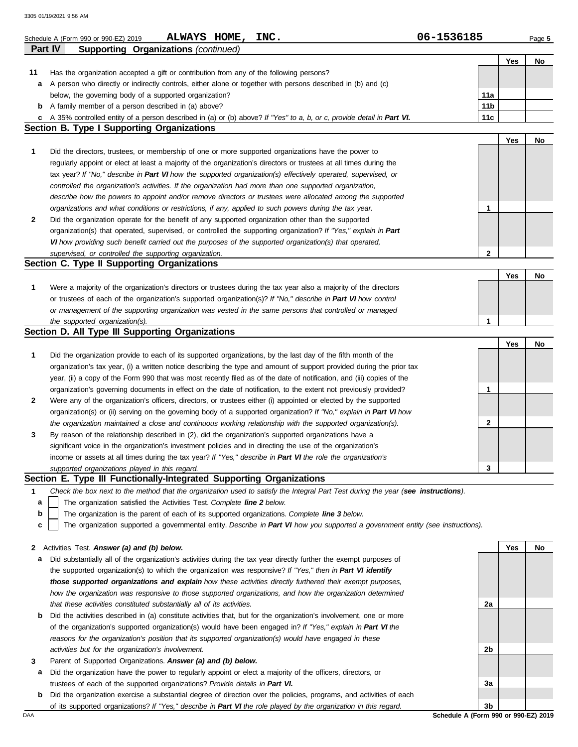Schedule A (Form 990 or 990-EZ) 2019 **ALWAYS HOME, INC.** **06-1536185**

**Part IV Supporting Organizations** *(continued)*

| | | | Yes | No |
|---|---|---|---|---|
| **11** | Has the organization accepted a gift or contribution from any of the following persons? | | | |
| **a** | A person who directly or indirectly controls, either alone or together with persons described in (b) and (c) below, the governing body of a supported organization? | **11a** | | |
| **b** | A family member of a person described in (a) above? | **11b** | | |
| **c** | A 35% controlled entity of a person described in (a) or (b) above? *If "Yes" to a, b, or c, provide detail in **Part VI.*** | **11c** | | |

## Section B. Type I Supporting Organizations

| | | | Yes | No |
|---|---|---|---|---|
| **1** | Did the directors, trustees, or membership of one or more supported organizations have the power to regularly appoint or elect at least a majority of the organization's directors or trustees at all times during the tax year? *If "No," describe in **Part VI** how the supported organization(s) effectively operated, supervised, or controlled the organization's activities. If the organization had more than one supported organization, describe how the powers to appoint and/or remove directors or trustees were allocated among the supported organizations and what conditions or restrictions, if any, applied to such powers during the tax year.* | **1** | | |
| **2** | Did the organization operate for the benefit of any supported organization other than the supported organization(s) that operated, supervised, or controlled the supporting organization? *If "Yes," explain in **Part VI** how providing such benefit carried out the purposes of the supported organization(s) that operated, supervised, or controlled the supporting organization.* | **2** | | |

## Section C. Type II Supporting Organizations

| | | | Yes | No |
|---|---|---|---|---|
| **1** | Were a majority of the organization's directors or trustees during the tax year also a majority of the directors or trustees of each of the organization's supported organization(s)? *If "No," describe in **Part VI** how control or management of the supporting organization was vested in the same persons that controlled or managed the supported organization(s).* | **1** | | |

## Section D. All Type III Supporting Organizations

| | | | Yes | No |
|---|---|---|---|---|
| **1** | Did the organization provide to each of its supported organizations, by the last day of the fifth month of the organization's tax year, (i) a written notice describing the type and amount of support provided during the prior tax year, (ii) a copy of the Form 990 that was most recently filed as of the date of notification, and (iii) copies of the organization's governing documents in effect on the date of notification, to the extent not previously provided? | **1** | | |
| **2** | Were any of the organization's officers, directors, or trustees either (i) appointed or elected by the supported organization(s) or (ii) serving on the governing body of a supported organization? *If "No," explain in **Part VI** how the organization maintained a close and continuous working relationship with the supported organization(s).* | **2** | | |
| **3** | By reason of the relationship described in (2), did the organization's supported organizations have a significant voice in the organization's investment policies and in directing the use of the organization's income or assets at all times during the tax year? *If "Yes," describe in **Part VI** the role the organization's supported organizations played in this regard.* | **3** | | |

## Section E. Type III Functionally-Integrated Supporting Organizations

**1** *Check the box next to the method that the organization used to satisfy the Integral Part Test during the year (**see instructions**).*

- **a** ☐ The organization satisfied the Activities Test. *Complete **line 2** below.*
- **b** ☐ The organization is the parent of each of its supported organizations. *Complete **line 3** below.*
- **c** ☐ The organization supported a governmental entity. *Describe in **Part VI** how you supported a government entity (see instructions).*

| | | | Yes | No |
|---|---|---|---|---|
| **2** | Activities Test. ***Answer (a) and (b) below.*** | | | |
| **a** | Did substantially all of the organization's activities during the tax year directly further the exempt purposes of the supported organization(s) to which the organization was responsive? *If "Yes," then in **Part VI identify those supported organizations and explain** how these activities directly furthered their exempt purposes, how the organization was responsive to those supported organizations, and how the organization determined that these activities constituted substantially all of its activities.* | **2a** | | |
| **b** | Did the activities described in (a) constitute activities that, but for the organization's involvement, one or more of the organization's supported organization(s) would have been engaged in? *If "Yes," explain in **Part VI** the reasons for the organization's position that its supported organization(s) would have engaged in these activities but for the organization's involvement.* | **2b** | | |
| **3** | Parent of Supported Organizations. ***Answer (a) and (b) below.*** | | | |
| **a** | Did the organization have the power to regularly appoint or elect a majority of the officers, directors, or trustees of each of the supported organizations? *Provide details in **Part VI.*** | **3a** | | |
| **b** | Did the organization exercise a substantial degree of direction over the policies, programs, and activities of each of its supported organizations? *If "Yes," describe in **Part VI** the role played by the organization in this regard.* | **3b** | | |

DAA **Schedule A (Form 990 or 990-EZ) 2019**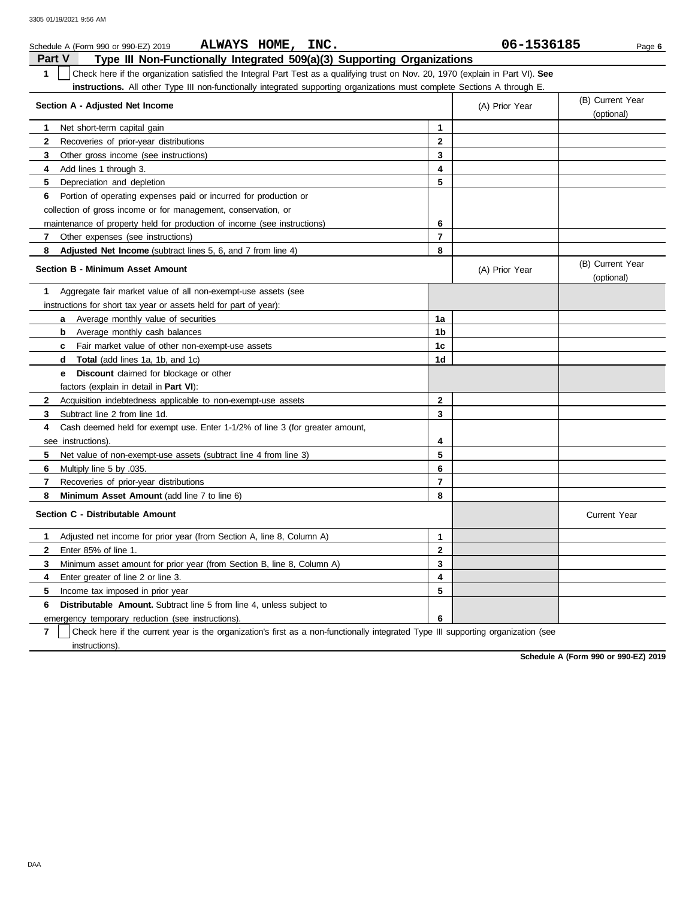Schedule A (Form 990 or 990-EZ) 2019 **ALWAYS HOME, INC.** **06-1536185** Page **6**

## Part V Type III Non-Functionally Integrated 509(a)(3) Supporting Organizations

**1** ☐ Check here if the organization satisfied the Integral Part Test as a qualifying trust on Nov. 20, 1970 (explain in Part VI). **See instructions.** All other Type III non-functionally integrated supporting organizations must complete Sections A through E.

| **Section A - Adjusted Net Income** | | (A) Prior Year | (B) Current Year (optional) |
|---|---|---|---|
| **1** Net short-term capital gain | **1** | | |
| **2** Recoveries of prior-year distributions | **2** | | |
| **3** Other gross income (see instructions) | **3** | | |
| **4** Add lines 1 through 3. | **4** | | |
| **5** Depreciation and depletion | **5** | | |
| **6** Portion of operating expenses paid or incurred for production or collection of gross income or for management, conservation, or maintenance of property held for production of income (see instructions) | **6** | | |
| **7** Other expenses (see instructions) | **7** | | |
| **8** **Adjusted Net Income** (subtract lines 5, 6, and 7 from line 4) | **8** | | |

| **Section B - Minimum Asset Amount** | | (A) Prior Year | (B) Current Year (optional) |
|---|---|---|---|
| **1** Aggregate fair market value of all non-exempt-use assets (see instructions for short tax year or assets held for part of year): | | | |
| **a** Average monthly value of securities | **1a** | | |
| **b** Average monthly cash balances | **1b** | | |
| **c** Fair market value of other non-exempt-use assets | **1c** | | |
| **d** **Total** (add lines 1a, 1b, and 1c) | **1d** | | |
| **e** **Discount** claimed for blockage or other factors (explain in detail in **Part VI**): | | | |
| **2** Acquisition indebtedness applicable to non-exempt-use assets | **2** | | |
| **3** Subtract line 2 from line 1d. | **3** | | |
| **4** Cash deemed held for exempt use. Enter 1-1/2% of line 3 (for greater amount, see instructions). | **4** | | |
| **5** Net value of non-exempt-use assets (subtract line 4 from line 3) | **5** | | |
| **6** Multiply line 5 by .035. | **6** | | |
| **7** Recoveries of prior-year distributions | **7** | | |
| **8** **Minimum Asset Amount** (add line 7 to line 6) | **8** | | |

| **Section C - Distributable Amount** | | | Current Year |
|---|---|---|---|
| **1** Adjusted net income for prior year (from Section A, line 8, Column A) | **1** | | |
| **2** Enter 85% of line 1. | **2** | | |
| **3** Minimum asset amount for prior year (from Section B, line 8, Column A) | **3** | | |
| **4** Enter greater of line 2 or line 3. | **4** | | |
| **5** Income tax imposed in prior year | **5** | | |
| **6** **Distributable Amount.** Subtract line 5 from line 4, unless subject to emergency temporary reduction (see instructions). | **6** | | |

**7** ☐ Check here if the current year is the organization's first as a non-functionally integrated Type III supporting organization (see instructions).

**Schedule A (Form 990 or 990-EZ) 2019**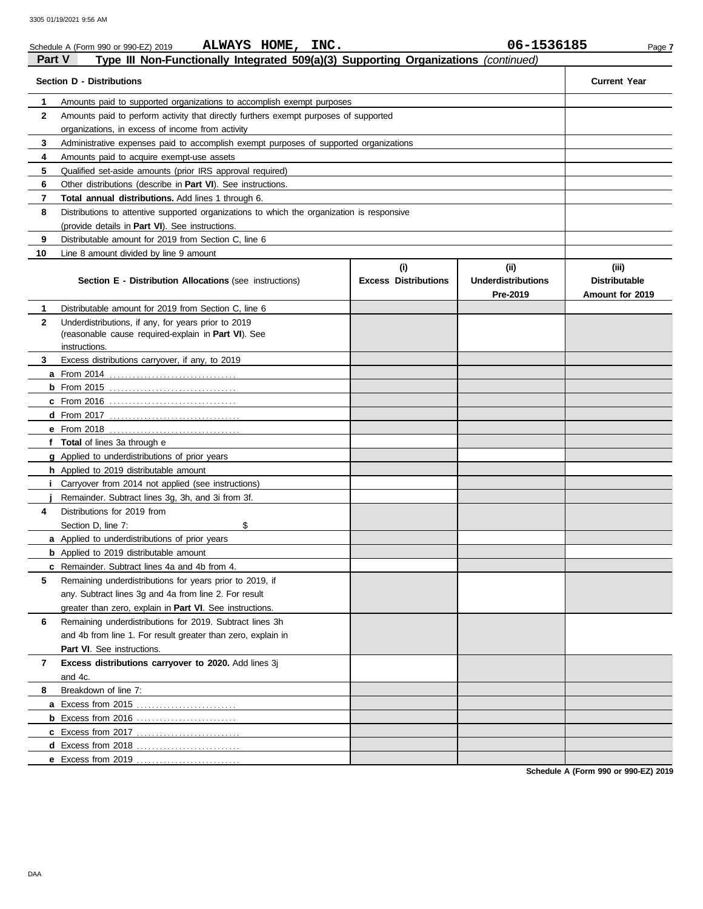Schedule A (Form 990 or 990-EZ) 2019 **ALWAYS HOME, INC.** **06-1536185**

## Part V Type III Non-Functionally Integrated 509(a)(3) Supporting Organizations *(continued)*

| Section D - Distributions | | Current Year |
|---|---|---|
| **1** | Amounts paid to supported organizations to accomplish exempt purposes | |
| **2** | Amounts paid to perform activity that directly furthers exempt purposes of supported organizations, in excess of income from activity | |
| **3** | Administrative expenses paid to accomplish exempt purposes of supported organizations | |
| **4** | Amounts paid to acquire exempt-use assets | |
| **5** | Qualified set-aside amounts (prior IRS approval required) | |
| **6** | Other distributions (describe in **Part VI**). See instructions. | |
| **7** | **Total annual distributions.** Add lines 1 through 6. | |
| **8** | Distributions to attentive supported organizations to which the organization is responsive (provide details in **Part VI**). See instructions. | |
| **9** | Distributable amount for 2019 from Section C, line 6 | |
| **10** | Line 8 amount divided by line 9 amount | |

| | **Section E - Distribution Allocations** (see instructions) | (i) Excess Distributions | (ii) Underdistributions Pre-2019 | (iii) Distributable Amount for 2019 |
|---|---|---|---|---|
| **1** | Distributable amount for 2019 from Section C, line 6 | | | |
| **2** | Underdistributions, if any, for years prior to 2019 (reasonable cause required-explain in **Part VI**). See instructions. | | | |
| **3** | Excess distributions carryover, if any, to 2019 | | | |
| **a** | From 2014 | | | |
| **b** | From 2015 | | | |
| **c** | From 2016 | | | |
| **d** | From 2017 | | | |
| **e** | From 2018 | | | |
| **f** | **Total** of lines 3a through e | | | |
| **g** | Applied to underdistributions of prior years | | | |
| **h** | Applied to 2019 distributable amount | | | |
| **i** | Carryover from 2014 not applied (see instructions) | | | |
| **j** | Remainder. Subtract lines 3g, 3h, and 3i from 3f. | | | |
| **4** | Distributions for 2019 from Section D, line 7: $ | | | |
| **a** | Applied to underdistributions of prior years | | | |
| **b** | Applied to 2019 distributable amount | | | |
| **c** | Remainder. Subtract lines 4a and 4b from 4. | | | |
| **5** | Remaining underdistributions for years prior to 2019, if any. Subtract lines 3g and 4a from line 2. For result greater than zero, explain in **Part VI**. See instructions. | | | |
| **6** | Remaining underdistributions for 2019. Subtract lines 3h and 4b from line 1. For result greater than zero, explain in **Part VI**. See instructions. | | | |
| **7** | **Excess distributions carryover to 2020.** Add lines 3j and 4c. | | | |
| **8** | Breakdown of line 7: | | | |
| **a** | Excess from 2015 | | | |
| **b** | Excess from 2016 | | | |
| **c** | Excess from 2017 | | | |
| **d** | Excess from 2018 | | | |
| **e** | Excess from 2019 | | | |

**Schedule A (Form 990 or 990-EZ) 2019**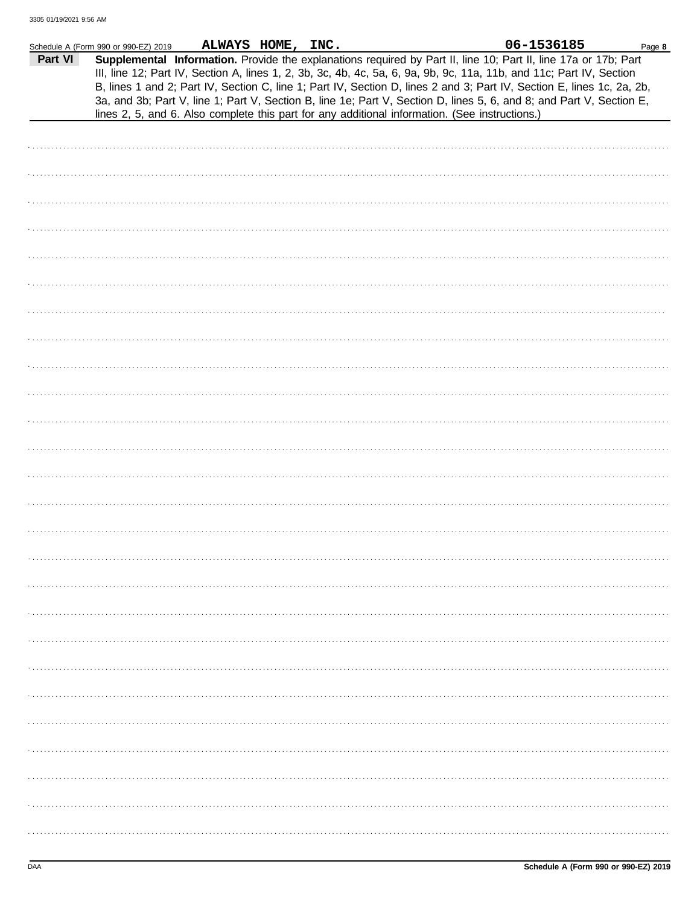Schedule A (Form 990 or 990-EZ) 2019 **ALWAYS HOME, INC.** **06-1536185**

**Part VI** **Supplemental Information.** Provide the explanations required by Part II, line 10; Part II, line 17a or 17b; Part III, line 12; Part IV, Section A, lines 1, 2, 3b, 3c, 4b, 4c, 5a, 6, 9a, 9b, 9c, 11a, 11b, and 11c; Part IV, Section B, lines 1 and 2; Part IV, Section C, line 1; Part IV, Section D, lines 2 and 3; Part IV, Section E, lines 1c, 2a, 2b, 3a, and 3b; Part V, line 1; Part V, Section B, line 1e; Part V, Section D, lines 5, 6, and 8; and Part V, Section E, lines 2, 5, and 6. Also complete this part for any additional information. (See instructions.)

Schedule A (Form 990 or 990-EZ) 2019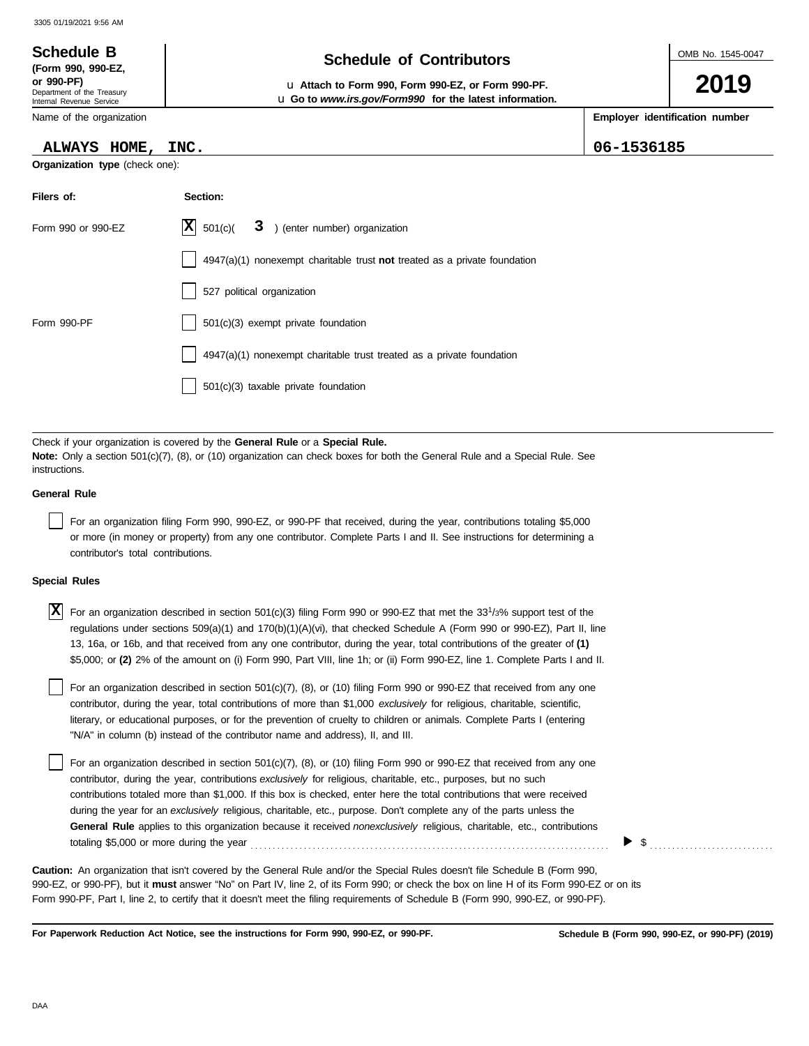**Schedule B**
**(Form 990, 990-EZ, or 990-PF)**
Department of the Treasury
Internal Revenue Service

# Schedule of Contributors

u **Attach to Form 990, Form 990-EZ, or Form 990-PF.**
u **Go to *www.irs.gov/Form990* for the latest information.**

OMB No. 1545-0047

**2019**

| Name of the organization | Employer identification number |
|---|---|
| ALWAYS HOME, INC. | 06-1536185 |

**Organization type** (check one):

| Filers of: | Section: |
|---|---|
| Form 990 or 990-EZ | [X] 501(c)( 3 ) (enter number) organization |
| | [ ] 4947(a)(1) nonexempt charitable trust **not** treated as a private foundation |
| | [ ] 527 political organization |
| Form 990-PF | [ ] 501(c)(3) exempt private foundation |
| | [ ] 4947(a)(1) nonexempt charitable trust treated as a private foundation |
| | [ ] 501(c)(3) taxable private foundation |

Check if your organization is covered by the **General Rule** or a **Special Rule.**
**Note:** Only a section 501(c)(7), (8), or (10) organization can check boxes for both the General Rule and a Special Rule. See instructions.

**General Rule**

[ ] For an organization filing Form 990, 990-EZ, or 990-PF that received, during the year, contributions totaling $5,000 or more (in money or property) from any one contributor. Complete Parts I and II. See instructions for determining a contributor's total contributions.

**Special Rules**

[X] For an organization described in section 501(c)(3) filing Form 990 or 990-EZ that met the 33 1/3% support test of the regulations under sections 509(a)(1) and 170(b)(1)(A)(vi), that checked Schedule A (Form 990 or 990-EZ), Part II, line 13, 16a, or 16b, and that received from any one contributor, during the year, total contributions of the greater of **(1)** $5,000; or **(2)** 2% of the amount on (i) Form 990, Part VIII, line 1h; or (ii) Form 990-EZ, line 1. Complete Parts I and II.

[ ] For an organization described in section 501(c)(7), (8), or (10) filing Form 990 or 990-EZ that received from any one contributor, during the year, total contributions of more than $1,000 *exclusively* for religious, charitable, scientific, literary, or educational purposes, or for the prevention of cruelty to children or animals. Complete Parts I (entering "N/A" in column (b) instead of the contributor name and address), II, and III.

[ ] For an organization described in section 501(c)(7), (8), or (10) filing Form 990 or 990-EZ that received from any one contributor, during the year, contributions *exclusively* for religious, charitable, etc., purposes, but no such contributions totaled more than $1,000. If this box is checked, enter here the total contributions that were received during the year for an *exclusively* religious, charitable, etc., purpose. Don't complete any of the parts unless the **General Rule** applies to this organization because it received *nonexclusively* religious, charitable, etc., contributions totaling $5,000 or more during the year . . . . . . . . ▶ $ . . . . . . . . . . . .

**Caution:** An organization that isn't covered by the General Rule and/or the Special Rules doesn't file Schedule B (Form 990, 990-EZ, or 990-PF), but it **must** answer "No" on Part IV, line 2, of its Form 990; or check the box on line H of its Form 990-EZ or on its Form 990-PF, Part I, line 2, to certify that it doesn't meet the filing requirements of Schedule B (Form 990, 990-EZ, or 990-PF).

**For Paperwork Reduction Act Notice, see the instructions for Form 990, 990-EZ, or 990-PF.** **Schedule B (Form 990, 990-EZ, or 990-PF) (2019)**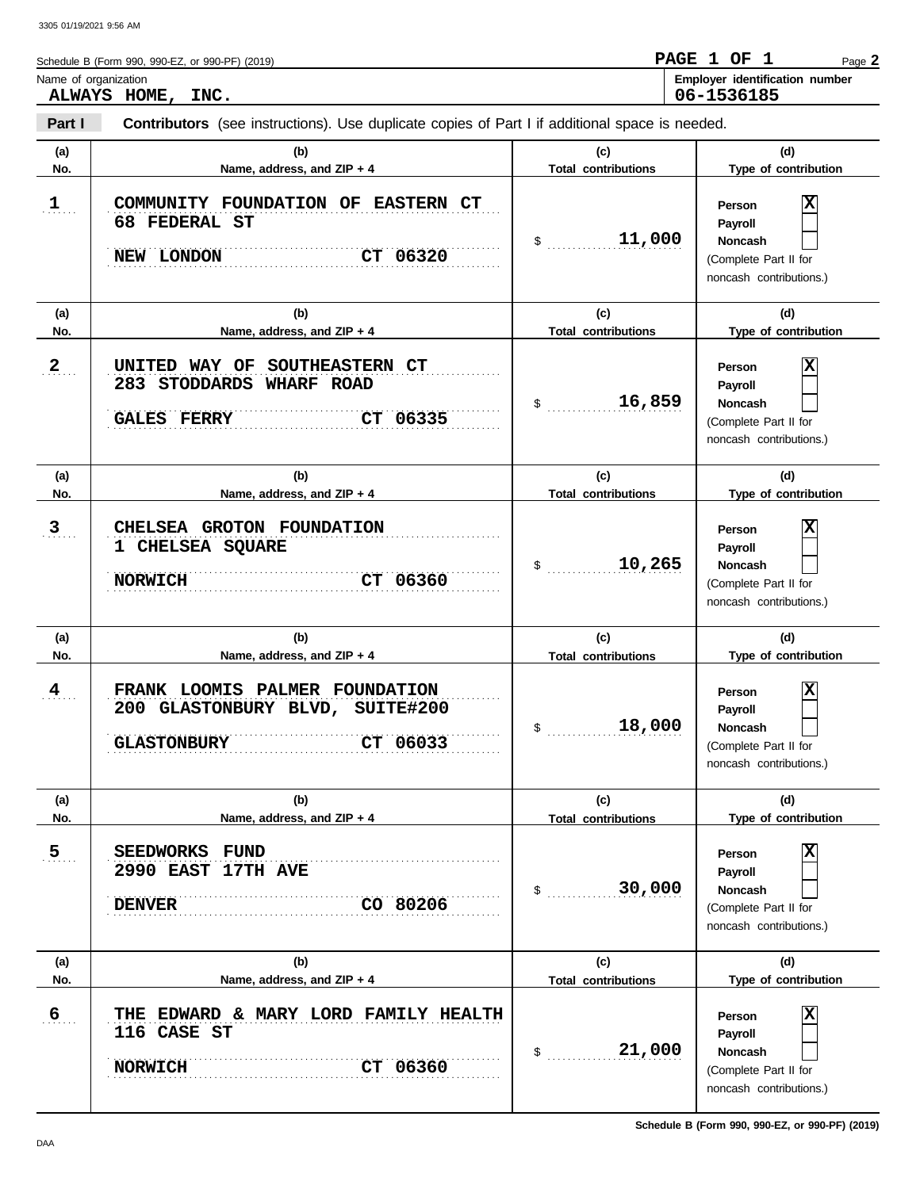Schedule B (Form 990, 990-EZ, or 990-PF) (2019)

**PAGE 1 OF 1** Page **2**

Name of organization: **ALWAYS HOME, INC.**

Employer identification number: **06-1536185**

**Part I** **Contributors** (see instructions). Use duplicate copies of Part I if additional space is needed.

| (a) No. | (b) Name, address, and ZIP + 4 | (c) Total contributions | (d) Type of contribution |
|---|---|---|---|
| 1 | COMMUNITY FOUNDATION OF EASTERN CT<br>68 FEDERAL ST<br>NEW LONDON CT 06320 | $ 11,000 | Person [X]<br>Payroll [ ]<br>Noncash [ ]<br>(Complete Part II for noncash contributions.) |
| 2 | UNITED WAY OF SOUTHEASTERN CT<br>283 STODDARDS WHARF ROAD<br>GALES FERRY CT 06335 | $ 16,859 | Person [X]<br>Payroll [ ]<br>Noncash [ ]<br>(Complete Part II for noncash contributions.) |
| 3 | CHELSEA GROTON FOUNDATION<br>1 CHELSEA SQUARE<br>NORWICH CT 06360 | $ 10,265 | Person [X]<br>Payroll [ ]<br>Noncash [ ]<br>(Complete Part II for noncash contributions.) |
| 4 | FRANK LOOMIS PALMER FOUNDATION<br>200 GLASTONBURY BLVD, SUITE#200<br>GLASTONBURY CT 06033 | $ 18,000 | Person [X]<br>Payroll [ ]<br>Noncash [ ]<br>(Complete Part II for noncash contributions.) |
| 5 | SEEDWORKS FUND<br>2990 EAST 17TH AVE<br>DENVER CO 80206 | $ 30,000 | Person [X]<br>Payroll [ ]<br>Noncash [ ]<br>(Complete Part II for noncash contributions.) |
| 6 | THE EDWARD & MARY LORD FAMILY HEALTH<br>116 CASE ST<br>NORWICH CT 06360 | $ 21,000 | Person [X]<br>Payroll [ ]<br>Noncash [ ]<br>(Complete Part II for noncash contributions.) |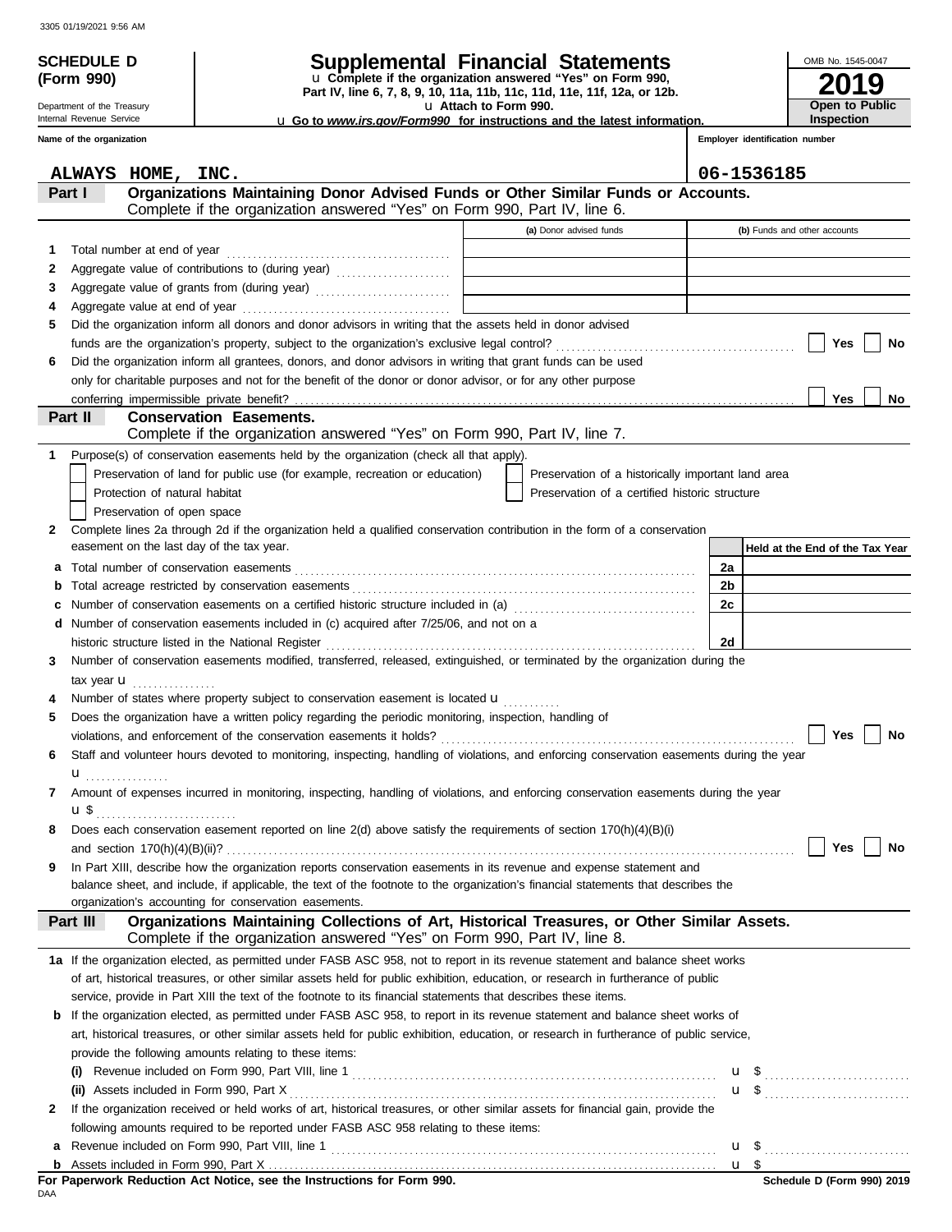**SCHEDULE D (Form 990)**

Department of the Treasury
Internal Revenue Service

# Supplemental Financial Statements

u Complete if the organization answered "Yes" on Form 990, Part IV, line 6, 7, 8, 9, 10, 11a, 11b, 11c, 11d, 11e, 11f, 12a, or 12b.
u Attach to Form 990.
u Go to *www.irs.gov/Form990* for instructions and the latest information.

OMB No. 1545-0047
**2019**
**Open to Public Inspection**

| Name of the organization | Employer identification number |
|---|---|
| ALWAYS HOME, INC. | 06-1536185 |

## Part I — Organizations Maintaining Donor Advised Funds or Other Similar Funds or Accounts.
Complete if the organization answered "Yes" on Form 990, Part IV, line 6.

| | | (a) Donor advised funds | (b) Funds and other accounts |
|---|---|---|---|
| 1 | Total number at end of year | | |
| 2 | Aggregate value of contributions to (during year) | | |
| 3 | Aggregate value of grants from (during year) | | |
| 4 | Aggregate value at end of year | | |

5 Did the organization inform all donors and donor advisors in writing that the assets held in donor advised funds are the organization's property, subject to the organization's exclusive legal control? ☐ Yes ☐ No

6 Did the organization inform all grantees, donors, and donor advisors in writing that grant funds can be used only for charitable purposes and not for the benefit of the donor or donor advisor, or for any other purpose conferring impermissible private benefit? ☐ Yes ☐ No

## Part II — Conservation Easements.
Complete if the organization answered "Yes" on Form 990, Part IV, line 7.

1 Purpose(s) of conservation easements held by the organization (check all that apply).
- ☐ Preservation of land for public use (for example, recreation or education)
- ☐ Preservation of a historically important land area
- ☐ Protection of natural habitat
- ☐ Preservation of a certified historic structure
- ☐ Preservation of open space

2 Complete lines 2a through 2d if the organization held a qualified conservation contribution in the form of a conservation easement on the last day of the tax year.

| | | | Held at the End of the Tax Year |
|---|---|---|---|
| a | Total number of conservation easements | 2a | |
| b | Total acreage restricted by conservation easements | 2b | |
| c | Number of conservation easements on a certified historic structure included in (a) | 2c | |
| d | Number of conservation easements included in (c) acquired after 7/25/06, and not on a historic structure listed in the National Register | 2d | |

3 Number of conservation easements modified, transferred, released, extinguished, or terminated by the organization during the tax year u

4 Number of states where property subject to conservation easement is located u

5 Does the organization have a written policy regarding the periodic monitoring, inspection, handling of violations, and enforcement of the conservation easements it holds? ☐ Yes ☐ No

6 Staff and volunteer hours devoted to monitoring, inspecting, handling of violations, and enforcing conservation easements during the year u

7 Amount of expenses incurred in monitoring, inspecting, handling of violations, and enforcing conservation easements during the year u $

8 Does each conservation easement reported on line 2(d) above satisfy the requirements of section 170(h)(4)(B)(i) and section 170(h)(4)(B)(ii)? ☐ Yes ☐ No

9 In Part XIII, describe how the organization reports conservation easements in its revenue and expense statement and balance sheet, and include, if applicable, the text of the footnote to the organization's financial statements that describes the organization's accounting for conservation easements.

## Part III — Organizations Maintaining Collections of Art, Historical Treasures, or Other Similar Assets.
Complete if the organization answered "Yes" on Form 990, Part IV, line 8.

1a If the organization elected, as permitted under FASB ASC 958, not to report in its revenue statement and balance sheet works of art, historical treasures, or other similar assets held for public exhibition, education, or research in furtherance of public service, provide in Part XIII the text of the footnote to its financial statements that describes these items.

b If the organization elected, as permitted under FASB ASC 958, to report in its revenue statement and balance sheet works of art, historical treasures, or other similar assets held for public exhibition, education, or research in furtherance of public service, provide the following amounts relating to these items:

(i) Revenue included on Form 990, Part VIII, line 1 u $

(ii) Assets included in Form 990, Part X u $

2 If the organization received or held works of art, historical treasures, or other similar assets for financial gain, provide the following amounts required to be reported under FASB ASC 958 relating to these items:

a Revenue included on Form 990, Part VIII, line 1 u $

b Assets included in Form 990, Part X u $

**For Paperwork Reduction Act Notice, see the Instructions for Form 990.** **Schedule D (Form 990) 2019**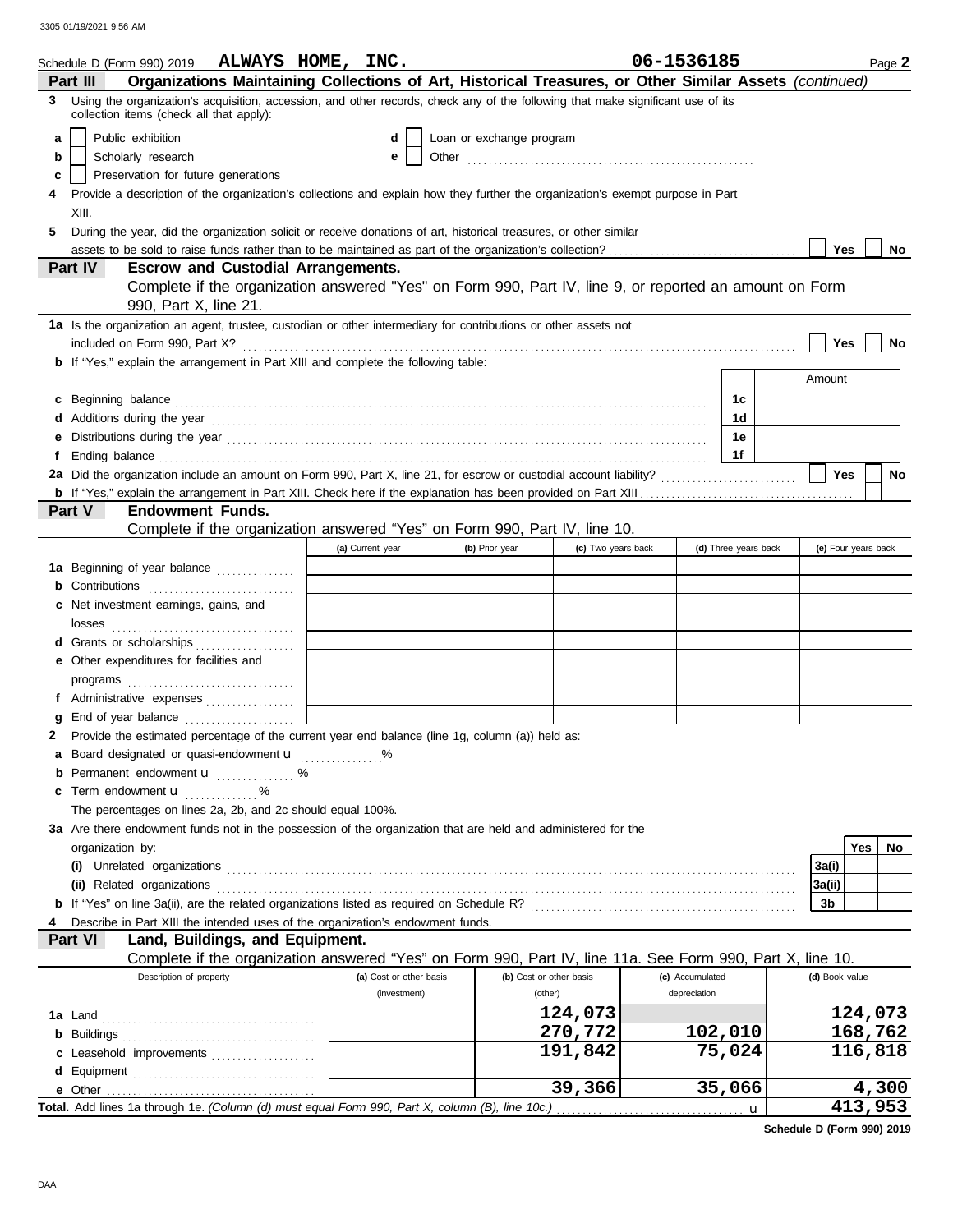Schedule D (Form 990) 2019 **ALWAYS HOME, INC.** **06-1536185** Page **2**

**Part III — Organizations Maintaining Collections of Art, Historical Treasures, or Other Similar Assets** *(continued)*

**3** Using the organization's acquisition, accession, and other records, check any of the following that make significant use of its collection items (check all that apply):

- **a** ☐ Public exhibition
- **b** ☐ Scholarly research
- **c** ☐ Preservation for future generations
- **d** ☐ Loan or exchange program
- **e** ☐ Other

**4** Provide a description of the organization's collections and explain how they further the organization's exempt purpose in Part XIII.

**5** During the year, did the organization solicit or receive donations of art, historical treasures, or other similar assets to be sold to raise funds rather than to be maintained as part of the organization's collection? ☐ Yes ☐ No

**Part IV — Escrow and Custodial Arrangements.**

Complete if the organization answered "Yes" on Form 990, Part IV, line 9, or reported an amount on Form 990, Part X, line 21.

**1a** Is the organization an agent, trustee, custodian or other intermediary for contributions or other assets not included on Form 990, Part X? ☐ Yes ☐ No

**b** If "Yes," explain the arrangement in Part XIII and complete the following table:

| | | Amount |
|---|---|---|
| **c** Beginning balance | 1c | |
| **d** Additions during the year | 1d | |
| **e** Distributions during the year | 1e | |
| **f** Ending balance | 1f | |

**2a** Did the organization include an amount on Form 990, Part X, line 21, for escrow or custodial account liability? ☐ Yes ☐ No

**b** If "Yes," explain the arrangement in Part XIII. Check here if the explanation has been provided on Part XIII ☐

**Part V — Endowment Funds.**

Complete if the organization answered "Yes" on Form 990, Part IV, line 10.

| | (a) Current year | (b) Prior year | (c) Two years back | (d) Three years back | (e) Four years back |
|---|---|---|---|---|---|
| **1a** Beginning of year balance | | | | | |
| **b** Contributions | | | | | |
| **c** Net investment earnings, gains, and losses | | | | | |
| **d** Grants or scholarships | | | | | |
| **e** Other expenditures for facilities and programs | | | | | |
| **f** Administrative expenses | | | | | |
| **g** End of year balance | | | | | |

**2** Provide the estimated percentage of the current year end balance (line 1g, column (a)) held as:

- **a** Board designated or quasi-endowment ______ %
- **b** Permanent endowment ______ %
- **c** Term endowment ______ %

The percentages on lines 2a, 2b, and 2c should equal 100%.

**3a** Are there endowment funds not in the possession of the organization that are held and administered for the organization by:

| | | Yes | No |
|---|---|---|---|
| **(i)** Unrelated organizations | 3a(i) | | |
| **(ii)** Related organizations | 3a(ii) | | |
| **b** If "Yes" on line 3a(ii), are the related organizations listed as required on Schedule R? | 3b | | |

**4** Describe in Part XIII the intended uses of the organization's endowment funds.

**Part VI — Land, Buildings, and Equipment.**

Complete if the organization answered "Yes" on Form 990, Part IV, line 11a. See Form 990, Part X, line 10.

| Description of property | (a) Cost or other basis (investment) | (b) Cost or other basis (other) | (c) Accumulated depreciation | (d) Book value |
|---|---|---|---|---|
| **1a** Land | | 124,073 | | 124,073 |
| **b** Buildings | | 270,772 | 102,010 | 168,762 |
| **c** Leasehold improvements | | 191,842 | 75,024 | 116,818 |
| **d** Equipment | | | | |
| **e** Other | | 39,366 | 35,066 | 4,300 |
| **Total.** Add lines 1a through 1e. *(Column (d) must equal Form 990, Part X, column (B), line 10c.)* | | | | 413,953 |

**Schedule D (Form 990) 2019**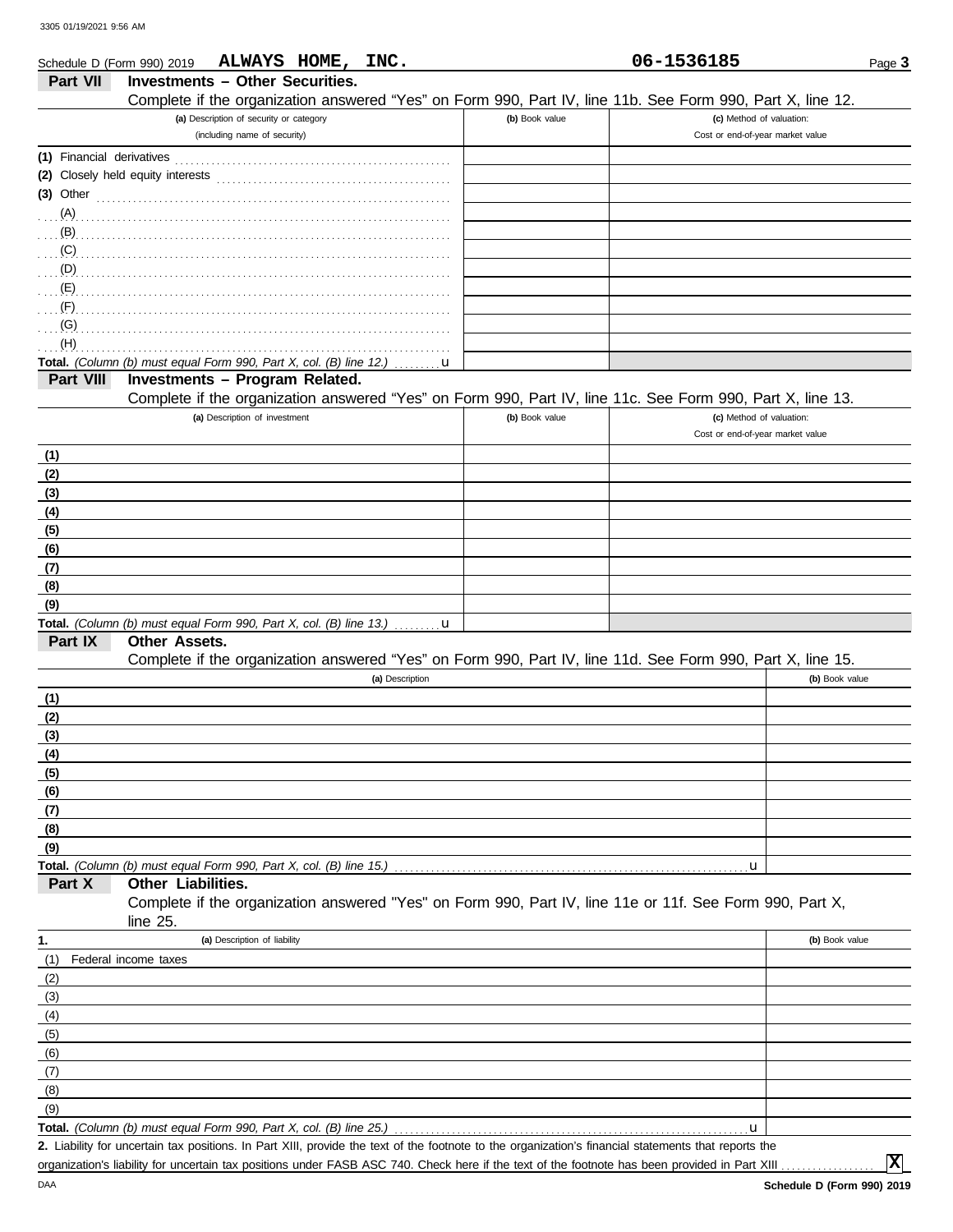Schedule D (Form 990) 2019 **ALWAYS HOME, INC.** **06-1536185** Page **3**

## Part VII Investments – Other Securities.

Complete if the organization answered "Yes" on Form 990, Part IV, line 11b. See Form 990, Part X, line 12.

| (a) Description of security or category (including name of security) | (b) Book value | (c) Method of valuation: Cost or end-of-year market value |
|---|---|---|
| (1) Financial derivatives | | |
| (2) Closely held equity interests | | |
| (3) Other | | |
| (A) | | |
| (B) | | |
| (C) | | |
| (D) | | |
| (E) | | |
| (F) | | |
| (G) | | |
| (H) | | |
| **Total.** *(Column (b) must equal Form 990, Part X, col. (B) line 12.)* u | | |

## Part VIII Investments – Program Related.

Complete if the organization answered "Yes" on Form 990, Part IV, line 11c. See Form 990, Part X, line 13.

| (a) Description of investment | (b) Book value | (c) Method of valuation: Cost or end-of-year market value |
|---|---|---|
| (1) | | |
| (2) | | |
| (3) | | |
| (4) | | |
| (5) | | |
| (6) | | |
| (7) | | |
| (8) | | |
| (9) | | |
| **Total.** *(Column (b) must equal Form 990, Part X, col. (B) line 13.)* u | | |

## Part IX Other Assets.

Complete if the organization answered "Yes" on Form 990, Part IV, line 11d. See Form 990, Part X, line 15.

| (a) Description | (b) Book value |
|---|---|
| (1) | |
| (2) | |
| (3) | |
| (4) | |
| (5) | |
| (6) | |
| (7) | |
| (8) | |
| (9) | |
| **Total.** *(Column (b) must equal Form 990, Part X, col. (B) line 15.)* u | |

## Part X Other Liabilities.

Complete if the organization answered "Yes" on Form 990, Part IV, line 11e or 11f. See Form 990, Part X, line 25.

| 1. (a) Description of liability | (b) Book value |
|---|---|
| (1) Federal income taxes | |
| (2) | |
| (3) | |
| (4) | |
| (5) | |
| (6) | |
| (7) | |
| (8) | |
| (9) | |
| **Total.** *(Column (b) must equal Form 990, Part X, col. (B) line 25.)* u | |

**2.** Liability for uncertain tax positions. In Part XIII, provide the text of the footnote to the organization's financial statements that reports the organization's liability for uncertain tax positions under FASB ASC 740. Check here if the text of the footnote has been provided in Part XIII .................. **X**

DAA **Schedule D (Form 990) 2019**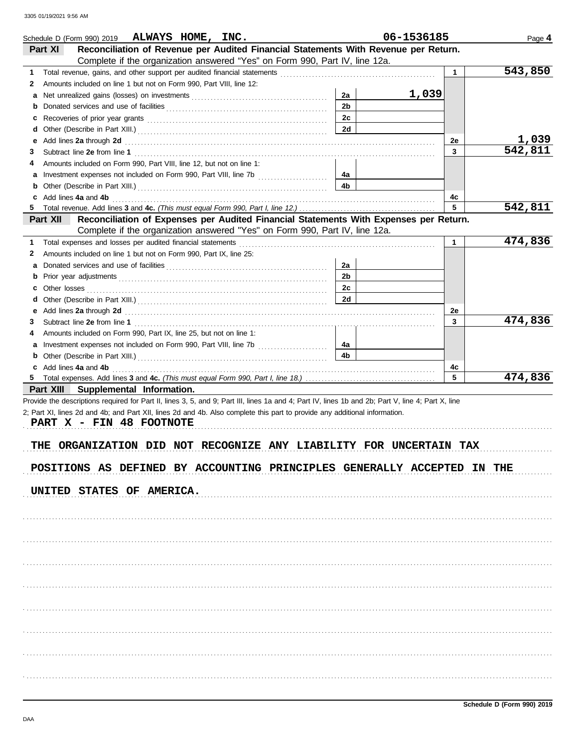Schedule D (Form 990) 2019 ALWAYS HOME, INC. 06-1536185 Page 4

## Part XI Reconciliation of Revenue per Audited Financial Statements With Revenue per Return.

Complete if the organization answered "Yes" on Form 990, Part IV, line 12a.

| | | | | | |
|---|---|---|---|---|---|
| **1** | Total revenue, gains, and other support per audited financial statements | | | 1 | 543,850 |
| **2** | Amounts included on line 1 but not on Form 990, Part VIII, line 12: | | | | |
| **a** | Net unrealized gains (losses) on investments | 2a | 1,039 | | |
| **b** | Donated services and use of facilities | 2b | | | |
| **c** | Recoveries of prior year grants | 2c | | | |
| **d** | Other (Describe in Part XIII.) | 2d | | | |
| **e** | Add lines **2a** through **2d** | | | 2e | 1,039 |
| **3** | Subtract line **2e** from line **1** | | | 3 | 542,811 |
| **4** | Amounts included on Form 990, Part VIII, line 12, but not on line 1: | | | | |
| **a** | Investment expenses not included on Form 990, Part VIII, line 7b | 4a | | | |
| **b** | Other (Describe in Part XIII.) | 4b | | | |
| **c** | Add lines **4a** and **4b** | | | 4c | |
| **5** | Total revenue. Add lines **3** and **4c.** *(This must equal Form 990, Part I, line 12.)* | | | 5 | 542,811 |

## Part XII Reconciliation of Expenses per Audited Financial Statements With Expenses per Return.

Complete if the organization answered "Yes" on Form 990, Part IV, line 12a.

| | | | | | |
|---|---|---|---|---|---|
| **1** | Total expenses and losses per audited financial statements | | | 1 | 474,836 |
| **2** | Amounts included on line 1 but not on Form 990, Part IX, line 25: | | | | |
| **a** | Donated services and use of facilities | 2a | | | |
| **b** | Prior year adjustments | 2b | | | |
| **c** | Other losses | 2c | | | |
| **d** | Other (Describe in Part XIII.) | 2d | | | |
| **e** | Add lines **2a** through **2d** | | | 2e | |
| **3** | Subtract line **2e** from line **1** | | | 3 | 474,836 |
| **4** | Amounts included on Form 990, Part IX, line 25, but not on line 1: | | | | |
| **a** | Investment expenses not included on Form 990, Part VIII, line 7b | 4a | | | |
| **b** | Other (Describe in Part XIII.) | 4b | | | |
| **c** | Add lines **4a** and **4b** | | | 4c | |
| **5** | Total expenses. Add lines **3** and **4c.** *(This must equal Form 990, Part I, line 18.)* | | | 5 | 474,836 |

## Part XIII Supplemental Information.

Provide the descriptions required for Part II, lines 3, 5, and 9; Part III, lines 1a and 4; Part IV, lines 1b and 2b; Part V, line 4; Part X, line 2; Part XI, lines 2d and 4b; and Part XII, lines 2d and 4b. Also complete this part to provide any additional information.

PART X - FIN 48 FOOTNOTE

THE ORGANIZATION DID NOT RECOGNIZE ANY LIABILITY FOR UNCERTAIN TAX POSITIONS AS DEFINED BY ACCOUNTING PRINCIPLES GENERALLY ACCEPTED IN THE UNITED STATES OF AMERICA.

Schedule D (Form 990) 2019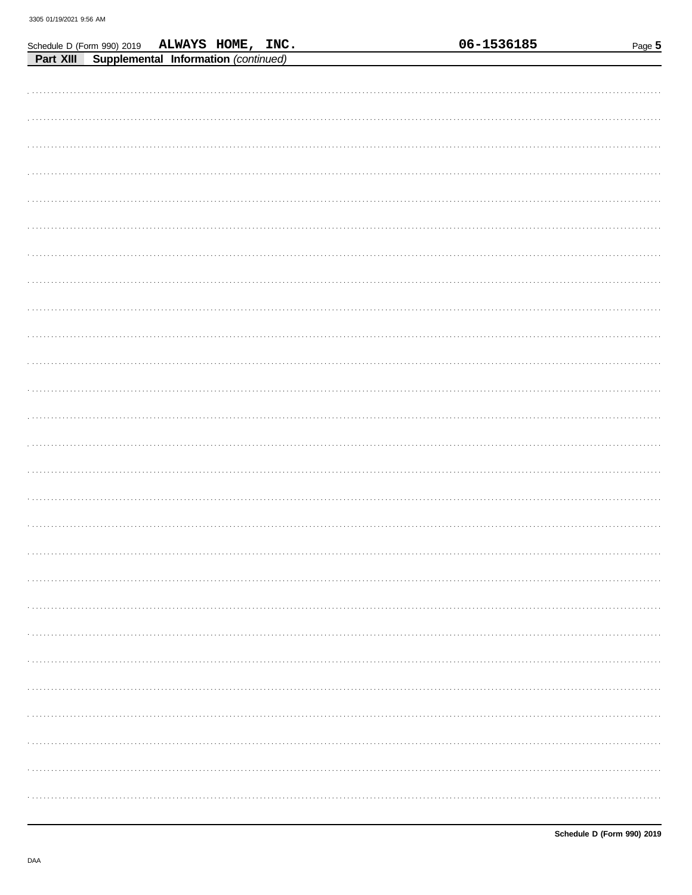Schedule D (Form 990) 2019 ALWAYS HOME, INC. 06-1536185

**Part XIII** **Supplemental Information** *(continued)*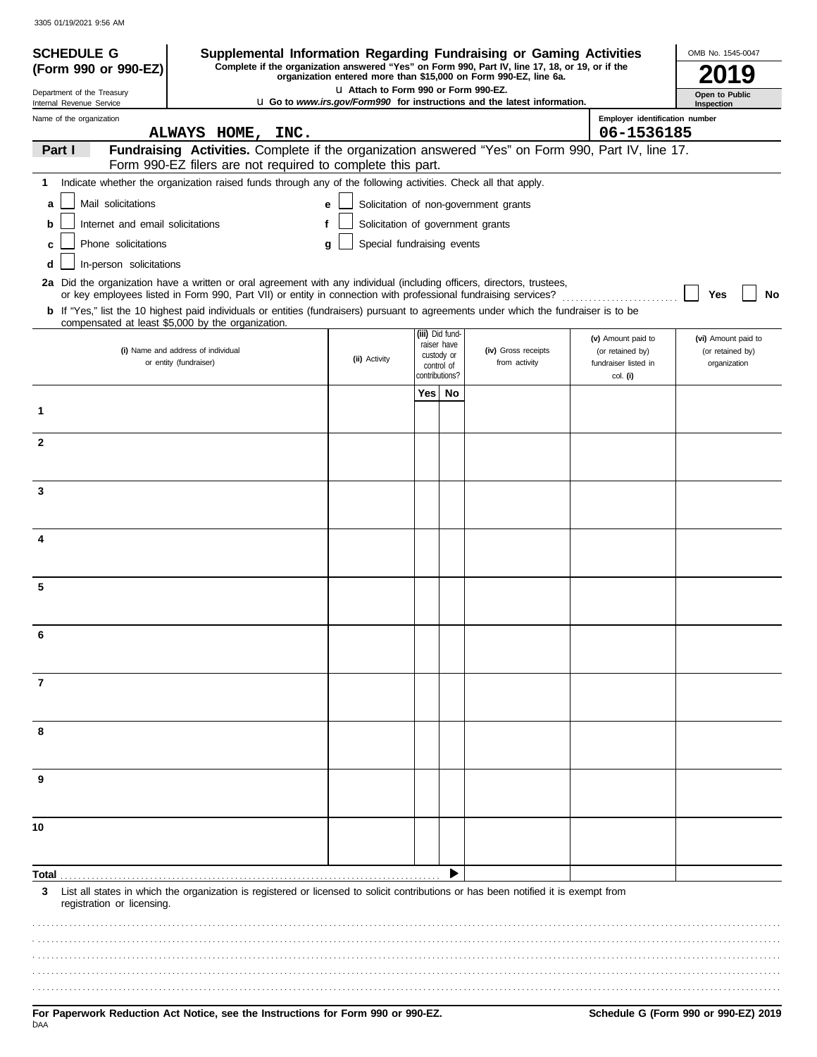**SCHEDULE G (Form 990 or 990-EZ)**

Department of the Treasury
Internal Revenue Service

# Supplemental Information Regarding Fundraising or Gaming Activities

**Complete if the organization answered "Yes" on Form 990, Part IV, line 17, 18, or 19, or if the organization entered more than $15,000 on Form 990-EZ, line 6a.**

u Attach to Form 990 or Form 990-EZ.

u Go to *www.irs.gov/Form990* for instructions and the latest information.

OMB No. 1545-0047

**2019**

**Open to Public Inspection**

Name of the organization: ALWAYS HOME, INC.

Employer identification number: 06-1536185

## Part I Fundraising Activities.
Complete if the organization answered "Yes" on Form 990, Part IV, line 17. Form 990-EZ filers are not required to complete this part.

**1** Indicate whether the organization raised funds through any of the following activities. Check all that apply.

- **a** ☐ Mail solicitations
- **b** ☐ Internet and email solicitations
- **c** ☐ Phone solicitations
- **d** ☐ In-person solicitations
- **e** ☐ Solicitation of non-government grants
- **f** ☐ Solicitation of government grants
- **g** ☐ Special fundraising events

**2a** Did the organization have a written or oral agreement with any individual (including officers, directors, trustees, or key employees listed in Form 990, Part VII) or entity in connection with professional fundraising services? ☐ Yes ☐ No

**b** If "Yes," list the 10 highest paid individuals or entities (fundraisers) pursuant to agreements under which the fundraiser is to be compensated at least $5,000 by the organization.

| | (i) Name and address of individual or entity (fundraiser) | (ii) Activity | (iii) Did fund-raiser have custody or control of contributions? Yes | No | (iv) Gross receipts from activity | (v) Amount paid to (or retained by) fundraiser listed in col. (i) | (vi) Amount paid to (or retained by) organization |
|---|---|---|---|---|---|---|---|
| 1 | | | | | | | |
| 2 | | | | | | | |
| 3 | | | | | | | |
| 4 | | | | | | | |
| 5 | | | | | | | |
| 6 | | | | | | | |
| 7 | | | | | | | |
| 8 | | | | | | | |
| 9 | | | | | | | |
| 10 | | | | | | | |
| **Total** | | | | ▶ | | | |

**3** List all states in which the organization is registered or licensed to solicit contributions or has been notified it is exempt from registration or licensing.

**For Paperwork Reduction Act Notice, see the Instructions for Form 990 or 990-EZ.**

**Schedule G (Form 990 or 990-EZ) 2019**

DAA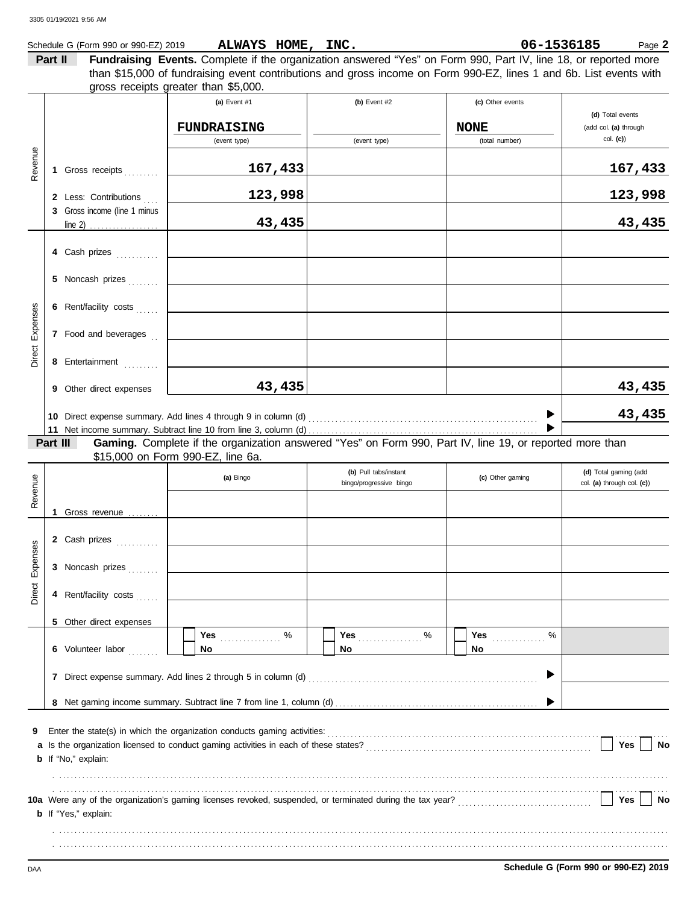Schedule G (Form 990 or 990-EZ) 2019 **ALWAYS HOME, INC.** **06-1536185** Page **2**

**Part II** **Fundraising Events.** Complete if the organization answered "Yes" on Form 990, Part IV, line 18, or reported more than $15,000 of fundraising event contributions and gross income on Form 990-EZ, lines 1 and 6b. List events with gross receipts greater than $5,000.

| | | (a) Event #1 | (b) Event #2 | (c) Other events | (d) Total events (add col. (a) through col. (c)) |
|---|---|---|---|---|---|
| | | FUNDRAISING (event type) | (event type) | NONE (total number) | |
| Revenue | 1 Gross receipts | 167,433 | | | 167,433 |
| | 2 Less: Contributions | 123,998 | | | 123,998 |
| | 3 Gross income (line 1 minus line 2) | 43,435 | | | 43,435 |
| Direct Expenses | 4 Cash prizes | | | | |
| | 5 Noncash prizes | | | | |
| | 6 Rent/facility costs | | | | |
| | 7 Food and beverages | | | | |
| | 8 Entertainment | | | | |
| | 9 Other direct expenses | 43,435 | | | 43,435 |
| | 10 Direct expense summary. Add lines 4 through 9 in column (d) | | | | 43,435 |
| | 11 Net income summary. Subtract line 10 from line 3, column (d) | | | | |

**Part III** **Gaming.** Complete if the organization answered "Yes" on Form 990, Part IV, line 19, or reported more than $15,000 on Form 990-EZ, line 6a.

| | | (a) Bingo | (b) Pull tabs/instant bingo/progressive bingo | (c) Other gaming | (d) Total gaming (add col. (a) through col. (c)) |
|---|---|---|---|---|---|
| Revenue | 1 Gross revenue | | | | |
| Direct Expenses | 2 Cash prizes | | | | |
| | 3 Noncash prizes | | | | |
| | 4 Rent/facility costs | | | | |
| | 5 Other direct expenses | | | | |
| | 6 Volunteer labor | ☐ Yes ___ % ☐ No | ☐ Yes ___ % ☐ No | ☐ Yes ___ % ☐ No | |
| | 7 Direct expense summary. Add lines 2 through 5 in column (d) | | | | |
| | 8 Net gaming income summary. Subtract line 7 from line 1, column (d) | | | | |

**9** Enter the state(s) in which the organization conducts gaming activities: ..............

**a** Is the organization licensed to conduct gaming activities in each of these states? ☐ Yes ☐ No

**b** If "No," explain:

**10a** Were any of the organization's gaming licenses revoked, suspended, or terminated during the tax year? ☐ Yes ☐ No

**b** If "Yes," explain:

**Schedule G (Form 990 or 990-EZ) 2019**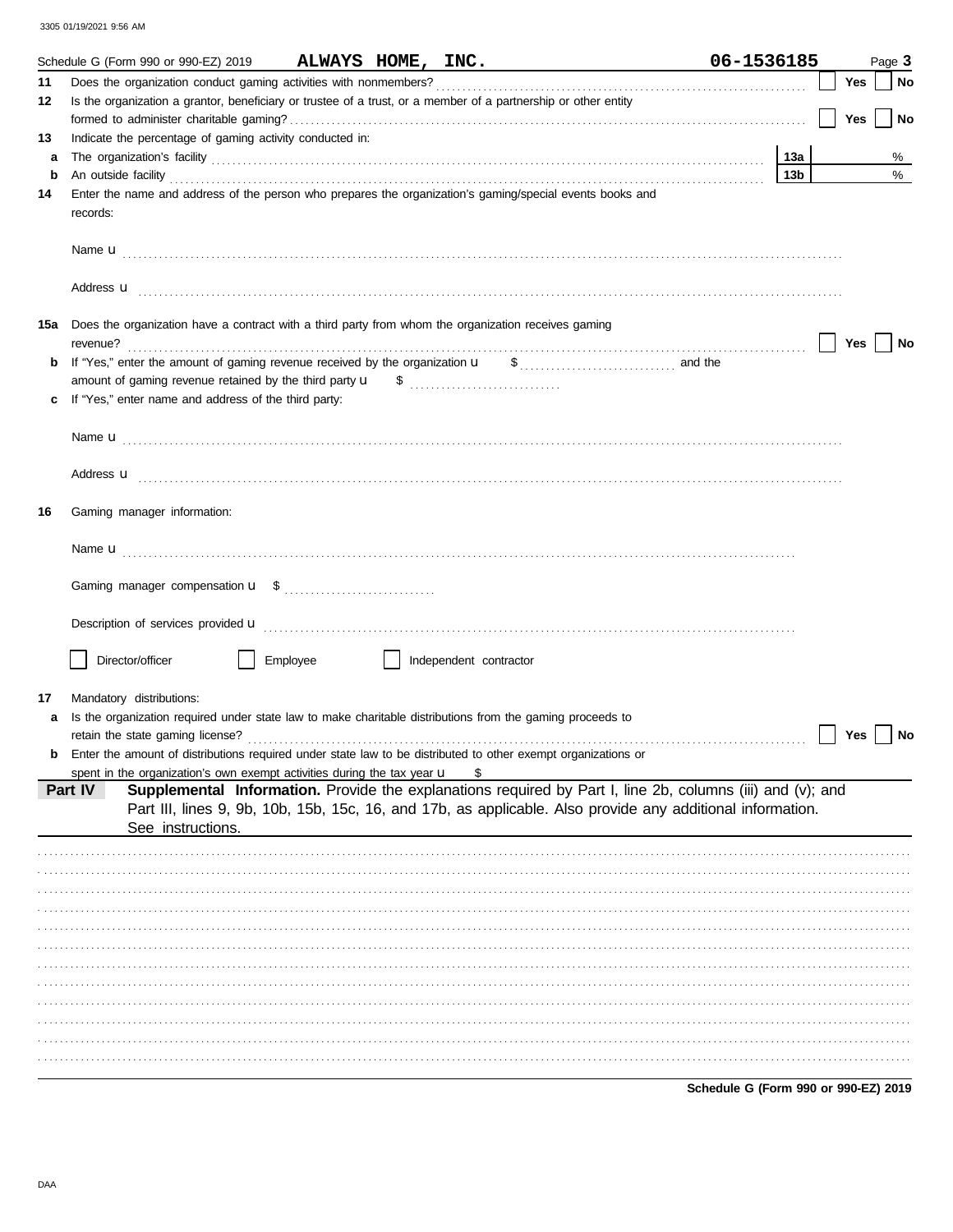3305 01/19/2021 9:56 AM

Schedule G (Form 990 or 990-EZ) 2019 **ALWAYS HOME, INC.** **06-1536185** Page **3**

**11** Does the organization conduct gaming activities with nonmembers? ☐ Yes ☐ No

**12** Is the organization a grantor, beneficiary or trustee of a trust, or a member of a partnership or other entity formed to administer charitable gaming? ☐ Yes ☐ No

**13** Indicate the percentage of gaming activity conducted in:

**a** The organization's facility **13a** %

**b** An outside facility **13b** %

**14** Enter the name and address of the person who prepares the organization's gaming/special events books and records:

Name u

Address u

**15a** Does the organization have a contract with a third party from whom the organization receives gaming revenue? ☐ Yes ☐ No

**b** If "Yes," enter the amount of gaming revenue received by the organization u $ and the amount of gaming revenue retained by the third party u $

**c** If "Yes," enter name and address of the third party:

Name u

Address u

**16** Gaming manager information:

Name u

Gaming manager compensation u $

Description of services provided u

☐ Director/officer ☐ Employee ☐ Independent contractor

**17** Mandatory distributions:

**a** Is the organization required under state law to make charitable distributions from the gaming proceeds to retain the state gaming license? ☐ Yes ☐ No

**b** Enter the amount of distributions required under state law to be distributed to other exempt organizations or spent in the organization's own exempt activities during the tax year u $

**Part IV** **Supplemental Information.** Provide the explanations required by Part I, line 2b, columns (iii) and (v); and Part III, lines 9, 9b, 10b, 15b, 15c, 16, and 17b, as applicable. Also provide any additional information. See instructions.

**Schedule G (Form 990 or 990-EZ) 2019**

DAA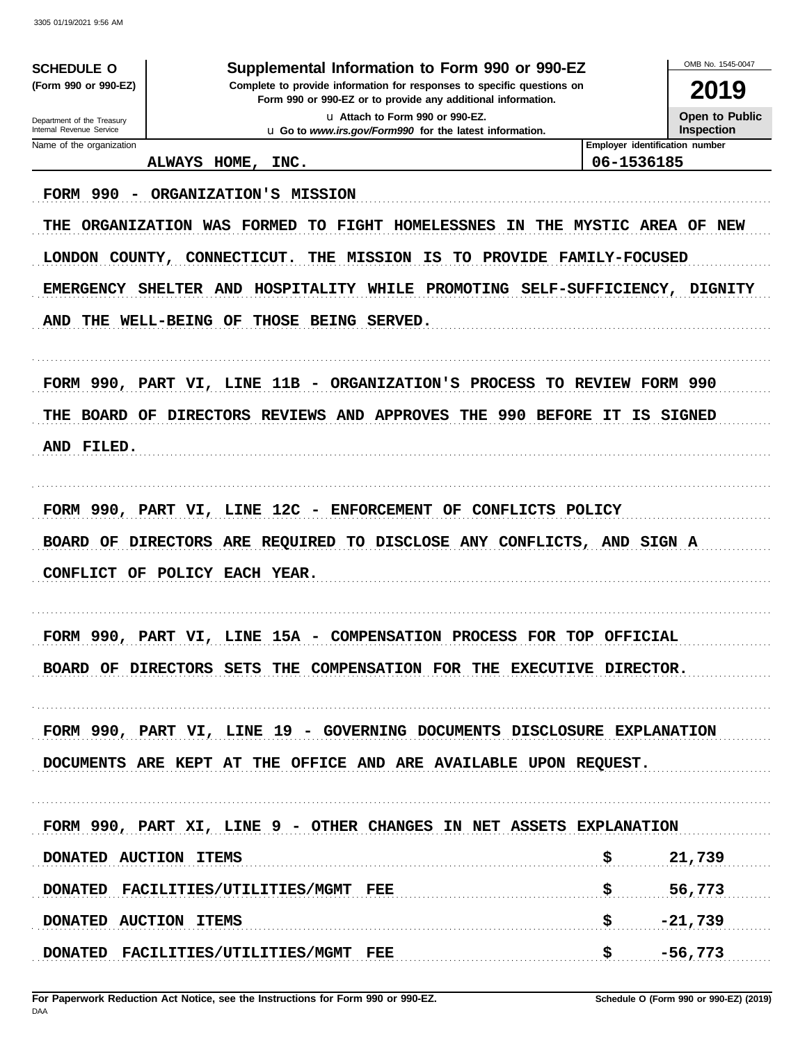**SCHEDULE O**
**(Form 990 or 990-EZ)**

Department of the Treasury
Internal Revenue Service

# Supplemental Information to Form 990 or 990-EZ

**Complete to provide information for responses to specific questions on Form 990 or 990-EZ or to provide any additional information.**

u **Attach to Form 990 or 990-EZ.**

u **Go to *www.irs.gov/Form990* for the latest information.**

OMB No. 1545-0047

**2019**

**Open to Public Inspection**

Name of the organization: ALWAYS HOME, INC.

Employer identification number: 06-1536185

FORM 990 - ORGANIZATION'S MISSION

THE ORGANIZATION WAS FORMED TO FIGHT HOMELESSNES IN THE MYSTIC AREA OF NEW LONDON COUNTY, CONNECTICUT. THE MISSION IS TO PROVIDE FAMILY-FOCUSED EMERGENCY SHELTER AND HOSPITALITY WHILE PROMOTING SELF-SUFFICIENCY, DIGNITY AND THE WELL-BEING OF THOSE BEING SERVED.

FORM 990, PART VI, LINE 11B - ORGANIZATION'S PROCESS TO REVIEW FORM 990

THE BOARD OF DIRECTORS REVIEWS AND APPROVES THE 990 BEFORE IT IS SIGNED AND FILED.

FORM 990, PART VI, LINE 12C - ENFORCEMENT OF CONFLICTS POLICY

BOARD OF DIRECTORS ARE REQUIRED TO DISCLOSE ANY CONFLICTS, AND SIGN A CONFLICT OF POLICY EACH YEAR.

FORM 990, PART VI, LINE 15A - COMPENSATION PROCESS FOR TOP OFFICIAL

BOARD OF DIRECTORS SETS THE COMPENSATION FOR THE EXECUTIVE DIRECTOR.

FORM 990, PART VI, LINE 19 - GOVERNING DOCUMENTS DISCLOSURE EXPLANATION

DOCUMENTS ARE KEPT AT THE OFFICE AND ARE AVAILABLE UPON REQUEST.

FORM 990, PART XI, LINE 9 - OTHER CHANGES IN NET ASSETS EXPLANATION

| | | |
|---|---|---|
| DONATED AUCTION ITEMS | $ | 21,739 |
| DONATED FACILITIES/UTILITIES/MGMT FEE | $ | 56,773 |
| DONATED AUCTION ITEMS | $ | -21,739 |
| DONATED FACILITIES/UTILITIES/MGMT FEE | $ | -56,773 |

**For Paperwork Reduction Act Notice, see the Instructions for Form 990 or 990-EZ.**

DAA

**Schedule O (Form 990 or 990-EZ) (2019)**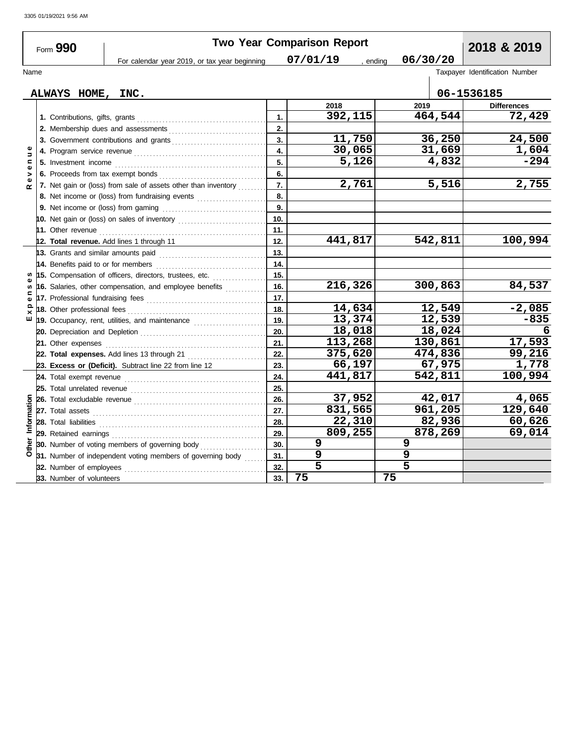3305 01/19/2021 9:56 AM

# Two Year Comparison Report

Form **990** — For calendar year 2019, or tax year beginning **07/01/19**, ending **06/30/20** — **2018 & 2019**

Name: **ALWAYS HOME, INC.**

Taxpayer Identification Number: **06-1536185**

| Section | Line | No. | 2018 | 2019 | Differences |
|---|---|---|---|---|---|
| Revenue | 1. Contributions, gifts, grants | 1. | 392,115 | 464,544 | 72,429 |
| | 2. Membership dues and assessments | 2. | | | |
| | 3. Government contributions and grants | 3. | 11,750 | 36,250 | 24,500 |
| | 4. Program service revenue | 4. | 30,065 | 31,669 | 1,604 |
| | 5. Investment income | 5. | 5,126 | 4,832 | -294 |
| | 6. Proceeds from tax exempt bonds | 6. | | | |
| | 7. Net gain or (loss) from sale of assets other than inventory | 7. | 2,761 | 5,516 | 2,755 |
| | 8. Net income or (loss) from fundraising events | 8. | | | |
| | 9. Net income or (loss) from gaming | 9. | | | |
| | 10. Net gain or (loss) on sales of inventory | 10. | | | |
| | 11. Other revenue | 11. | | | |
| | 12. **Total revenue.** Add lines 1 through 11 | 12. | 441,817 | 542,811 | 100,994 |
| Expenses | 13. Grants and similar amounts paid | 13. | | | |
| | 14. Benefits paid to or for members | 14. | | | |
| | 15. Compensation of officers, directors, trustees, etc. | 15. | | | |
| | 16. Salaries, other compensation, and employee benefits | 16. | 216,326 | 300,863 | 84,537 |
| | 17. Professional fundraising fees | 17. | | | |
| | 18. Other professional fees | 18. | 14,634 | 12,549 | -2,085 |
| | 19. Occupancy, rent, utilities, and maintenance | 19. | 13,374 | 12,539 | -835 |
| | 20. Depreciation and Depletion | 20. | 18,018 | 18,024 | 6 |
| | 21. Other expenses | 21. | 113,268 | 130,861 | 17,593 |
| | 22. **Total expenses.** Add lines 13 through 21 | 22. | 375,620 | 474,836 | 99,216 |
| | 23. **Excess or (Deficit).** Subtract line 22 from line 12 | 23. | 66,197 | 67,975 | 1,778 |
| Other Information | 24. Total exempt revenue | 24. | 441,817 | 542,811 | 100,994 |
| | 25. Total unrelated revenue | 25. | | | |
| | 26. Total excludable revenue | 26. | 37,952 | 42,017 | 4,065 |
| | 27. Total assets | 27. | 831,565 | 961,205 | 129,640 |
| | 28. Total liabilities | 28. | 22,310 | 82,936 | 60,626 |
| | 29. Retained earnings | 29. | 809,255 | 878,269 | 69,014 |
| | 30. Number of voting members of governing body | 30. | 9 | 9 | |
| | 31. Number of independent voting members of governing body | 31. | 9 | 9 | |
| | 32. Number of employees | 32. | 5 | 5 | |
| | 33. Number of volunteers | 33. | 75 | 75 | |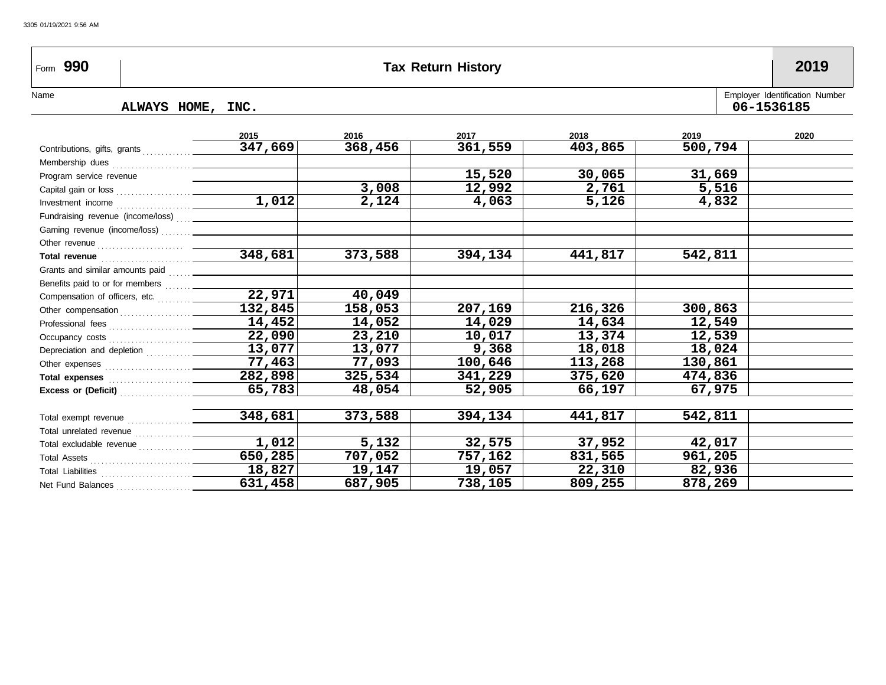Form **990** — **Tax Return History** — **2019**

Name: **ALWAYS HOME, INC.**

Employer Identification Number: **06-1536185**

| | 2015 | 2016 | 2017 | 2018 | 2019 | 2020 |
|---|---|---|---|---|---|---|
| Contributions, gifts, grants | 347,669 | 368,456 | 361,559 | 403,865 | 500,794 | |
| Membership dues | | | | | | |
| Program service revenue | | | 15,520 | 30,065 | 31,669 | |
| Capital gain or loss | | 3,008 | 12,992 | 2,761 | 5,516 | |
| Investment income | 1,012 | 2,124 | 4,063 | 5,126 | 4,832 | |
| Fundraising revenue (income/loss) | | | | | | |
| Gaming revenue (income/loss) | | | | | | |
| Other revenue | | | | | | |
| **Total revenue** | 348,681 | 373,588 | 394,134 | 441,817 | 542,811 | |
| Grants and similar amounts paid | | | | | | |
| Benefits paid to or for members | | | | | | |
| Compensation of officers, etc. | 22,971 | 40,049 | | | | |
| Other compensation | 132,845 | 158,053 | 207,169 | 216,326 | 300,863 | |
| Professional fees | 14,452 | 14,052 | 14,029 | 14,634 | 12,549 | |
| Occupancy costs | 22,090 | 23,210 | 10,017 | 13,374 | 12,539 | |
| Depreciation and depletion | 13,077 | 13,077 | 9,368 | 18,018 | 18,024 | |
| Other expenses | 77,463 | 77,093 | 100,646 | 113,268 | 130,861 | |
| **Total expenses** | 282,898 | 325,534 | 341,229 | 375,620 | 474,836 | |
| **Excess or (Deficit)** | 65,783 | 48,054 | 52,905 | 66,197 | 67,975 | |
| | | | | | | |
| Total exempt revenue | 348,681 | 373,588 | 394,134 | 441,817 | 542,811 | |
| Total unrelated revenue | | | | | | |
| Total excludable revenue | 1,012 | 5,132 | 32,575 | 37,952 | 42,017 | |
| Total Assets | 650,285 | 707,052 | 757,162 | 831,565 | 961,205 | |
| Total Liabilities | 18,827 | 19,147 | 19,057 | 22,310 | 82,936 | |
| Net Fund Balances | 631,458 | 687,905 | 738,105 | 809,255 | 878,269 | |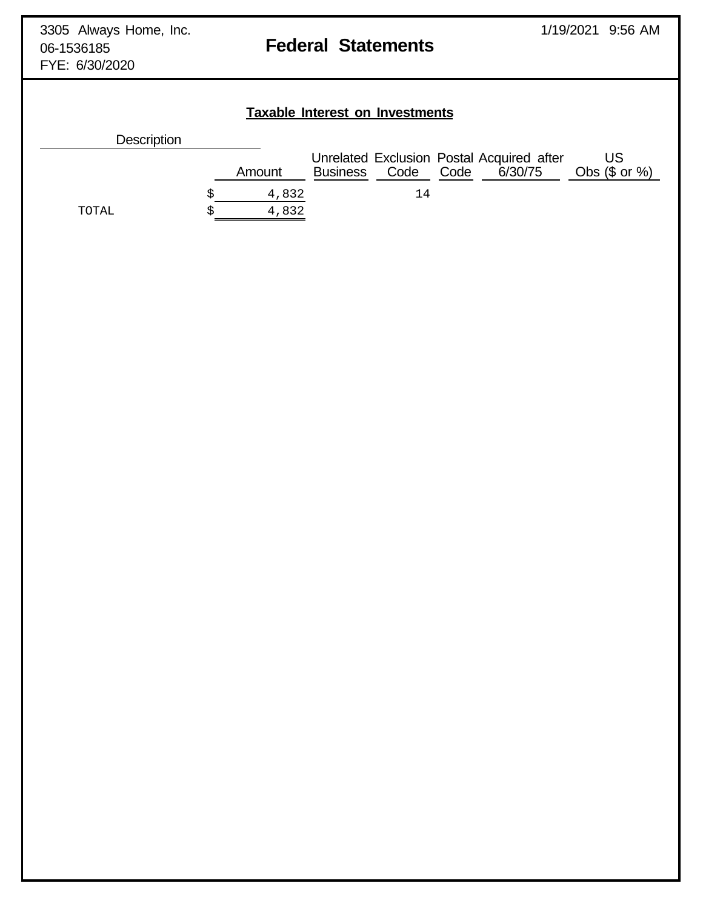3305 Always Home, Inc.
06-1536185
FYE: 6/30/2020

# Federal Statements

## Taxable Interest on Investments

| Description | Amount | Unrelated Business | Exclusion Code | Postal Code | Acquired after 6/30/75 | US Obs ($ or %) |
|---|---|---|---|---|---|---|
| | $ 4,832 | | 14 | | | |
| TOTAL | $ 4,832 | | | | | |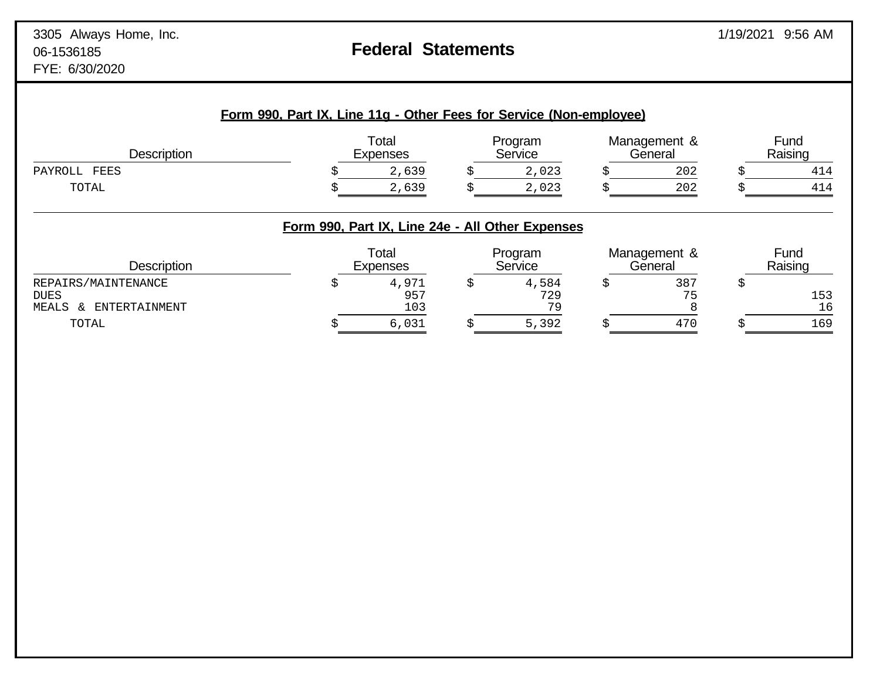3305 Always Home, Inc.
06-1536185
FYE: 6/30/2020

# Federal Statements

## Form 990, Part IX, Line 11g - Other Fees for Service (Non-employee)

| Description | Total Expenses | Program Service | Management & General | Fund Raising |
|---|---|---|---|---|
| PAYROLL FEES | $ 2,639 | $ 2,023 | $ 202 | $ 414 |
| TOTAL | $ 2,639 | $ 2,023 | $ 202 | $ 414 |

## Form 990, Part IX, Line 24e - All Other Expenses

| Description | Total Expenses | Program Service | Management & General | Fund Raising |
|---|---|---|---|---|
| REPAIRS/MAINTENANCE | $ 4,971 | $ 4,584 | $ 387 | $ |
| DUES | 957 | 729 | 75 | 153 |
| MEALS & ENTERTAINMENT | 103 | 79 | 8 | 16 |
| TOTAL | $ 6,031 | $ 5,392 | $ 470 | $ 169 |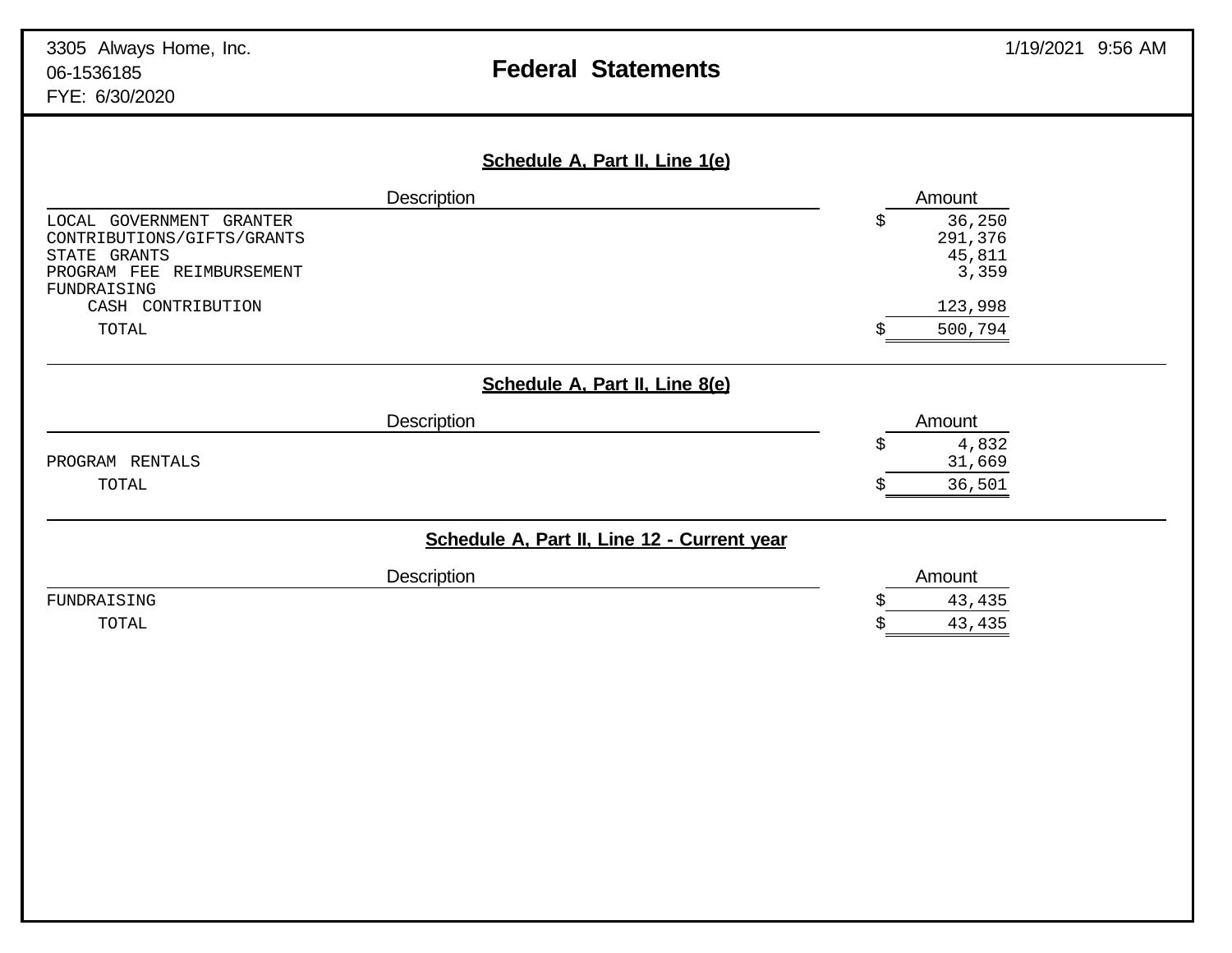3305 Always Home, Inc.
06-1536185
FYE: 6/30/2020

# Federal Statements

## Schedule A, Part II, Line 1(e)

| Description | Amount |
| --- | --- |
| LOCAL GOVERNMENT GRANTER | $ 36,250 |
| CONTRIBUTIONS/GIFTS/GRANTS | 291,376 |
| STATE GRANTS | 45,811 |
| PROGRAM FEE REIMBURSEMENT | 3,359 |
| FUNDRAISING | |
| CASH CONTRIBUTION | 123,998 |
| TOTAL | $ 500,794 |

## Schedule A, Part II, Line 8(e)

| Description | Amount |
| --- | --- |
| | $ 4,832 |
| PROGRAM RENTALS | 31,669 |
| TOTAL | $ 36,501 |

## Schedule A, Part II, Line 12 - Current year

| Description | Amount |
| --- | --- |
| FUNDRAISING | $ 43,435 |
| TOTAL | $ 43,435 |